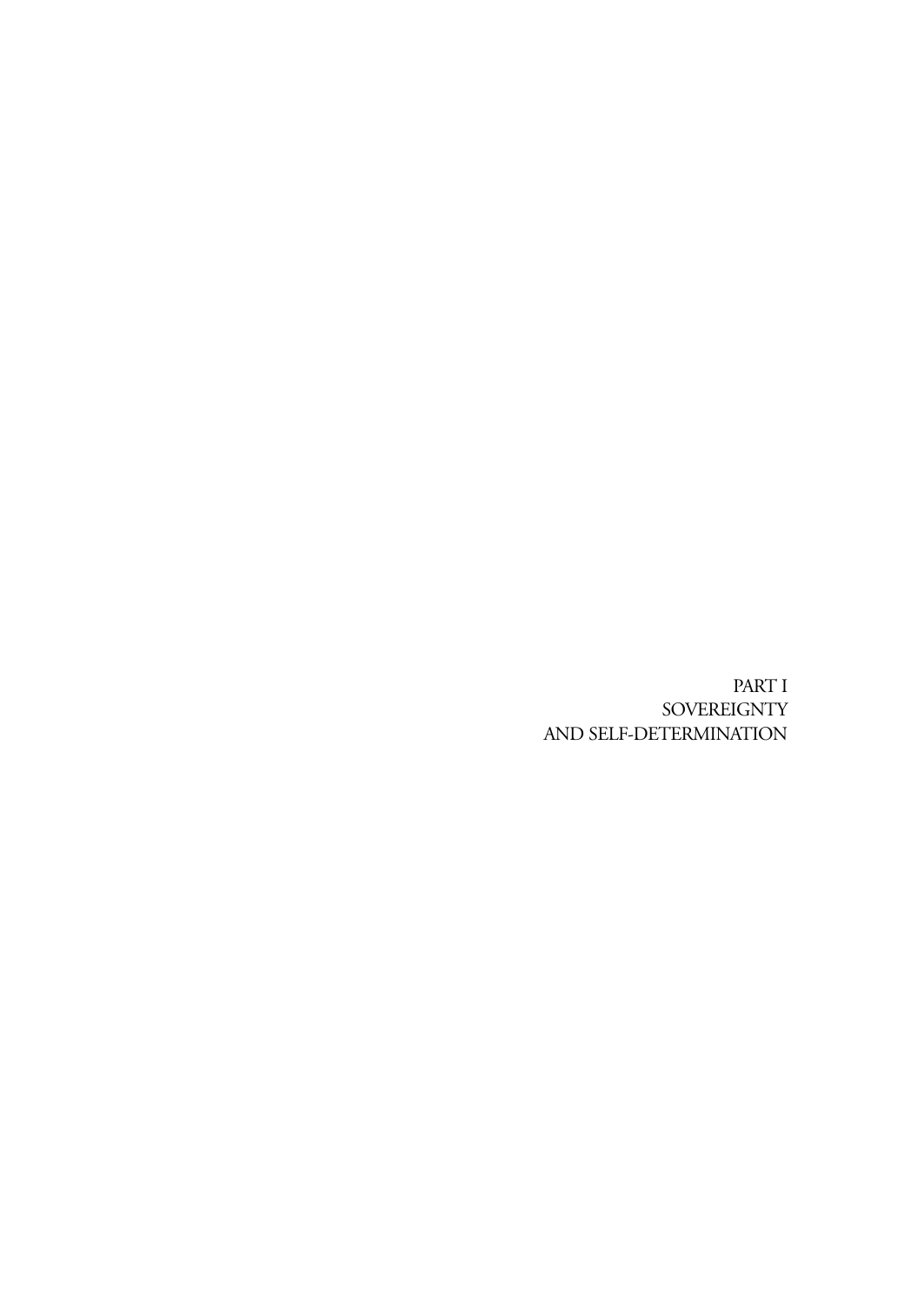# PART I
# SOVEREIGNTY
# AND SELF-DETERMINATION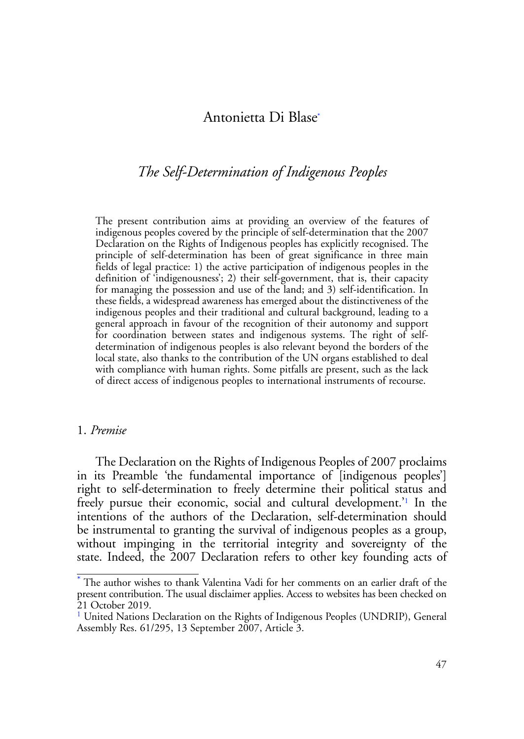Antonietta Di Blase[*]

# *The Self-Determination of Indigenous Peoples*

The present contribution aims at providing an overview of the features of indigenous peoples covered by the principle of self-determination that the 2007 Declaration on the Rights of Indigenous peoples has explicitly recognised. The principle of self-determination has been of great significance in three main fields of legal practice: 1) the active participation of indigenous peoples in the definition of 'indigenousness'; 2) their self-government, that is, their capacity for managing the possession and use of the land; and 3) self-identification. In these fields, a widespread awareness has emerged about the distinctiveness of the indigenous peoples and their traditional and cultural background, leading to a general approach in favour of the recognition of their autonomy and support for coordination between states and indigenous systems. The right of self-determination of indigenous peoples is also relevant beyond the borders of the local state, also thanks to the contribution of the UN organs established to deal with compliance with human rights. Some pitfalls are present, such as the lack of direct access of indigenous peoples to international instruments of recourse.

## 1. *Premise*

The Declaration on the Rights of Indigenous Peoples of 2007 proclaims in its Preamble 'the fundamental importance of [indigenous peoples'] right to self-determination to freely determine their political status and freely pursue their economic, social and cultural development.'[1] In the intentions of the authors of the Declaration, self-determination should be instrumental to granting the survival of indigenous peoples as a group, without impinging in the territorial integrity and sovereignty of the state. Indeed, the 2007 Declaration refers to other key founding acts of

---

[*] The author wishes to thank Valentina Vadi for her comments on an earlier draft of the present contribution. The usual disclaimer applies. Access to websites has been checked on 21 October 2019.

[1] United Nations Declaration on the Rights of Indigenous Peoples (UNDRIP), General Assembly Res. 61/295, 13 September 2007, Article 3.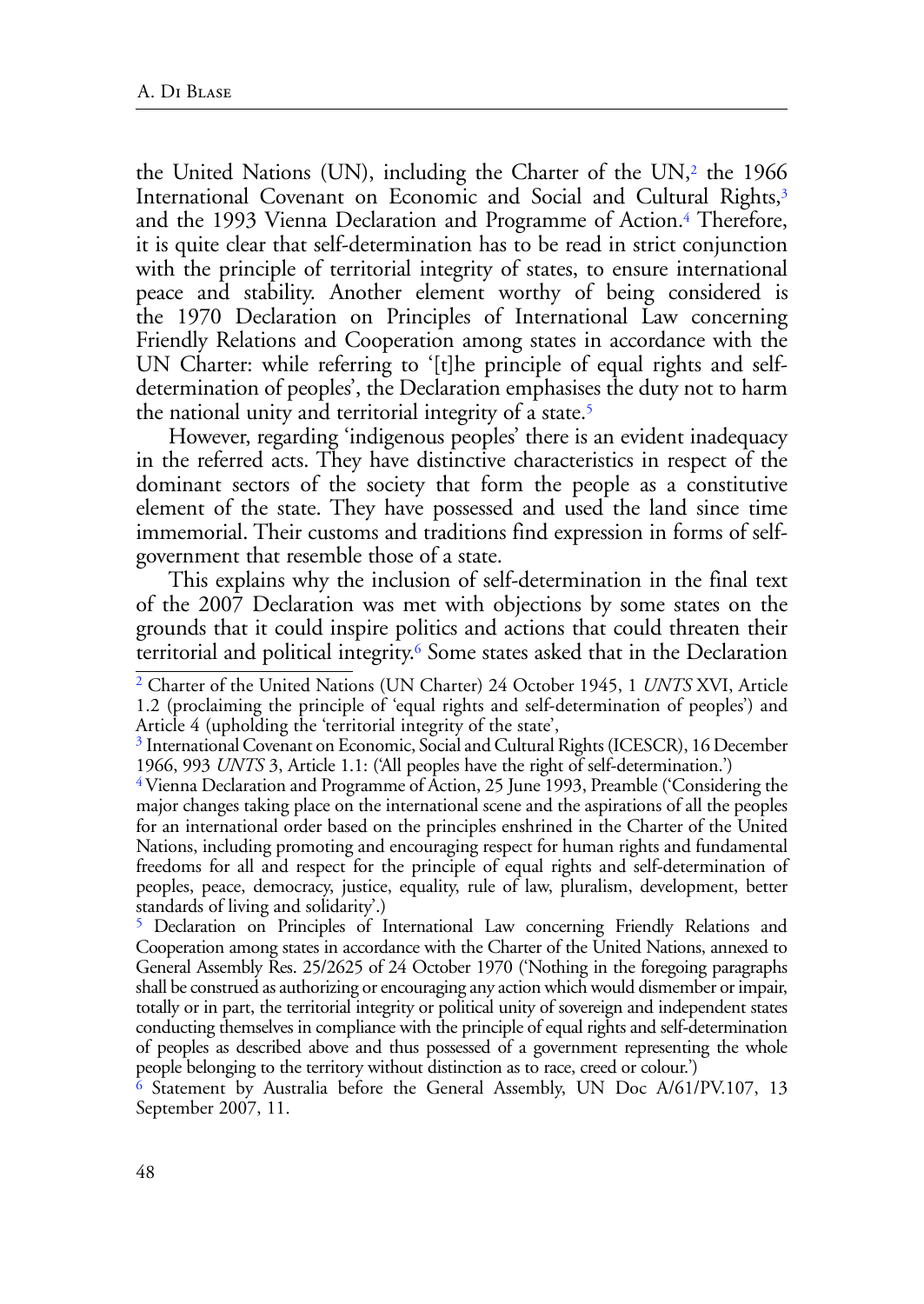the United Nations (UN), including the Charter of the UN,[2] the 1966 International Covenant on Economic and Social and Cultural Rights,[3] and the 1993 Vienna Declaration and Programme of Action.[4] Therefore, it is quite clear that self-determination has to be read in strict conjunction with the principle of territorial integrity of states, to ensure international peace and stability. Another element worthy of being considered is the 1970 Declaration on Principles of International Law concerning Friendly Relations and Cooperation among states in accordance with the UN Charter: while referring to '[t]he principle of equal rights and self-determination of peoples', the Declaration emphasises the duty not to harm the national unity and territorial integrity of a state.[5]

However, regarding 'indigenous peoples' there is an evident inadequacy in the referred acts. They have distinctive characteristics in respect of the dominant sectors of the society that form the people as a constitutive element of the state. They have possessed and used the land since time immemorial. Their customs and traditions find expression in forms of self-government that resemble those of a state.

This explains why the inclusion of self-determination in the final text of the 2007 Declaration was met with objections by some states on the grounds that it could inspire politics and actions that could threaten their territorial and political integrity.[6] Some states asked that in the Declaration

---

[2] Charter of the United Nations (UN Charter) 24 October 1945, 1 *UNTS* XVI, Article 1.2 (proclaiming the principle of 'equal rights and self-determination of peoples') and Article 4 (upholding the 'territorial integrity of the state',

[3] International Covenant on Economic, Social and Cultural Rights (ICESCR), 16 December 1966, 993 *UNTS* 3, Article 1.1: ('All peoples have the right of self-determination.')

[4] Vienna Declaration and Programme of Action, 25 June 1993, Preamble ('Considering the major changes taking place on the international scene and the aspirations of all the peoples for an international order based on the principles enshrined in the Charter of the United Nations, including promoting and encouraging respect for human rights and fundamental freedoms for all and respect for the principle of equal rights and self-determination of peoples, peace, democracy, justice, equality, rule of law, pluralism, development, better standards of living and solidarity'.)

[5] Declaration on Principles of International Law concerning Friendly Relations and Cooperation among states in accordance with the Charter of the United Nations, annexed to General Assembly Res. 25/2625 of 24 October 1970 ('Nothing in the foregoing paragraphs shall be construed as authorizing or encouraging any action which would dismember or impair, totally or in part, the territorial integrity or political unity of sovereign and independent states conducting themselves in compliance with the principle of equal rights and self-determination of peoples as described above and thus possessed of a government representing the whole people belonging to the territory without distinction as to race, creed or colour.')

[6] Statement by Australia before the General Assembly, UN Doc A/61/PV.107, 13 September 2007, 11.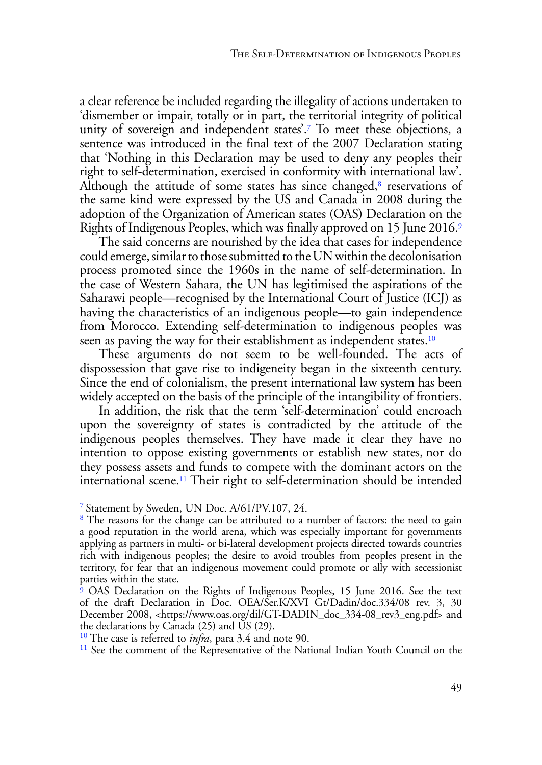a clear reference be included regarding the illegality of actions undertaken to 'dismember or impair, totally or in part, the territorial integrity of political unity of sovereign and independent states'.[7] To meet these objections, a sentence was introduced in the final text of the 2007 Declaration stating that 'Nothing in this Declaration may be used to deny any peoples their right to self-determination, exercised in conformity with international law'. Although the attitude of some states has since changed,[8] reservations of the same kind were expressed by the US and Canada in 2008 during the adoption of the Organization of American states (OAS) Declaration on the Rights of Indigenous Peoples, which was finally approved on 15 June 2016.[9]

The said concerns are nourished by the idea that cases for independence could emerge, similar to those submitted to the UN within the decolonisation process promoted since the 1960s in the name of self-determination. In the case of Western Sahara, the UN has legitimised the aspirations of the Saharawi people—recognised by the International Court of Justice (ICJ) as having the characteristics of an indigenous people—to gain independence from Morocco. Extending self-determination to indigenous peoples was seen as paving the way for their establishment as independent states.[10]

These arguments do not seem to be well-founded. The acts of dispossession that gave rise to indigeneity began in the sixteenth century. Since the end of colonialism, the present international law system has been widely accepted on the basis of the principle of the intangibility of frontiers.

In addition, the risk that the term 'self-determination' could encroach upon the sovereignty of states is contradicted by the attitude of the indigenous peoples themselves. They have made it clear they have no intention to oppose existing governments or establish new states, nor do they possess assets and funds to compete with the dominant actors on the international scene.[11] Their right to self-determination should be intended

---

[7] Statement by Sweden, UN Doc. A/61/PV.107, 24.

[8] The reasons for the change can be attributed to a number of factors: the need to gain a good reputation in the world arena, which was especially important for governments applying as partners in multi- or bi-lateral development projects directed towards countries rich with indigenous peoples; the desire to avoid troubles from peoples present in the territory, for fear that an indigenous movement could promote or ally with secessionist parties within the state.

[9] OAS Declaration on the Rights of Indigenous Peoples, 15 June 2016. See the text of the draft Declaration in Doc. OEA/Ser.K/XVI Gt/Dadin/doc.334/08 rev. 3, 30 December 2008, <https://www.oas.org/dil/GT-DADIN_doc_334-08_rev3_eng.pdf> and the declarations by Canada (25) and US (29).

[10] The case is referred to *infra*, para 3.4 and note 90.

[11] See the comment of the Representative of the National Indian Youth Council on the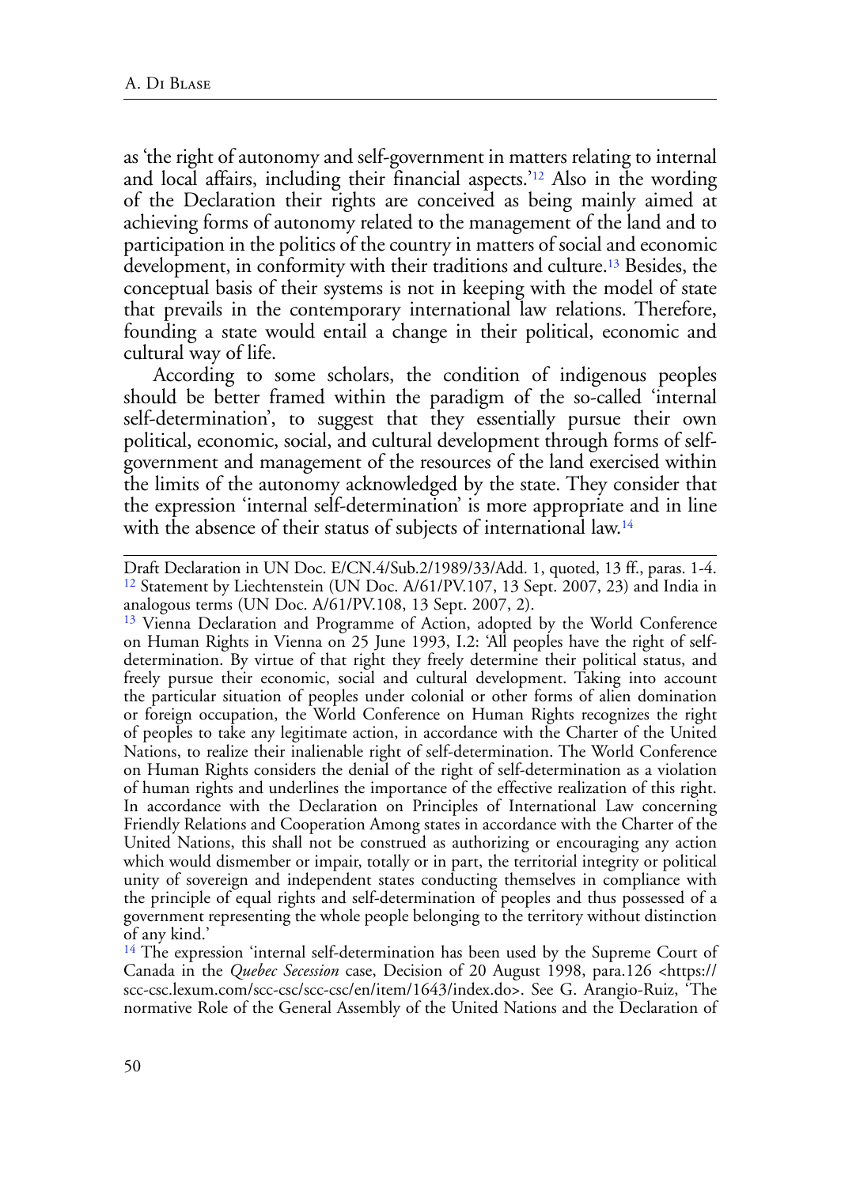as 'the right of autonomy and self-government in matters relating to internal and local affairs, including their financial aspects.'[12] Also in the wording of the Declaration their rights are conceived as being mainly aimed at achieving forms of autonomy related to the management of the land and to participation in the politics of the country in matters of social and economic development, in conformity with their traditions and culture.[13] Besides, the conceptual basis of their systems is not in keeping with the model of state that prevails in the contemporary international law relations. Therefore, founding a state would entail a change in their political, economic and cultural way of life.

According to some scholars, the condition of indigenous peoples should be better framed within the paradigm of the so-called 'internal self-determination', to suggest that they essentially pursue their own political, economic, social, and cultural development through forms of self-government and management of the resources of the land exercised within the limits of the autonomy acknowledged by the state. They consider that the expression 'internal self-determination' is more appropriate and in line with the absence of their status of subjects of international law.[14]

---

Draft Declaration in UN Doc. E/CN.4/Sub.2/1989/33/Add. 1, quoted, 13 ff., paras. 1-4.

[12] Statement by Liechtenstein (UN Doc. A/61/PV.107, 13 Sept. 2007, 23) and India in analogous terms (UN Doc. A/61/PV.108, 13 Sept. 2007, 2).

[13] Vienna Declaration and Programme of Action, adopted by the World Conference on Human Rights in Vienna on 25 June 1993, I.2: 'All peoples have the right of self-determination. By virtue of that right they freely determine their political status, and freely pursue their economic, social and cultural development. Taking into account the particular situation of peoples under colonial or other forms of alien domination or foreign occupation, the World Conference on Human Rights recognizes the right of peoples to take any legitimate action, in accordance with the Charter of the United Nations, to realize their inalienable right of self-determination. The World Conference on Human Rights considers the denial of the right of self-determination as a violation of human rights and underlines the importance of the effective realization of this right. In accordance with the Declaration on Principles of International Law concerning Friendly Relations and Cooperation Among states in accordance with the Charter of the United Nations, this shall not be construed as authorizing or encouraging any action which would dismember or impair, totally or in part, the territorial integrity or political unity of sovereign and independent states conducting themselves in compliance with the principle of equal rights and self-determination of peoples and thus possessed of a government representing the whole people belonging to the territory without distinction of any kind.'

[14] The expression 'internal self-determination has been used by the Supreme Court of Canada in the *Quebec Secession* case, Decision of 20 August 1998, para.126 <https://scc-csc.lexum.com/scc-csc/scc-csc/en/item/1643/index.do>. See G. Arangio-Ruiz, 'The normative Role of the General Assembly of the United Nations and the Declaration of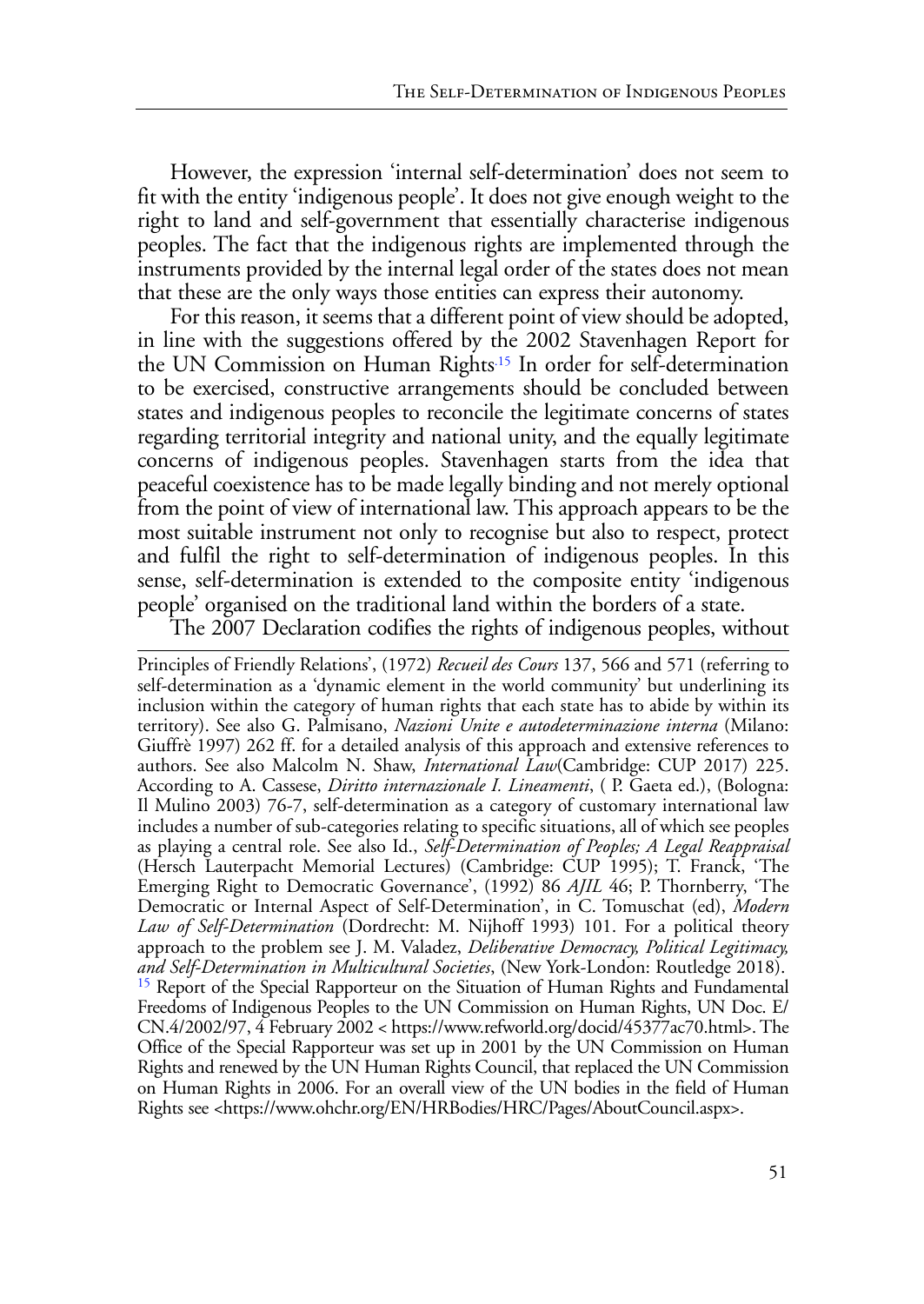However, the expression 'internal self-determination' does not seem to fit with the entity 'indigenous people'. It does not give enough weight to the right to land and self-government that essentially characterise indigenous peoples. The fact that the indigenous rights are implemented through the instruments provided by the internal legal order of the states does not mean that these are the only ways those entities can express their autonomy.

For this reason, it seems that a different point of view should be adopted, in line with the suggestions offered by the 2002 Stavenhagen Report for the UN Commission on Human Rights.[15] In order for self-determination to be exercised, constructive arrangements should be concluded between states and indigenous peoples to reconcile the legitimate concerns of states regarding territorial integrity and national unity, and the equally legitimate concerns of indigenous peoples. Stavenhagen starts from the idea that peaceful coexistence has to be made legally binding and not merely optional from the point of view of international law. This approach appears to be the most suitable instrument not only to recognise but also to respect, protect and fulfil the right to self-determination of indigenous peoples. In this sense, self-determination is extended to the composite entity 'indigenous people' organised on the traditional land within the borders of a state.

The 2007 Declaration codifies the rights of indigenous peoples, without

---

Principles of Friendly Relations', (1972) *Recueil des Cours* 137, 566 and 571 (referring to self-determination as a 'dynamic element in the world community' but underlining its inclusion within the category of human rights that each state has to abide by within its territory). See also G. Palmisano, *Nazioni Unite e autodeterminazione interna* (Milano: Giuffrè 1997) 262 ff. for a detailed analysis of this approach and extensive references to authors. See also Malcolm N. Shaw, *International Law*(Cambridge: CUP 2017) 225. According to A. Cassese, *Diritto internazionale I. Lineamenti*, ( P. Gaeta ed.), (Bologna: Il Mulino 2003) 76-7, self-determination as a category of customary international law includes a number of sub-categories relating to specific situations, all of which see peoples as playing a central role. See also Id., *Self-Determination of Peoples; A Legal Reappraisal* (Hersch Lauterpacht Memorial Lectures) (Cambridge: CUP 1995); T. Franck, 'The Emerging Right to Democratic Governance', (1992) 86 *AJIL* 46; P. Thornberry, 'The Democratic or Internal Aspect of Self-Determination', in C. Tomuschat (ed), *Modern Law of Self-Determination* (Dordrecht: M. Nijhoff 1993) 101. For a political theory approach to the problem see J. M. Valadez, *Deliberative Democracy, Political Legitimacy, and Self-Determination in Multicultural Societies*, (New York-London: Routledge 2018).

[15] Report of the Special Rapporteur on the Situation of Human Rights and Fundamental Freedoms of Indigenous Peoples to the UN Commission on Human Rights, UN Doc. E/CN.4/2002/97, 4 February 2002 < https://www.refworld.org/docid/45377ac70.html>. The Office of the Special Rapporteur was set up in 2001 by the UN Commission on Human Rights and renewed by the UN Human Rights Council, that replaced the UN Commission on Human Rights in 2006. For an overall view of the UN bodies in the field of Human Rights see <https://www.ohchr.org/EN/HRBodies/HRC/Pages/AboutCouncil.aspx>.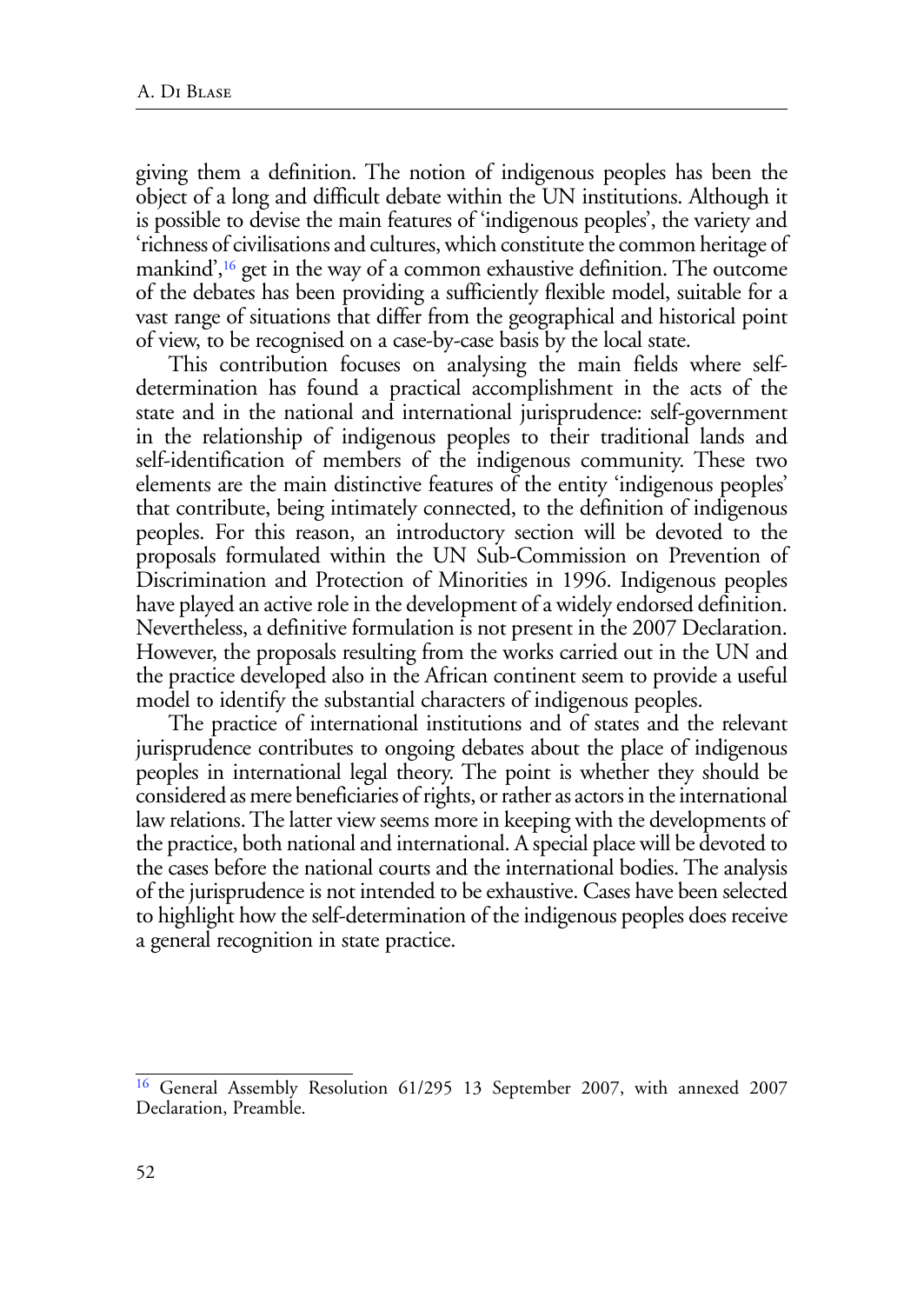giving them a definition. The notion of indigenous peoples has been the object of a long and difficult debate within the UN institutions. Although it is possible to devise the main features of 'indigenous peoples', the variety and 'richness of civilisations and cultures, which constitute the common heritage of mankind',[16] get in the way of a common exhaustive definition. The outcome of the debates has been providing a sufficiently flexible model, suitable for a vast range of situations that differ from the geographical and historical point of view, to be recognised on a case-by-case basis by the local state.

This contribution focuses on analysing the main fields where self-determination has found a practical accomplishment in the acts of the state and in the national and international jurisprudence: self-government in the relationship of indigenous peoples to their traditional lands and self-identification of members of the indigenous community. These two elements are the main distinctive features of the entity 'indigenous peoples' that contribute, being intimately connected, to the definition of indigenous peoples. For this reason, an introductory section will be devoted to the proposals formulated within the UN Sub-Commission on Prevention of Discrimination and Protection of Minorities in 1996. Indigenous peoples have played an active role in the development of a widely endorsed definition. Nevertheless, a definitive formulation is not present in the 2007 Declaration. However, the proposals resulting from the works carried out in the UN and the practice developed also in the African continent seem to provide a useful model to identify the substantial characters of indigenous peoples.

The practice of international institutions and of states and the relevant jurisprudence contributes to ongoing debates about the place of indigenous peoples in international legal theory. The point is whether they should be considered as mere beneficiaries of rights, or rather as actors in the international law relations. The latter view seems more in keeping with the developments of the practice, both national and international. A special place will be devoted to the cases before the national courts and the international bodies. The analysis of the jurisprudence is not intended to be exhaustive. Cases have been selected to highlight how the self-determination of the indigenous peoples does receive a general recognition in state practice.

---

[16] General Assembly Resolution 61/295 13 September 2007, with annexed 2007 Declaration, Preamble.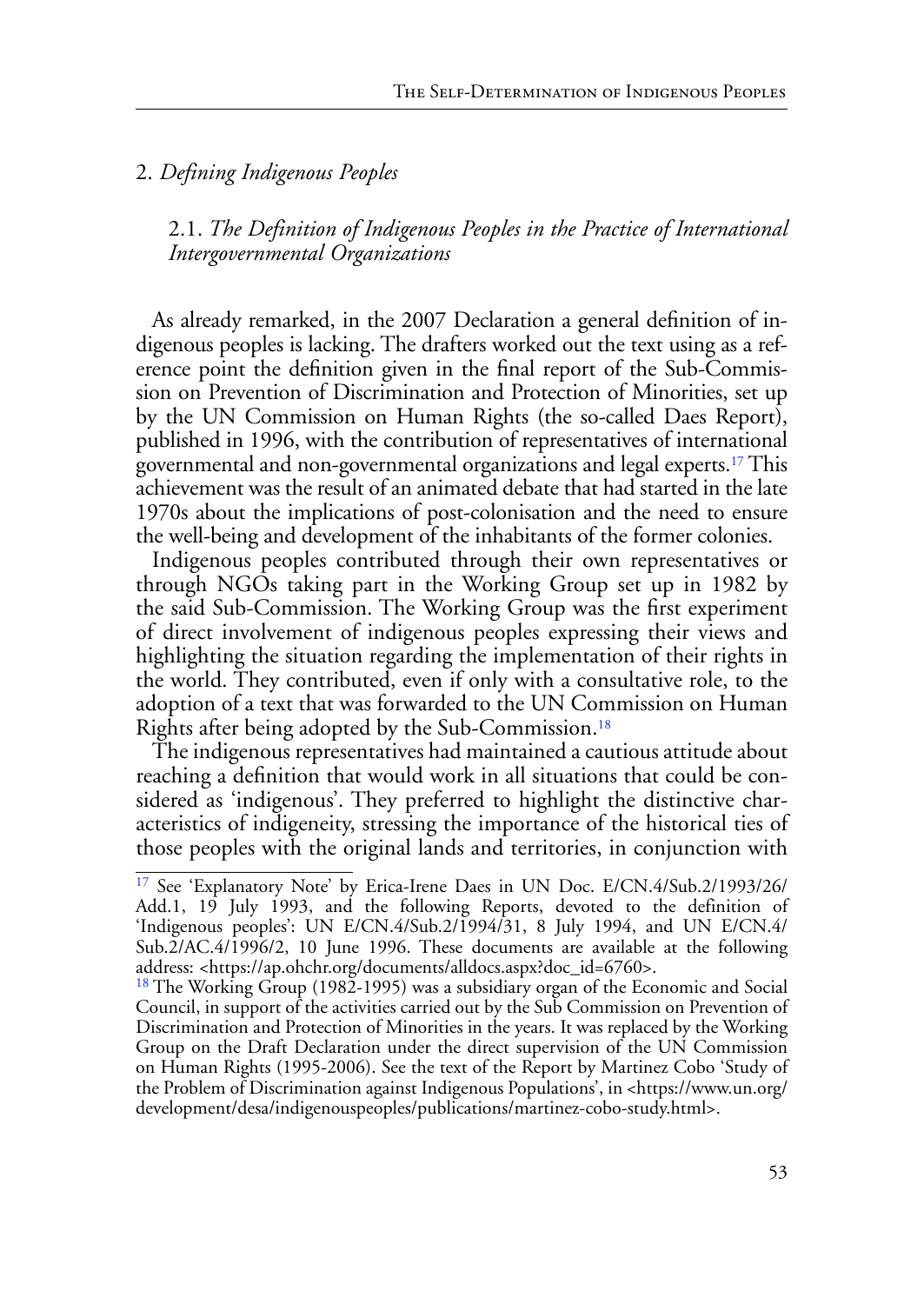## 2. *Defining Indigenous Peoples*

### 2.1. *The Definition of Indigenous Peoples in the Practice of International Intergovernmental Organizations*

As already remarked, in the 2007 Declaration a general definition of indigenous peoples is lacking. The drafters worked out the text using as a reference point the definition given in the final report of the Sub-Commission on Prevention of Discrimination and Protection of Minorities, set up by the UN Commission on Human Rights (the so-called Daes Report), published in 1996, with the contribution of representatives of international governmental and non-governmental organizations and legal experts.[17] This achievement was the result of an animated debate that had started in the late 1970s about the implications of post-colonisation and the need to ensure the well-being and development of the inhabitants of the former colonies.

Indigenous peoples contributed through their own representatives or through NGOs taking part in the Working Group set up in 1982 by the said Sub-Commission. The Working Group was the first experiment of direct involvement of indigenous peoples expressing their views and highlighting the situation regarding the implementation of their rights in the world. They contributed, even if only with a consultative role, to the adoption of a text that was forwarded to the UN Commission on Human Rights after being adopted by the Sub-Commission.[18]

The indigenous representatives had maintained a cautious attitude about reaching a definition that would work in all situations that could be considered as 'indigenous'. They preferred to highlight the distinctive characteristics of indigeneity, stressing the importance of the historical ties of those peoples with the original lands and territories, in conjunction with

---

[17] See 'Explanatory Note' by Erica-Irene Daes in UN Doc. E/CN.4/Sub.2/1993/26/Add.1, 19 July 1993, and the following Reports, devoted to the definition of 'Indigenous peoples': UN E/CN.4/Sub.2/1994/31, 8 July 1994, and UN E/CN.4/Sub.2/AC.4/1996/2, 10 June 1996. These documents are available at the following address: <https://ap.ohchr.org/documents/alldocs.aspx?doc_id=6760>.

[18] The Working Group (1982-1995) was a subsidiary organ of the Economic and Social Council, in support of the activities carried out by the Sub Commission on Prevention of Discrimination and Protection of Minorities in the years. It was replaced by the Working Group on the Draft Declaration under the direct supervision of the UN Commission on Human Rights (1995-2006). See the text of the Report by Martinez Cobo 'Study of the Problem of Discrimination against Indigenous Populations', in <https://www.un.org/development/desa/indigenouspeoples/publications/martinez-cobo-study.html>.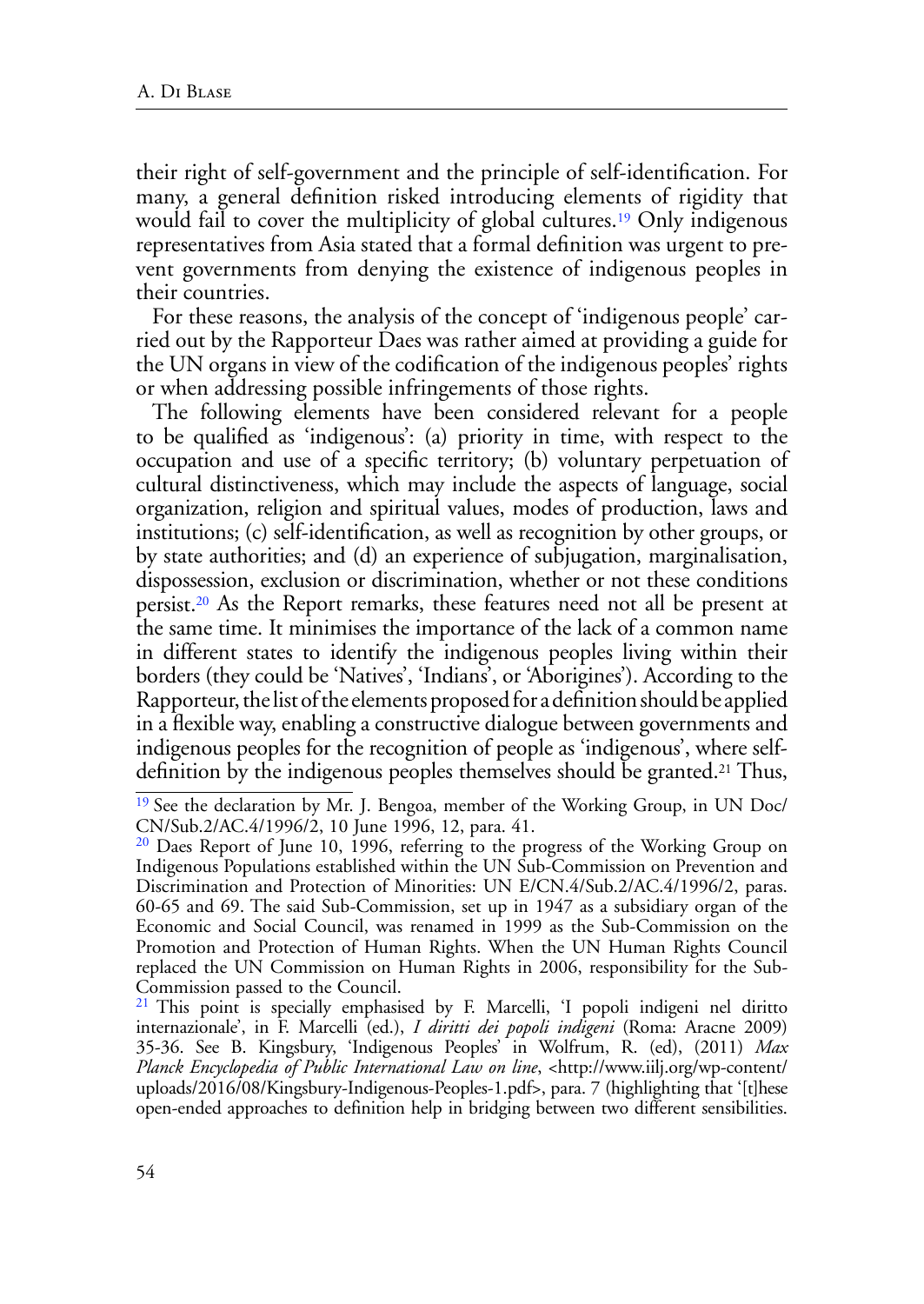their right of self-government and the principle of self-identification. For many, a general definition risked introducing elements of rigidity that would fail to cover the multiplicity of global cultures.[19] Only indigenous representatives from Asia stated that a formal definition was urgent to prevent governments from denying the existence of indigenous peoples in their countries.

For these reasons, the analysis of the concept of 'indigenous people' carried out by the Rapporteur Daes was rather aimed at providing a guide for the UN organs in view of the codification of the indigenous peoples' rights or when addressing possible infringements of those rights.

The following elements have been considered relevant for a people to be qualified as 'indigenous': (a) priority in time, with respect to the occupation and use of a specific territory; (b) voluntary perpetuation of cultural distinctiveness, which may include the aspects of language, social organization, religion and spiritual values, modes of production, laws and institutions; (c) self-identification, as well as recognition by other groups, or by state authorities; and (d) an experience of subjugation, marginalisation, dispossession, exclusion or discrimination, whether or not these conditions persist.[20] As the Report remarks, these features need not all be present at the same time. It minimises the importance of the lack of a common name in different states to identify the indigenous peoples living within their borders (they could be 'Natives', 'Indians', or 'Aborigines'). According to the Rapporteur, the list of the elements proposed for a definition should be applied in a flexible way, enabling a constructive dialogue between governments and indigenous peoples for the recognition of people as 'indigenous', where self-definition by the indigenous peoples themselves should be granted.[21] Thus,

---

[19] See the declaration by Mr. J. Bengoa, member of the Working Group, in UN Doc/CN/Sub.2/AC.4/1996/2, 10 June 1996, 12, para. 41.

[20] Daes Report of June 10, 1996, referring to the progress of the Working Group on Indigenous Populations established within the UN Sub-Commission on Prevention and Discrimination and Protection of Minorities: UN E/CN.4/Sub.2/AC.4/1996/2, paras. 60-65 and 69. The said Sub-Commission, set up in 1947 as a subsidiary organ of the Economic and Social Council, was renamed in 1999 as the Sub-Commission on the Promotion and Protection of Human Rights. When the UN Human Rights Council replaced the UN Commission on Human Rights in 2006, responsibility for the Sub-Commission passed to the Council.

[21] This point is specially emphasised by F. Marcelli, 'I popoli indigeni nel diritto internazionale', in F. Marcelli (ed.), *I diritti dei popoli indigeni* (Roma: Aracne 2009) 35-36. See B. Kingsbury, 'Indigenous Peoples' in Wolfrum, R. (ed), (2011) *Max Planck Encyclopedia of Public International Law on line*, <http://www.iilj.org/wp-content/uploads/2016/08/Kingsbury-Indigenous-Peoples-1.pdf>, para. 7 (highlighting that '[t]hese open-ended approaches to definition help in bridging between two different sensibilities.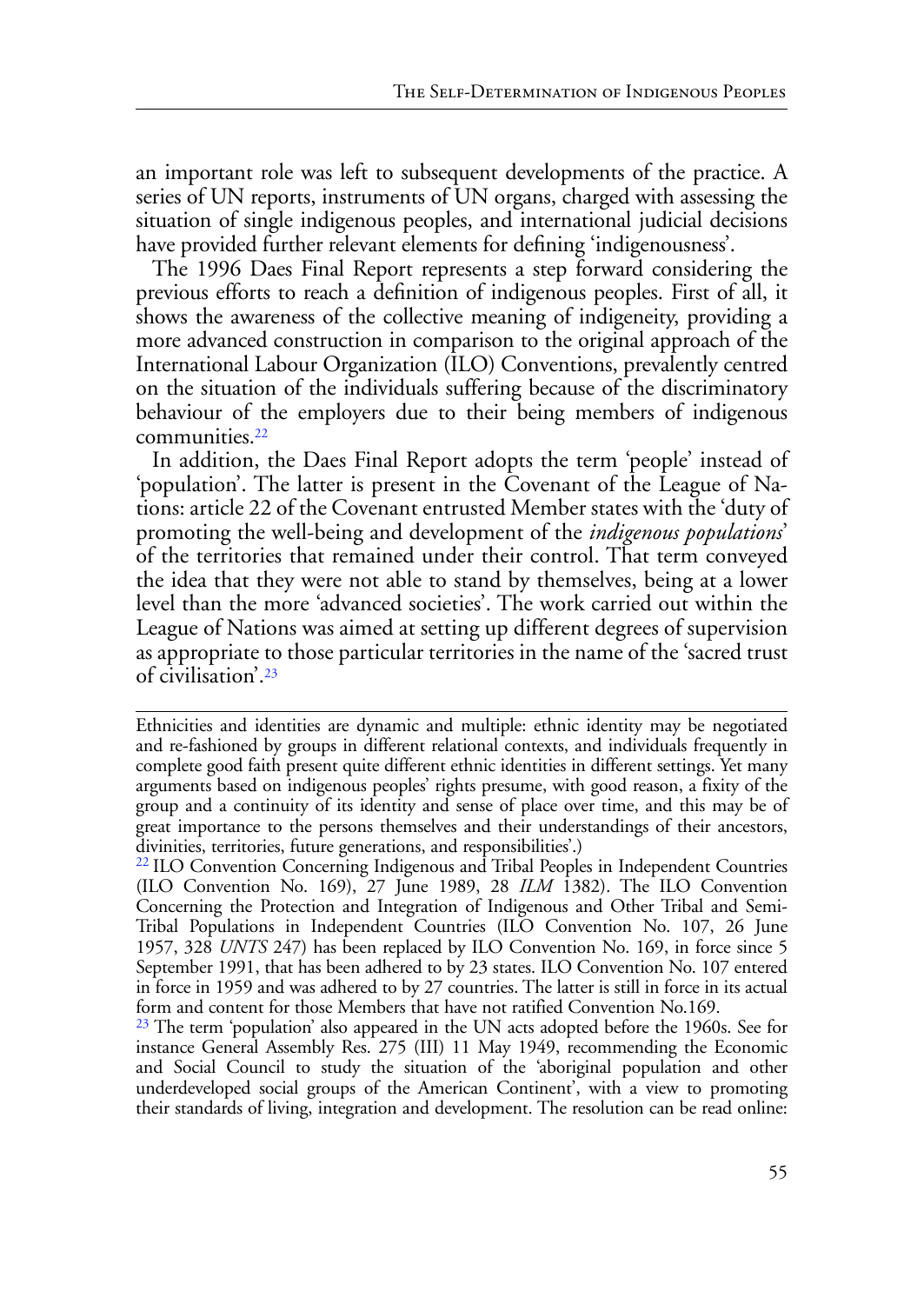an important role was left to subsequent developments of the practice. A series of UN reports, instruments of UN organs, charged with assessing the situation of single indigenous peoples, and international judicial decisions have provided further relevant elements for defining 'indigenousness'.

The 1996 Daes Final Report represents a step forward considering the previous efforts to reach a definition of indigenous peoples. First of all, it shows the awareness of the collective meaning of indigeneity, providing a more advanced construction in comparison to the original approach of the International Labour Organization (ILO) Conventions, prevalently centred on the situation of the individuals suffering because of the discriminatory behaviour of the employers due to their being members of indigenous communities.[22]

In addition, the Daes Final Report adopts the term 'people' instead of 'population'. The latter is present in the Covenant of the League of Nations: article 22 of the Covenant entrusted Member states with the 'duty of promoting the well-being and development of the *indigenous populations*' of the territories that remained under their control. That term conveyed the idea that they were not able to stand by themselves, being at a lower level than the more 'advanced societies'. The work carried out within the League of Nations was aimed at setting up different degrees of supervision as appropriate to those particular territories in the name of the 'sacred trust of civilisation'.[23]

---

Ethnicities and identities are dynamic and multiple: ethnic identity may be negotiated and re-fashioned by groups in different relational contexts, and individuals frequently in complete good faith present quite different ethnic identities in different settings. Yet many arguments based on indigenous peoples' rights presume, with good reason, a fixity of the group and a continuity of its identity and sense of place over time, and this may be of great importance to the persons themselves and their understandings of their ancestors, divinities, territories, future generations, and responsibilities'.)

[22] ILO Convention Concerning Indigenous and Tribal Peoples in Independent Countries (ILO Convention No. 169), 27 June 1989, 28 *ILM* 1382). The ILO Convention Concerning the Protection and Integration of Indigenous and Other Tribal and Semi-Tribal Populations in Independent Countries (ILO Convention No. 107, 26 June 1957, 328 *UNTS* 247) has been replaced by ILO Convention No. 169, in force since 5 September 1991, that has been adhered to by 23 states. ILO Convention No. 107 entered in force in 1959 and was adhered to by 27 countries. The latter is still in force in its actual form and content for those Members that have not ratified Convention No.169.

[23] The term 'population' also appeared in the UN acts adopted before the 1960s. See for instance General Assembly Res. 275 (III) 11 May 1949, recommending the Economic and Social Council to study the situation of the 'aboriginal population and other underdeveloped social groups of the American Continent', with a view to promoting their standards of living, integration and development. The resolution can be read online: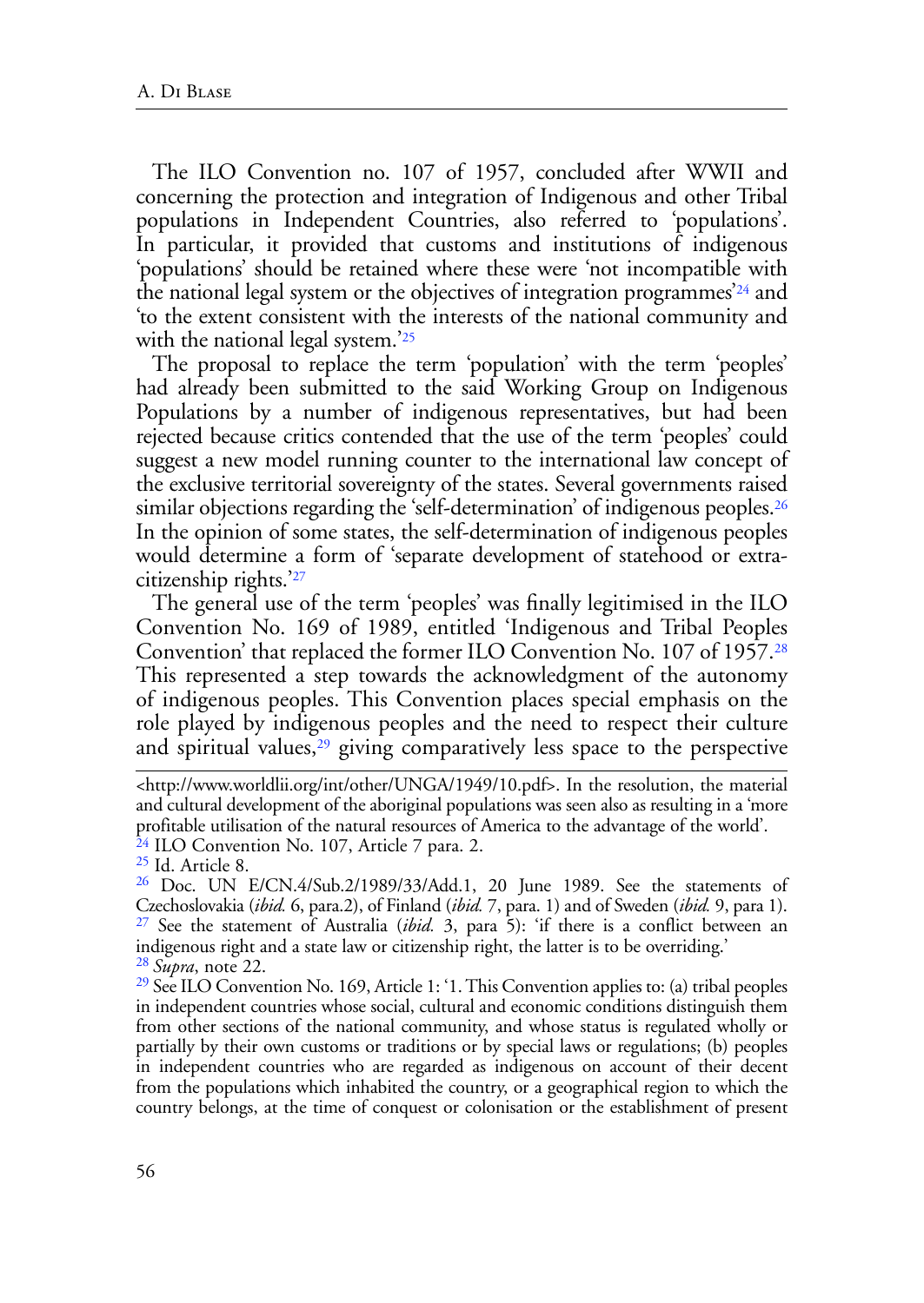The ILO Convention no. 107 of 1957, concluded after WWII and concerning the protection and integration of Indigenous and other Tribal populations in Independent Countries, also referred to 'populations'. In particular, it provided that customs and institutions of indigenous 'populations' should be retained where these were 'not incompatible with the national legal system or the objectives of integration programmes'[24] and 'to the extent consistent with the interests of the national community and with the national legal system.'[25]

The proposal to replace the term 'population' with the term 'peoples' had already been submitted to the said Working Group on Indigenous Populations by a number of indigenous representatives, but had been rejected because critics contended that the use of the term 'peoples' could suggest a new model running counter to the international law concept of the exclusive territorial sovereignty of the states. Several governments raised similar objections regarding the 'self-determination' of indigenous peoples.[26] In the opinion of some states, the self-determination of indigenous peoples would determine a form of 'separate development of statehood or extra-citizenship rights.'[27]

The general use of the term 'peoples' was finally legitimised in the ILO Convention No. 169 of 1989, entitled 'Indigenous and Tribal Peoples Convention' that replaced the former ILO Convention No. 107 of 1957.[28] This represented a step towards the acknowledgment of the autonomy of indigenous peoples. This Convention places special emphasis on the role played by indigenous peoples and the need to respect their culture and spiritual values,[29] giving comparatively less space to the perspective

---

<http://www.worldlii.org/int/other/UNGA/1949/10.pdf>. In the resolution, the material and cultural development of the aboriginal populations was seen also as resulting in a 'more profitable utilisation of the natural resources of America to the advantage of the world'.

[24] ILO Convention No. 107, Article 7 para. 2.

[25] Id. Article 8.

[26] Doc. UN E/CN.4/Sub.2/1989/33/Add.1, 20 June 1989. See the statements of Czechoslovakia (*ibid.* 6, para.2), of Finland (*ibid.* 7, para. 1) and of Sweden (*ibid.* 9, para 1).

[27] See the statement of Australia (*ibid.* 3, para 5): 'if there is a conflict between an indigenous right and a state law or citizenship right, the latter is to be overriding.'

[28] *Supra*, note 22.

[29] See ILO Convention No. 169, Article 1: '1. This Convention applies to: (a) tribal peoples in independent countries whose social, cultural and economic conditions distinguish them from other sections of the national community, and whose status is regulated wholly or partially by their own customs or traditions or by special laws or regulations; (b) peoples in independent countries who are regarded as indigenous on account of their decent from the populations which inhabited the country, or a geographical region to which the country belongs, at the time of conquest or colonisation or the establishment of present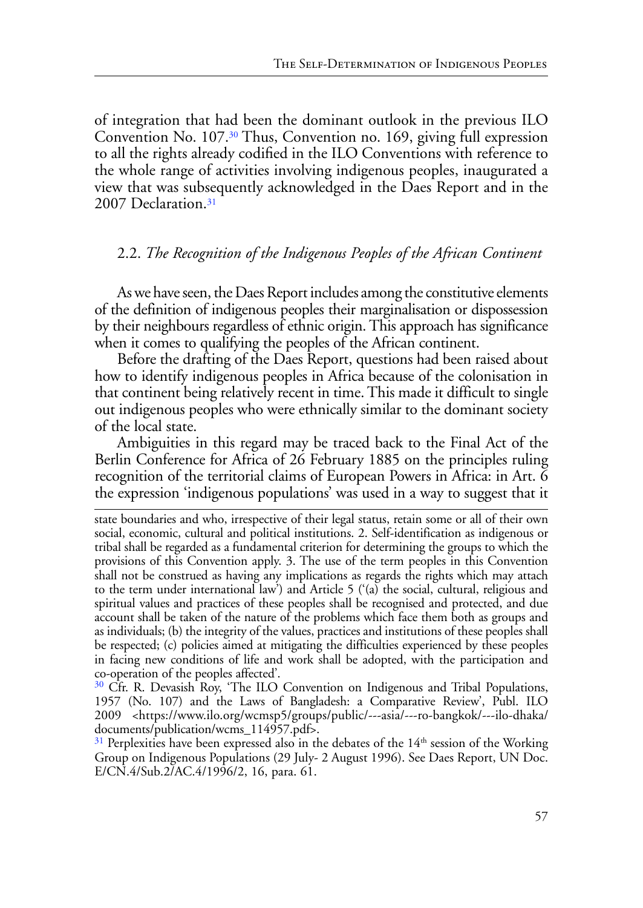of integration that had been the dominant outlook in the previous ILO Convention No. 107.[30] Thus, Convention no. 169, giving full expression to all the rights already codified in the ILO Conventions with reference to the whole range of activities involving indigenous peoples, inaugurated a view that was subsequently acknowledged in the Daes Report and in the 2007 Declaration.[31]

### 2.2. *The Recognition of the Indigenous Peoples of the African Continent*

As we have seen, the Daes Report includes among the constitutive elements of the definition of indigenous peoples their marginalisation or dispossession by their neighbours regardless of ethnic origin. This approach has significance when it comes to qualifying the peoples of the African continent.

Before the drafting of the Daes Report, questions had been raised about how to identify indigenous peoples in Africa because of the colonisation in that continent being relatively recent in time. This made it difficult to single out indigenous peoples who were ethnically similar to the dominant society of the local state.

Ambiguities in this regard may be traced back to the Final Act of the Berlin Conference for Africa of 26 February 1885 on the principles ruling recognition of the territorial claims of European Powers in Africa: in Art. 6 the expression 'indigenous populations' was used in a way to suggest that it

---

state boundaries and who, irrespective of their legal status, retain some or all of their own social, economic, cultural and political institutions. 2. Self-identification as indigenous or tribal shall be regarded as a fundamental criterion for determining the groups to which the provisions of this Convention apply. 3. The use of the term peoples in this Convention shall not be construed as having any implications as regards the rights which may attach to the term under international law') and Article 5 ('(a) the social, cultural, religious and spiritual values and practices of these peoples shall be recognised and protected, and due account shall be taken of the nature of the problems which face them both as groups and as individuals; (b) the integrity of the values, practices and institutions of these peoples shall be respected; (c) policies aimed at mitigating the difficulties experienced by these peoples in facing new conditions of life and work shall be adopted, with the participation and co-operation of the peoples affected'.

[30] Cfr. R. Devasish Roy, 'The ILO Convention on Indigenous and Tribal Populations, 1957 (No. 107) and the Laws of Bangladesh: a Comparative Review', Publ. ILO 2009 <https://www.ilo.org/wcmsp5/groups/public/---asia/---ro-bangkok/---ilo-dhaka/documents/publication/wcms_114957.pdf>.

[31] Perplexities have been expressed also in the debates of the 14th session of the Working Group on Indigenous Populations (29 July- 2 August 1996). See Daes Report, UN Doc. E/CN.4/Sub.2/AC.4/1996/2, 16, para. 61.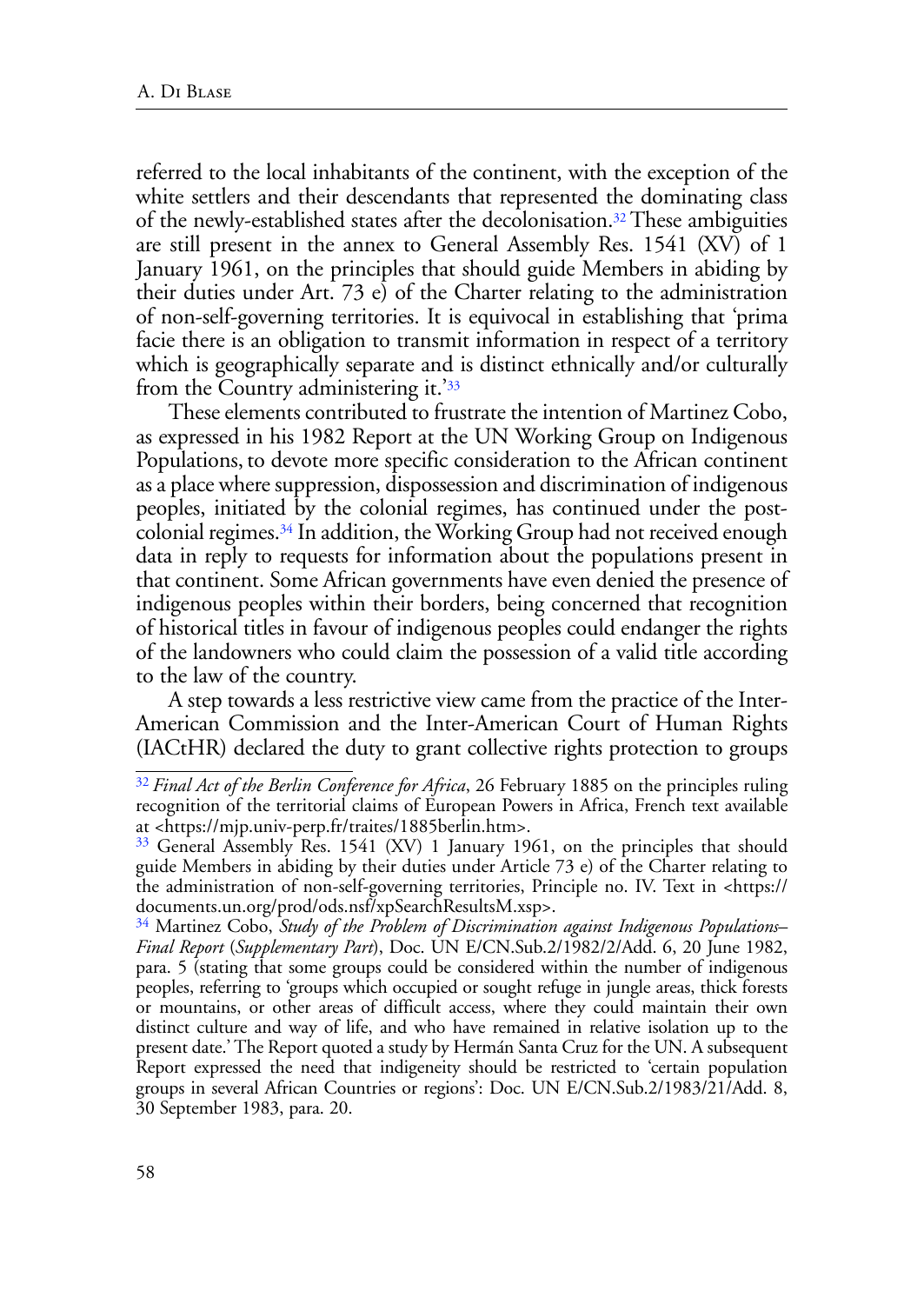referred to the local inhabitants of the continent, with the exception of the white settlers and their descendants that represented the dominating class of the newly-established states after the decolonisation.[32] These ambiguities are still present in the annex to General Assembly Res. 1541 (XV) of 1 January 1961, on the principles that should guide Members in abiding by their duties under Art. 73 e) of the Charter relating to the administration of non-self-governing territories. It is equivocal in establishing that 'prima facie there is an obligation to transmit information in respect of a territory which is geographically separate and is distinct ethnically and/or culturally from the Country administering it.'[33]

These elements contributed to frustrate the intention of Martinez Cobo, as expressed in his 1982 Report at the UN Working Group on Indigenous Populations, to devote more specific consideration to the African continent as a place where suppression, dispossession and discrimination of indigenous peoples, initiated by the colonial regimes, has continued under the post-colonial regimes.[34] In addition, the Working Group had not received enough data in reply to requests for information about the populations present in that continent. Some African governments have even denied the presence of indigenous peoples within their borders, being concerned that recognition of historical titles in favour of indigenous peoples could endanger the rights of the landowners who could claim the possession of a valid title according to the law of the country.

A step towards a less restrictive view came from the practice of the Inter-American Commission and the Inter-American Court of Human Rights (IACtHR) declared the duty to grant collective rights protection to groups

---

[32] *Final Act of the Berlin Conference for Africa*, 26 February 1885 on the principles ruling recognition of the territorial claims of European Powers in Africa, French text available at <https://mjp.univ-perp.fr/traites/1885berlin.htm>.

[33] General Assembly Res. 1541 (XV) 1 January 1961, on the principles that should guide Members in abiding by their duties under Article 73 e) of the Charter relating to the administration of non-self-governing territories, Principle no. IV. Text in <https://documents.un.org/prod/ods.nsf/xpSearchResultsM.xsp>.

[34] Martinez Cobo, *Study of the Problem of Discrimination against Indigenous Populations– Final Report* (*Supplementary Part*), Doc. UN E/CN.Sub.2/1982/2/Add. 6, 20 June 1982, para. 5 (stating that some groups could be considered within the number of indigenous peoples, referring to 'groups which occupied or sought refuge in jungle areas, thick forests or mountains, or other areas of difficult access, where they could maintain their own distinct culture and way of life, and who have remained in relative isolation up to the present date.' The Report quoted a study by Hermán Santa Cruz for the UN. A subsequent Report expressed the need that indigeneity should be restricted to 'certain population groups in several African Countries or regions': Doc. UN E/CN.Sub.2/1983/21/Add. 8, 30 September 1983, para. 20.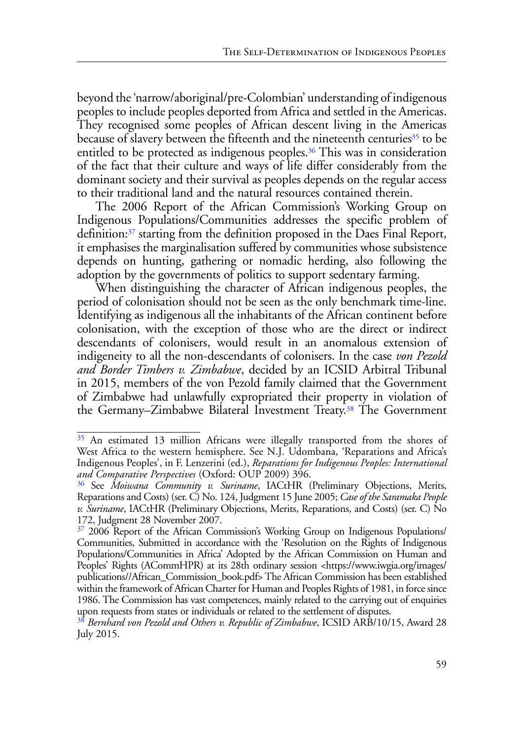beyond the 'narrow/aboriginal/pre-Colombian' understanding of indigenous peoples to include peoples deported from Africa and settled in the Americas. They recognised some peoples of African descent living in the Americas because of slavery between the fifteenth and the nineteenth centuries[35] to be entitled to be protected as indigenous peoples.[36] This was in consideration of the fact that their culture and ways of life differ considerably from the dominant society and their survival as peoples depends on the regular access to their traditional land and the natural resources contained therein.

The 2006 Report of the African Commission's Working Group on Indigenous Populations/Communities addresses the specific problem of definition:[37] starting from the definition proposed in the Daes Final Report, it emphasises the marginalisation suffered by communities whose subsistence depends on hunting, gathering or nomadic herding, also following the adoption by the governments of politics to support sedentary farming.

When distinguishing the character of African indigenous peoples, the period of colonisation should not be seen as the only benchmark time-line. Identifying as indigenous all the inhabitants of the African continent before colonisation, with the exception of those who are the direct or indirect descendants of colonisers, would result in an anomalous extension of indigeneity to all the non-descendants of colonisers. In the case *von Pezold and Border Timbers v. Zimbabwe*, decided by an ICSID Arbitral Tribunal in 2015, members of the von Pezold family claimed that the Government of Zimbabwe had unlawfully expropriated their property in violation of the Germany–Zimbabwe Bilateral Investment Treaty.[38] The Government

---

[35] An estimated 13 million Africans were illegally transported from the shores of West Africa to the western hemisphere. See N.J. Udombana, 'Reparations and Africa's Indigenous Peoples', in F. Lenzerini (ed.), *Reparations for Indigenous Peoples: International and Comparative Perspectives* (Oxford: OUP 2009) 396.

[36] See *Moiwana Community v. Suriname*, IACtHR (Preliminary Objections, Merits, Reparations and Costs) (ser. C) No. 124, Judgment 15 June 2005; *Case of the Saramaka People v. Suriname*, IACtHR (Preliminary Objections, Merits, Reparations, and Costs) (ser. C) No 172, Judgment 28 November 2007.

[37] 2006 Report of the African Commission's Working Group on Indigenous Populations/Communities, Submitted in accordance with the 'Resolution on the Rights of Indigenous Populations/Communities in Africa' Adopted by the African Commission on Human and Peoples' Rights (ACommHPR) at its 28th ordinary session <https://www.iwgia.org/images/publications//African_Commission_book.pdf> The African Commission has been established within the framework of African Charter for Human and Peoples Rights of 1981, in force since 1986. The Commission has vast competences, mainly related to the carrying out of enquiries upon requests from states or individuals or related to the settlement of disputes.

[38] *Bernhard von Pezold and Others v. Republic of Zimbabwe*, ICSID ARB/10/15, Award 28 July 2015.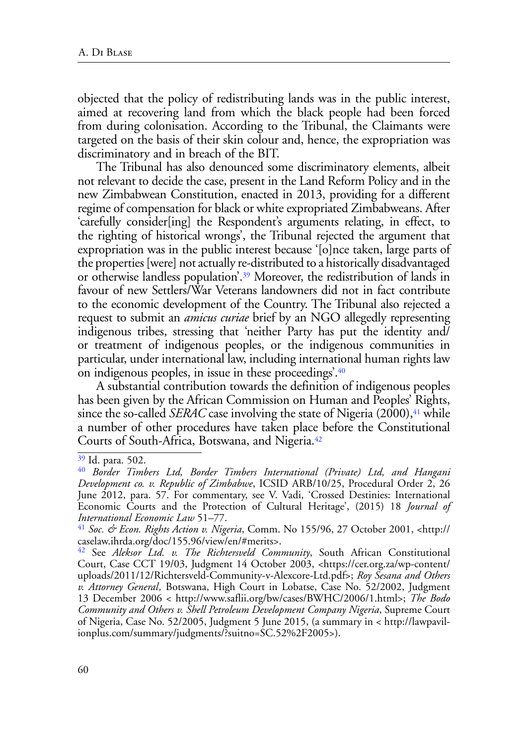objected that the policy of redistributing lands was in the public interest, aimed at recovering land from which the black people had been forced from during colonisation. According to the Tribunal, the Claimants were targeted on the basis of their skin colour and, hence, the expropriation was discriminatory and in breach of the BIT.

The Tribunal has also denounced some discriminatory elements, albeit not relevant to decide the case, present in the Land Reform Policy and in the new Zimbabwean Constitution, enacted in 2013, providing for a different regime of compensation for black or white expropriated Zimbabweans. After 'carefully consider[ing] the Respondent's arguments relating, in effect, to the righting of historical wrongs', the Tribunal rejected the argument that expropriation was in the public interest because '[o]nce taken, large parts of the properties [were] not actually re-distributed to a historically disadvantaged or otherwise landless population'.[39] Moreover, the redistribution of lands in favour of new Settlers/War Veterans landowners did not in fact contribute to the economic development of the Country. The Tribunal also rejected a request to submit an *amicus curiae* brief by an NGO allegedly representing indigenous tribes, stressing that 'neither Party has put the identity and/or treatment of indigenous peoples, or the indigenous communities in particular, under international law, including international human rights law on indigenous peoples, in issue in these proceedings'.[40]

A substantial contribution towards the definition of indigenous peoples has been given by the African Commission on Human and Peoples' Rights, since the so-called *SERAC* case involving the state of Nigeria (2000),[41] while a number of other procedures have taken place before the Constitutional Courts of South-Africa, Botswana, and Nigeria.[42]

---

[39] Id. para. 502.

[40] *Border Timbers Ltd, Border Timbers International (Private) Ltd, and Hangani Development co. v. Republic of Zimbabwe*, ICSID ARB/10/25, Procedural Order 2, 26 June 2012, para. 57. For commentary, see V. Vadi, 'Crossed Destinies: International Economic Courts and the Protection of Cultural Heritage', (2015) 18 *Journal of International Economic Law* 51–77.

[41] *Soc. & Econ. Rights Action v. Nigeria*, Comm. No 155/96, 27 October 2001, <http://caselaw.ihrda.org/doc/155.96/view/en/#merits>.

[42] See *Aleksor Ltd. v. The Richtersveld Community*, South African Constitutional Court, Case CCT 19/03, Judgment 14 October 2003, <https://cer.org.za/wp-content/uploads/2011/12/Richtersveld-Community-v-Alexcore-Ltd.pdf>; *Roy Sesana and Others v. Attorney General,* Botswana, High Court in Lobatse, Case No. 52/2002, Judgment 13 December 2006 < http://www.saflii.org/bw/cases/BWHC/2006/1.html>; *The Bodo Community and Others v. Shell Petroleum Development Company Nigeria*, Supreme Court of Nigeria, Case No. 52/2005, Judgment 5 June 2015, (a summary in < http://lawpavilionplus.com/summary/judgments/?suitno=SC.52%2F2005>).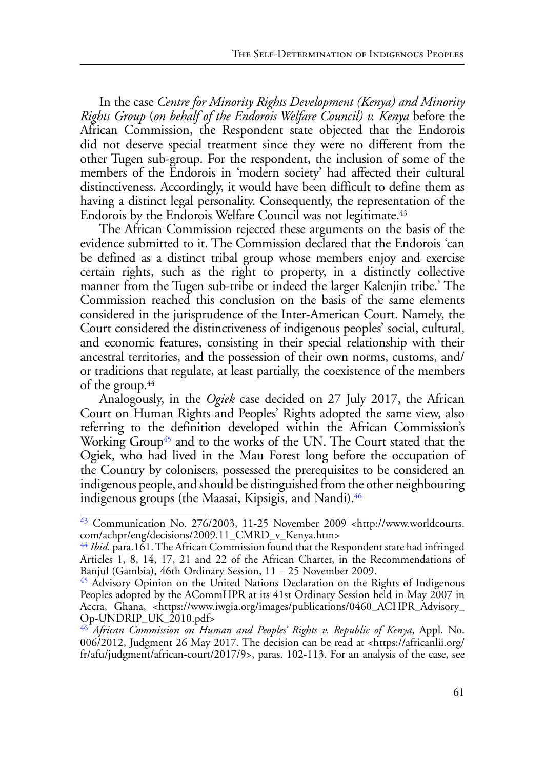In the case *Centre for Minority Rights Development (Kenya) and Minority Rights Group* (*on behalf of the Endorois Welfare Council) v. Kenya* before the African Commission, the Respondent state objected that the Endorois did not deserve special treatment since they were no different from the other Tugen sub-group. For the respondent, the inclusion of some of the members of the Endorois in 'modern society' had affected their cultural distinctiveness. Accordingly, it would have been difficult to define them as having a distinct legal personality. Consequently, the representation of the Endorois by the Endorois Welfare Council was not legitimate.[43]

The African Commission rejected these arguments on the basis of the evidence submitted to it. The Commission declared that the Endorois 'can be defined as a distinct tribal group whose members enjoy and exercise certain rights, such as the right to property, in a distinctly collective manner from the Tugen sub-tribe or indeed the larger Kalenjin tribe.' The Commission reached this conclusion on the basis of the same elements considered in the jurisprudence of the Inter-American Court. Namely, the Court considered the distinctiveness of indigenous peoples' social, cultural, and economic features, consisting in their special relationship with their ancestral territories, and the possession of their own norms, customs, and/or traditions that regulate, at least partially, the coexistence of the members of the group.[44]

Analogously, in the *Ogiek* case decided on 27 July 2017, the African Court on Human Rights and Peoples' Rights adopted the same view, also referring to the definition developed within the African Commission's Working Group[45] and to the works of the UN. The Court stated that the Ogiek, who had lived in the Mau Forest long before the occupation of the Country by colonisers, possessed the prerequisites to be considered an indigenous people, and should be distinguished from the other neighbouring indigenous groups (the Maasai, Kipsigis, and Nandi).[46]

---

[43] Communication No. 276/2003, 11-25 November 2009 <http://www.worldcourts.com/achpr/eng/decisions/2009.11_CMRD_v_Kenya.htm>

[44] *Ibid.* para.161. The African Commission found that the Respondent state had infringed Articles 1, 8, 14, 17, 21 and 22 of the African Charter, in the Recommendations of Banjul (Gambia), 46th Ordinary Session, 11 – 25 November 2009.

[45] Advisory Opinion on the United Nations Declaration on the Rights of Indigenous Peoples adopted by the ACommHPR at its 41st Ordinary Session held in May 2007 in Accra, Ghana, <https://www.iwgia.org/images/publications/0460_ACHPR_Advisory_Op-UNDRIP_UK_2010.pdf>

[46] *African Commission on Human and Peoples' Rights v. Republic of Kenya*, Appl. No. 006/2012, Judgment 26 May 2017. The decision can be read at <https://africanlii.org/fr/afu/judgment/african-court/2017/9>, paras. 102-113. For an analysis of the case, see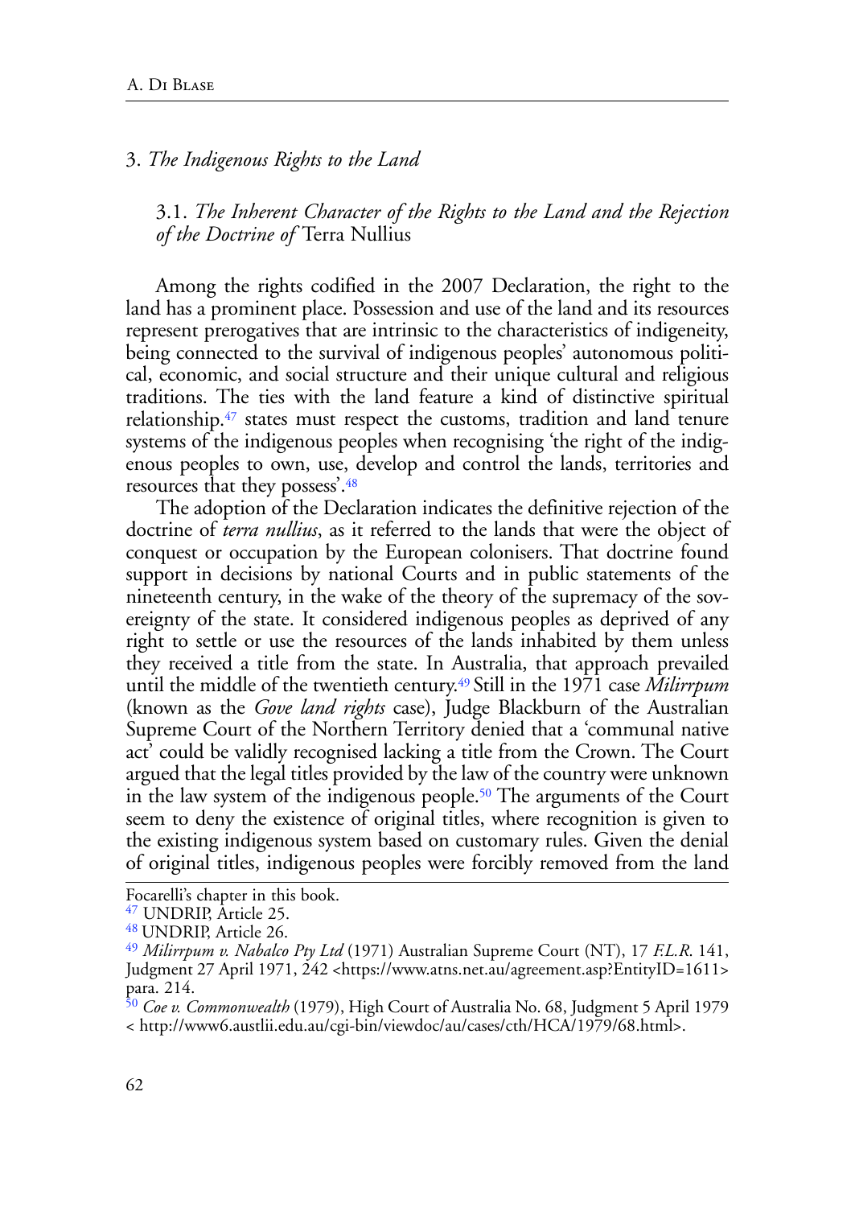## 3. *The Indigenous Rights to the Land*

### 3.1. *The Inherent Character of the Rights to the Land and the Rejection of the Doctrine of* Terra Nullius

Among the rights codified in the 2007 Declaration, the right to the land has a prominent place. Possession and use of the land and its resources represent prerogatives that are intrinsic to the characteristics of indigeneity, being connected to the survival of indigenous peoples' autonomous political, economic, and social structure and their unique cultural and religious traditions. The ties with the land feature a kind of distinctive spiritual relationship.[47] states must respect the customs, tradition and land tenure systems of the indigenous peoples when recognising 'the right of the indigenous peoples to own, use, develop and control the lands, territories and resources that they possess'.[48]

The adoption of the Declaration indicates the definitive rejection of the doctrine of *terra nullius*, as it referred to the lands that were the object of conquest or occupation by the European colonisers. That doctrine found support in decisions by national Courts and in public statements of the nineteenth century, in the wake of the theory of the supremacy of the sovereignty of the state. It considered indigenous peoples as deprived of any right to settle or use the resources of the lands inhabited by them unless they received a title from the state. In Australia, that approach prevailed until the middle of the twentieth century.[49] Still in the 1971 case *Milirrpum* (known as the *Gove land rights* case), Judge Blackburn of the Australian Supreme Court of the Northern Territory denied that a 'communal native act' could be validly recognised lacking a title from the Crown. The Court argued that the legal titles provided by the law of the country were unknown in the law system of the indigenous people.[50] The arguments of the Court seem to deny the existence of original titles, where recognition is given to the existing indigenous system based on customary rules. Given the denial of original titles, indigenous peoples were forcibly removed from the land

---

Focarelli's chapter in this book.

[47] UNDRIP, Article 25.

[48] UNDRIP, Article 26.

[49] *Milirrpum v. Nabalco Pty Ltd* (1971) Australian Supreme Court (NT), 17 *F.L.R.* 141, Judgment 27 April 1971, 242 <https://www.atns.net.au/agreement.asp?EntityID=1611> para. 214.

[50] *Coe v. Commonwealth* (1979), High Court of Australia No. 68, Judgment 5 April 1979 < http://www6.austlii.edu.au/cgi-bin/viewdoc/au/cases/cth/HCA/1979/68.html>.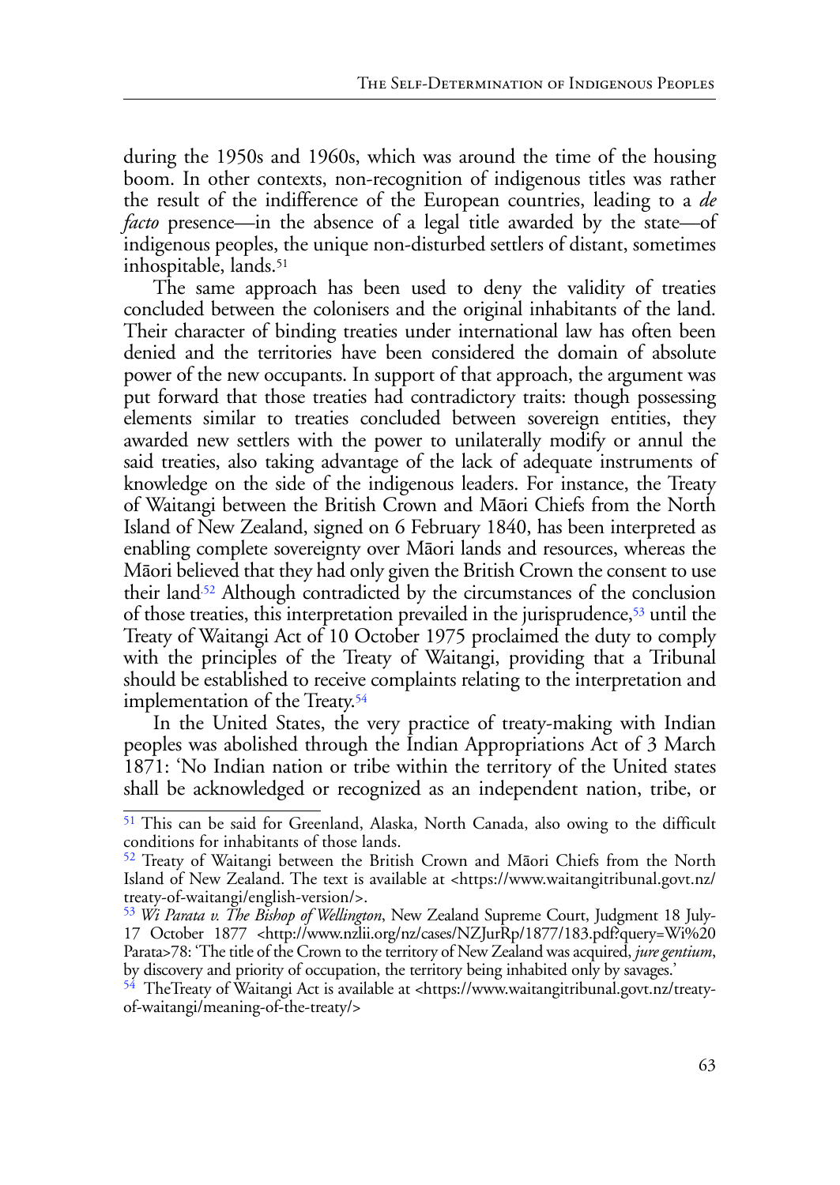during the 1950s and 1960s, which was around the time of the housing boom. In other contexts, non-recognition of indigenous titles was rather the result of the indifference of the European countries, leading to a *de facto* presence—in the absence of a legal title awarded by the state—of indigenous peoples, the unique non-disturbed settlers of distant, sometimes inhospitable, lands.[51]

The same approach has been used to deny the validity of treaties concluded between the colonisers and the original inhabitants of the land. Their character of binding treaties under international law has often been denied and the territories have been considered the domain of absolute power of the new occupants. In support of that approach, the argument was put forward that those treaties had contradictory traits: though possessing elements similar to treaties concluded between sovereign entities, they awarded new settlers with the power to unilaterally modify or annul the said treaties, also taking advantage of the lack of adequate instruments of knowledge on the side of the indigenous leaders. For instance, the Treaty of Waitangi between the British Crown and Māori Chiefs from the North Island of New Zealand, signed on 6 February 1840, has been interpreted as enabling complete sovereignty over Māori lands and resources, whereas the Māori believed that they had only given the British Crown the consent to use their land.[52] Although contradicted by the circumstances of the conclusion of those treaties, this interpretation prevailed in the jurisprudence,[53] until the Treaty of Waitangi Act of 10 October 1975 proclaimed the duty to comply with the principles of the Treaty of Waitangi, providing that a Tribunal should be established to receive complaints relating to the interpretation and implementation of the Treaty.[54]

In the United States, the very practice of treaty-making with Indian peoples was abolished through the Indian Appropriations Act of 3 March 1871: 'No Indian nation or tribe within the territory of the United states shall be acknowledged or recognized as an independent nation, tribe, or

---

[51] This can be said for Greenland, Alaska, North Canada, also owing to the difficult conditions for inhabitants of those lands.

[52] Treaty of Waitangi between the British Crown and Māori Chiefs from the North Island of New Zealand. The text is available at <https://www.waitangitribunal.govt.nz/treaty-of-waitangi/english-version/>.

[53] *Wi Parata v. The Bishop of Wellington*, New Zealand Supreme Court, Judgment 18 July-17 October 1877 <http://www.nzlii.org/nz/cases/NZJurRp/1877/183.pdf?query=Wi%20Parata>78: 'The title of the Crown to the territory of New Zealand was acquired, *jure gentium*, by discovery and priority of occupation, the territory being inhabited only by savages.'

[54] TheTreaty of Waitangi Act is available at <https://www.waitangitribunal.govt.nz/treaty-of-waitangi/meaning-of-the-treaty/>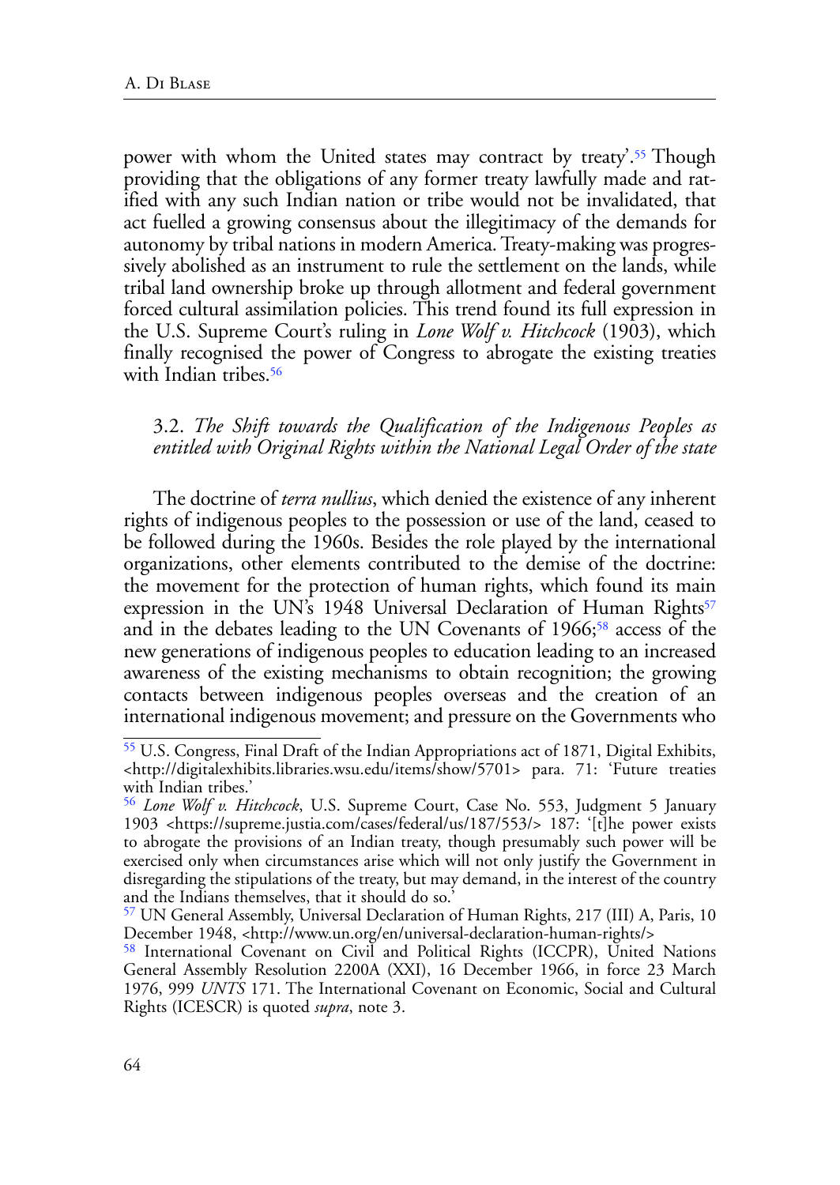power with whom the United states may contract by treaty'.[55] Though providing that the obligations of any former treaty lawfully made and ratified with any such Indian nation or tribe would not be invalidated, that act fuelled a growing consensus about the illegitimacy of the demands for autonomy by tribal nations in modern America. Treaty-making was progressively abolished as an instrument to rule the settlement on the lands, while tribal land ownership broke up through allotment and federal government forced cultural assimilation policies. This trend found its full expression in the U.S. Supreme Court's ruling in *Lone Wolf v. Hitchcock* (1903), which finally recognised the power of Congress to abrogate the existing treaties with Indian tribes.[56]

### 3.2. *The Shift towards the Qualification of the Indigenous Peoples as entitled with Original Rights within the National Legal Order of the state*

The doctrine of *terra nullius*, which denied the existence of any inherent rights of indigenous peoples to the possession or use of the land, ceased to be followed during the 1960s. Besides the role played by the international organizations, other elements contributed to the demise of the doctrine: the movement for the protection of human rights, which found its main expression in the UN's 1948 Universal Declaration of Human Rights[57] and in the debates leading to the UN Covenants of 1966;[58] access of the new generations of indigenous peoples to education leading to an increased awareness of the existing mechanisms to obtain recognition; the growing contacts between indigenous peoples overseas and the creation of an international indigenous movement; and pressure on the Governments who

---

[55] U.S. Congress, Final Draft of the Indian Appropriations act of 1871, Digital Exhibits, <http://digitalexhibits.libraries.wsu.edu/items/show/5701> para. 71: 'Future treaties with Indian tribes.'

[56] *Lone Wolf v. Hitchcock*, U.S. Supreme Court, Case No. 553, Judgment 5 January 1903 <https://supreme.justia.com/cases/federal/us/187/553/> 187: '[t]he power exists to abrogate the provisions of an Indian treaty, though presumably such power will be exercised only when circumstances arise which will not only justify the Government in disregarding the stipulations of the treaty, but may demand, in the interest of the country and the Indians themselves, that it should do so.'

[57] UN General Assembly, Universal Declaration of Human Rights, 217 (III) A, Paris, 10 December 1948, <http://www.un.org/en/universal-declaration-human-rights/>

[58] International Covenant on Civil and Political Rights (ICCPR), United Nations General Assembly Resolution 2200A (XXI), 16 December 1966, in force 23 March 1976, 999 *UNTS* 171. The International Covenant on Economic, Social and Cultural Rights (ICESCR) is quoted *supra*, note 3.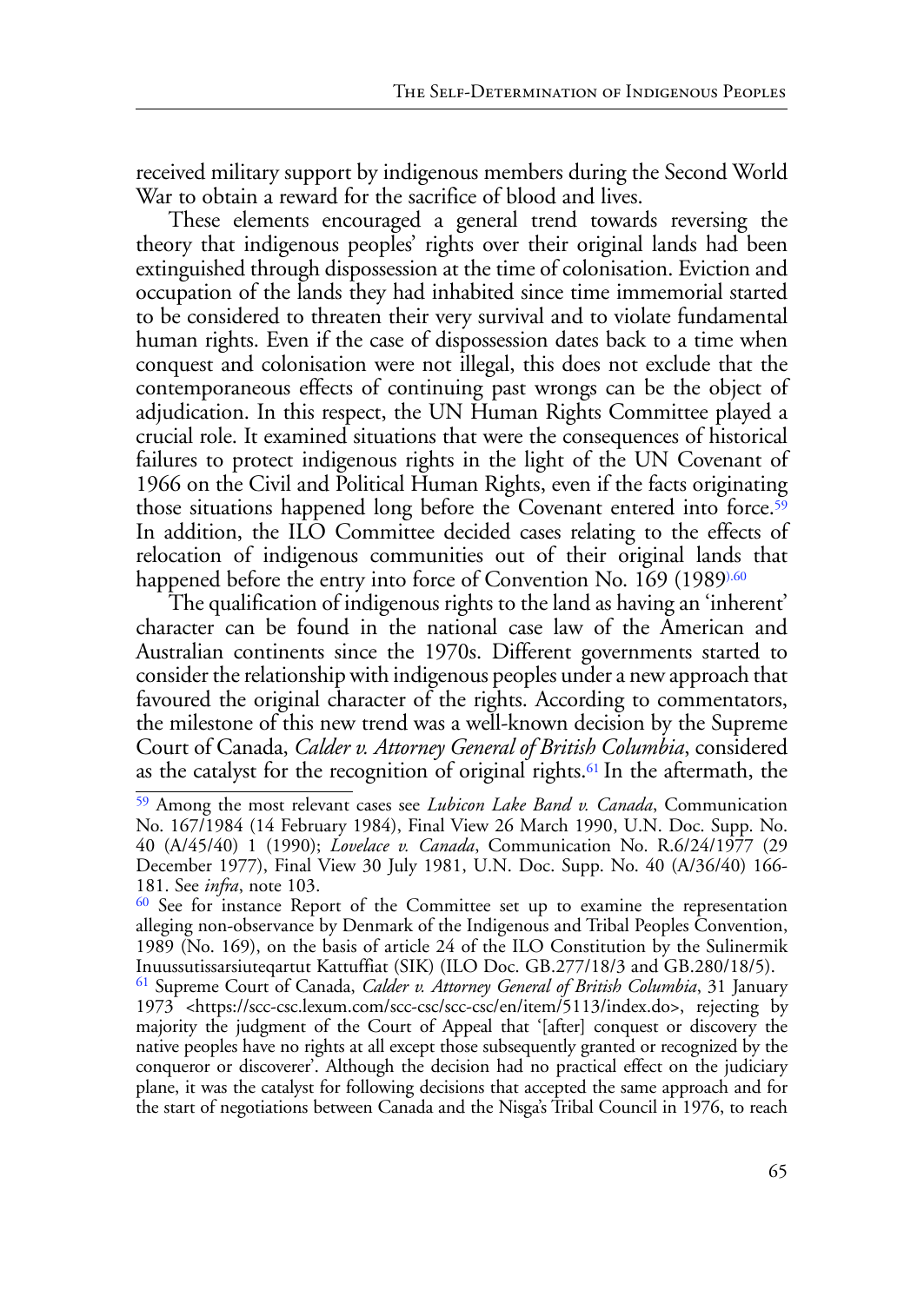received military support by indigenous members during the Second World War to obtain a reward for the sacrifice of blood and lives.

These elements encouraged a general trend towards reversing the theory that indigenous peoples' rights over their original lands had been extinguished through dispossession at the time of colonisation. Eviction and occupation of the lands they had inhabited since time immemorial started to be considered to threaten their very survival and to violate fundamental human rights. Even if the case of dispossession dates back to a time when conquest and colonisation were not illegal, this does not exclude that the contemporaneous effects of continuing past wrongs can be the object of adjudication. In this respect, the UN Human Rights Committee played a crucial role. It examined situations that were the consequences of historical failures to protect indigenous rights in the light of the UN Covenant of 1966 on the Civil and Political Human Rights, even if the facts originating those situations happened long before the Covenant entered into force.[59] In addition, the ILO Committee decided cases relating to the effects of relocation of indigenous communities out of their original lands that happened before the entry into force of Convention No. 169 (1989).[60]

The qualification of indigenous rights to the land as having an 'inherent' character can be found in the national case law of the American and Australian continents since the 1970s. Different governments started to consider the relationship with indigenous peoples under a new approach that favoured the original character of the rights. According to commentators, the milestone of this new trend was a well-known decision by the Supreme Court of Canada, *Calder v. Attorney General of British Columbia*, considered as the catalyst for the recognition of original rights.[61] In the aftermath, the

---

[59] Among the most relevant cases see *Lubicon Lake Band v. Canada*, Communication No. 167/1984 (14 February 1984), Final View 26 March 1990, U.N. Doc. Supp. No. 40 (A/45/40) 1 (1990); *Lovelace v. Canada*, Communication No. R.6/24/1977 (29 December 1977), Final View 30 July 1981, U.N. Doc. Supp. No. 40 (A/36/40) 166-181. See *infra*, note 103.

[60] See for instance Report of the Committee set up to examine the representation alleging non-observance by Denmark of the Indigenous and Tribal Peoples Convention, 1989 (No. 169), on the basis of article 24 of the ILO Constitution by the Sulinermik Inuussutissarsiuteqartut Kattuffiat (SIK) (ILO Doc. GB.277/18/3 and GB.280/18/5).

[61] Supreme Court of Canada, *Calder v. Attorney General of British Columbia*, 31 January 1973 <https://scc-csc.lexum.com/scc-csc/scc-csc/en/item/5113/index.do>, rejecting by majority the judgment of the Court of Appeal that '[after] conquest or discovery the native peoples have no rights at all except those subsequently granted or recognized by the conqueror or discoverer'. Although the decision had no practical effect on the judiciary plane, it was the catalyst for following decisions that accepted the same approach and for the start of negotiations between Canada and the Nisga's Tribal Council in 1976, to reach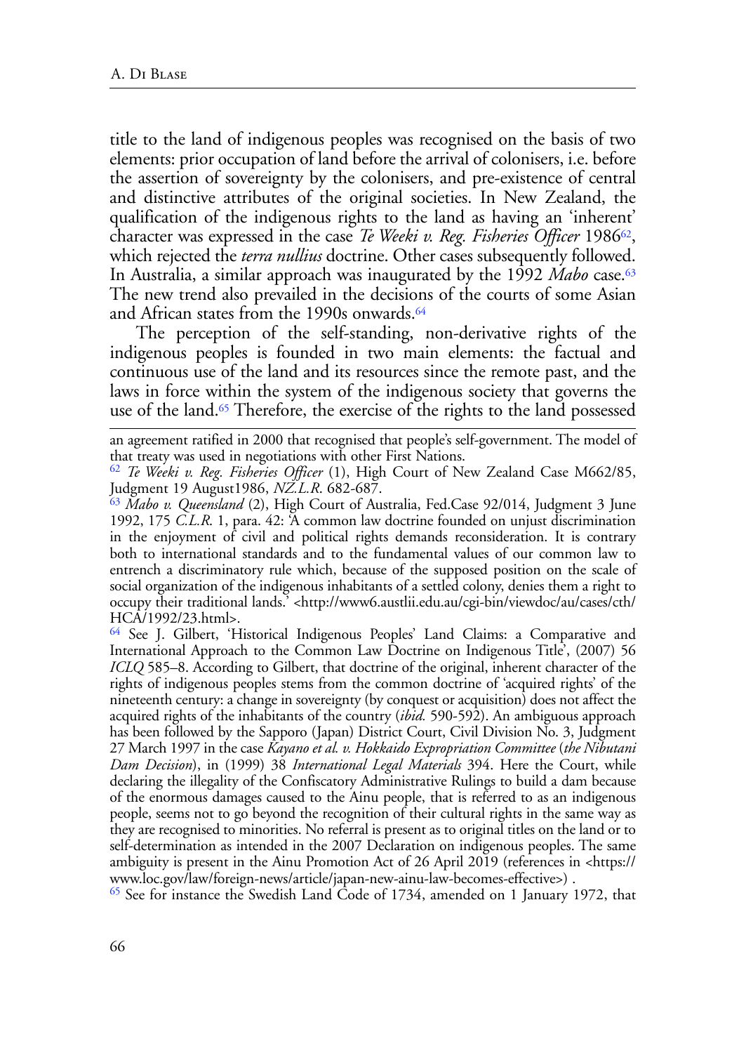title to the land of indigenous peoples was recognised on the basis of two elements: prior occupation of land before the arrival of colonisers, i.e. before the assertion of sovereignty by the colonisers, and pre-existence of central and distinctive attributes of the original societies. In New Zealand, the qualification of the indigenous rights to the land as having an 'inherent' character was expressed in the case *Te Weeki v. Reg. Fisheries Officer* 1986[62], which rejected the *terra nullius* doctrine. Other cases subsequently followed. In Australia, a similar approach was inaugurated by the 1992 *Mabo* case.[63] The new trend also prevailed in the decisions of the courts of some Asian and African states from the 1990s onwards.[64]

The perception of the self-standing, non-derivative rights of the indigenous peoples is founded in two main elements: the factual and continuous use of the land and its resources since the remote past, and the laws in force within the system of the indigenous society that governs the use of the land.[65] Therefore, the exercise of the rights to the land possessed

---

an agreement ratified in 2000 that recognised that people's self-government. The model of that treaty was used in negotiations with other First Nations.

[62] *Te Weeki v. Reg. Fisheries Officer* (1), High Court of New Zealand Case M662/85, Judgment 19 August1986, *NZ.L.R.* 682-687.

[63] *Mabo v. Queensland* (2), High Court of Australia, Fed.Case 92/014, Judgment 3 June 1992, 175 *C.L.R.* 1, para. 42: 'A common law doctrine founded on unjust discrimination in the enjoyment of civil and political rights demands reconsideration. It is contrary both to international standards and to the fundamental values of our common law to entrench a discriminatory rule which, because of the supposed position on the scale of social organization of the indigenous inhabitants of a settled colony, denies them a right to occupy their traditional lands.' <http://www6.austlii.edu.au/cgi-bin/viewdoc/au/cases/cth/HCA/1992/23.html>.

[64] See J. Gilbert, 'Historical Indigenous Peoples' Land Claims: a Comparative and International Approach to the Common Law Doctrine on Indigenous Title', (2007) 56 *ICLQ* 585–8. According to Gilbert, that doctrine of the original, inherent character of the rights of indigenous peoples stems from the common doctrine of 'acquired rights' of the nineteenth century: a change in sovereignty (by conquest or acquisition) does not affect the acquired rights of the inhabitants of the country (*ibid.* 590-592). An ambiguous approach has been followed by the Sapporo (Japan) District Court, Civil Division No. 3, Judgment 27 March 1997 in the case *Kayano et al. v. Hokkaido Expropriation Committee* (*the Nibutani Dam Decision*), in (1999) 38 *International Legal Materials* 394. Here the Court, while declaring the illegality of the Confiscatory Administrative Rulings to build a dam because of the enormous damages caused to the Ainu people, that is referred to as an indigenous people, seems not to go beyond the recognition of their cultural rights in the same way as they are recognised to minorities. No referral is present as to original titles on the land or to self-determination as intended in the 2007 Declaration on indigenous peoples. The same ambiguity is present in the Ainu Promotion Act of 26 April 2019 (references in <https://www.loc.gov/law/foreign-news/article/japan-new-ainu-law-becomes-effective>) .

[65] See for instance the Swedish Land Code of 1734, amended on 1 January 1972, that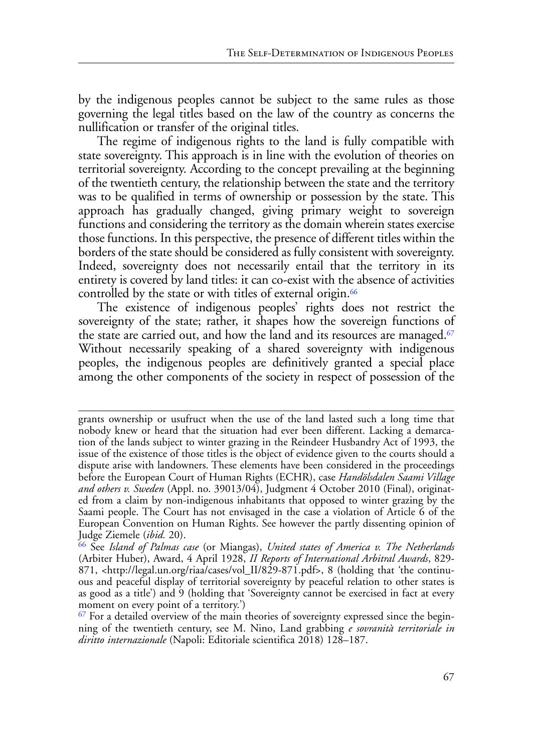by the indigenous peoples cannot be subject to the same rules as those governing the legal titles based on the law of the country as concerns the nullification or transfer of the original titles.

The regime of indigenous rights to the land is fully compatible with state sovereignty. This approach is in line with the evolution of theories on territorial sovereignty. According to the concept prevailing at the beginning of the twentieth century, the relationship between the state and the territory was to be qualified in terms of ownership or possession by the state. This approach has gradually changed, giving primary weight to sovereign functions and considering the territory as the domain wherein states exercise those functions. In this perspective, the presence of different titles within the borders of the state should be considered as fully consistent with sovereignty. Indeed, sovereignty does not necessarily entail that the territory in its entirety is covered by land titles: it can co-exist with the absence of activities controlled by the state or with titles of external origin.[66]

The existence of indigenous peoples' rights does not restrict the sovereignty of the state; rather, it shapes how the sovereign functions of the state are carried out, and how the land and its resources are managed.[67] Without necessarily speaking of a shared sovereignty with indigenous peoples, the indigenous peoples are definitively granted a special place among the other components of the society in respect of possession of the

---

grants ownership or usufruct when the use of the land lasted such a long time that nobody knew or heard that the situation had ever been different. Lacking a demarcation of the lands subject to winter grazing in the Reindeer Husbandry Act of 1993, the issue of the existence of those titles is the object of evidence given to the courts should a dispute arise with landowners. These elements have been considered in the proceedings before the European Court of Human Rights (ECHR), case *Handölsdalen Saami Village and others v. Sweden* (Appl. no. 39013/04), Judgment 4 October 2010 (Final), originated from a claim by non-indigenous inhabitants that opposed to winter grazing by the Saami people. The Court has not envisaged in the case a violation of Article 6 of the European Convention on Human Rights. See however the partly dissenting opinion of Judge Ziemele (*ibid.* 20).

[66] See *Island of Palmas case* (or Miangas), *United states of America v. The Netherlands* (Arbiter Huber), Award, 4 April 1928, *II Reports of International Arbitral Awards*, 829-871, <http://legal.un.org/riaa/cases/vol_II/829-871.pdf>, 8 (holding that 'the continuous and peaceful display of territorial sovereignty by peaceful relation to other states is as good as a title') and 9 (holding that 'Sovereignty cannot be exercised in fact at every moment on every point of a territory.')

[67] For a detailed overview of the main theories of sovereignty expressed since the beginning of the twentieth century, see M. Nino, Land grabbing *e sovranità territoriale in diritto internazionale* (Napoli: Editoriale scientifica 2018) 128–187.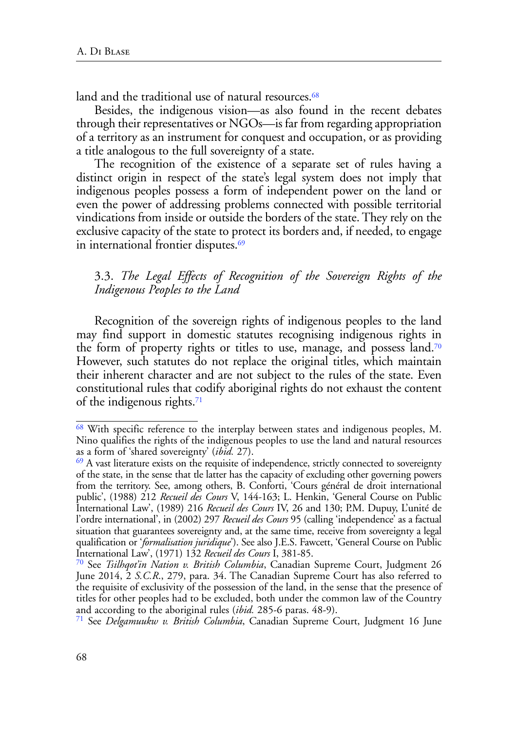land and the traditional use of natural resources.[68]

Besides, the indigenous vision—as also found in the recent debates through their representatives or NGOs—is far from regarding appropriation of a territory as an instrument for conquest and occupation, or as providing a title analogous to the full sovereignty of a state.

The recognition of the existence of a separate set of rules having a distinct origin in respect of the state's legal system does not imply that indigenous peoples possess a form of independent power on the land or even the power of addressing problems connected with possible territorial vindications from inside or outside the borders of the state. They rely on the exclusive capacity of the state to protect its borders and, if needed, to engage in international frontier disputes.[69]

### 3.3. *The Legal Effects of Recognition of the Sovereign Rights of the Indigenous Peoples to the Land*

Recognition of the sovereign rights of indigenous peoples to the land may find support in domestic statutes recognising indigenous rights in the form of property rights or titles to use, manage, and possess land.[70] However, such statutes do not replace the original titles, which maintain their inherent character and are not subject to the rules of the state. Even constitutional rules that codify aboriginal rights do not exhaust the content of the indigenous rights.[71]

---

[68] With specific reference to the interplay between states and indigenous peoples, M. Nino qualifies the rights of the indigenous peoples to use the land and natural resources as a form of 'shared sovereignty' (*ibid.* 27).

[69] A vast literature exists on the requisite of independence, strictly connected to sovereignty of the state, in the sense that tle latter has the capacity of excluding other governing powers from the territory. See, among others, B. Conforti, 'Cours général de droit international public', (1988) 212 *Recueil des Cours* V, 144-163; L. Henkin, 'General Course on Public International Law', (1989) 216 *Recueil des Cours* IV, 26 and 130; P.M. Dupuy, L'unité de l'ordre international', in (2002) 297 *Recueil des Cours* 95 (calling 'independence' as a factual situation that guarantees sovereignty and, at the same time, receive from sovereignty a legal qualification or '*formalisation juridique*'). See also J.E.S. Fawcett, 'General Course on Public International Law', (1971) 132 *Recueil des Cours* I, 381-85.

[70] See *Tsilhqot'in Nation v. British Columbia*, Canadian Supreme Court, Judgment 26 June 2014, 2 *S.C.R.*, 279, para. 34. The Canadian Supreme Court has also referred to the requisite of exclusivity of the possession of the land, in the sense that the presence of titles for other peoples had to be excluded, both under the common law of the Country and according to the aboriginal rules (*ibid.* 285-6 paras. 48-9).

[71] See *Delgamuukw v. British Columbia*, Canadian Supreme Court, Judgment 16 June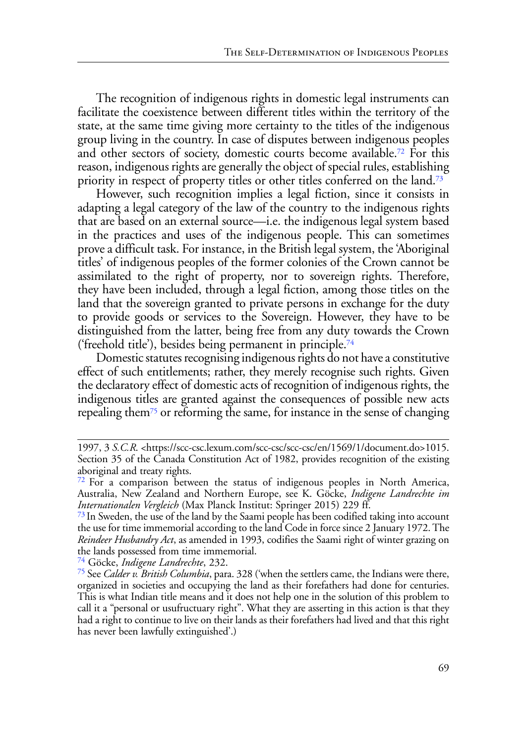The recognition of indigenous rights in domestic legal instruments can facilitate the coexistence between different titles within the territory of the state, at the same time giving more certainty to the titles of the indigenous group living in the country. In case of disputes between indigenous peoples and other sectors of society, domestic courts become available.[72] For this reason, indigenous rights are generally the object of special rules, establishing priority in respect of property titles or other titles conferred on the land.[73]

However, such recognition implies a legal fiction, since it consists in adapting a legal category of the law of the country to the indigenous rights that are based on an external source—i.e. the indigenous legal system based in the practices and uses of the indigenous people. This can sometimes prove a difficult task. For instance, in the British legal system, the 'Aboriginal titles' of indigenous peoples of the former colonies of the Crown cannot be assimilated to the right of property, nor to sovereign rights. Therefore, they have been included, through a legal fiction, among those titles on the land that the sovereign granted to private persons in exchange for the duty to provide goods or services to the Sovereign. However, they have to be distinguished from the latter, being free from any duty towards the Crown ('freehold title'), besides being permanent in principle.[74]

Domestic statutes recognising indigenous rights do not have a constitutive effect of such entitlements; rather, they merely recognise such rights. Given the declaratory effect of domestic acts of recognition of indigenous rights, the indigenous titles are granted against the consequences of possible new acts repealing them[75] or reforming the same, for instance in the sense of changing

---

1997, 3 *S.C.R.* <https://scc-csc.lexum.com/scc-csc/scc-csc/en/1569/1/document.do>1015. Section 35 of the Canada Constitution Act of 1982, provides recognition of the existing aboriginal and treaty rights.

[72] For a comparison between the status of indigenous peoples in North America, Australia, New Zealand and Northern Europe, see K. Göcke, *Indigene Landrechte im Internationalen Vergleich* (Max Planck Institut: Springer 2015) 229 ff.

[73] In Sweden, the use of the land by the Saami people has been codified taking into account the use for time immemorial according to the land Code in force since 2 January 1972. The *Reindeer Husbandry Act*, as amended in 1993, codifies the Saami right of winter grazing on the lands possessed from time immemorial.

[74] Göcke, *Indigene Landrechte*, 232.

[75] See *Calder v. British Columbia*, para. 328 ('when the settlers came, the Indians were there, organized in societies and occupying the land as their forefathers had done for centuries. This is what Indian title means and it does not help one in the solution of this problem to call it a "personal or usufructuary right". What they are asserting in this action is that they had a right to continue to live on their lands as their forefathers had lived and that this right has never been lawfully extinguished'.)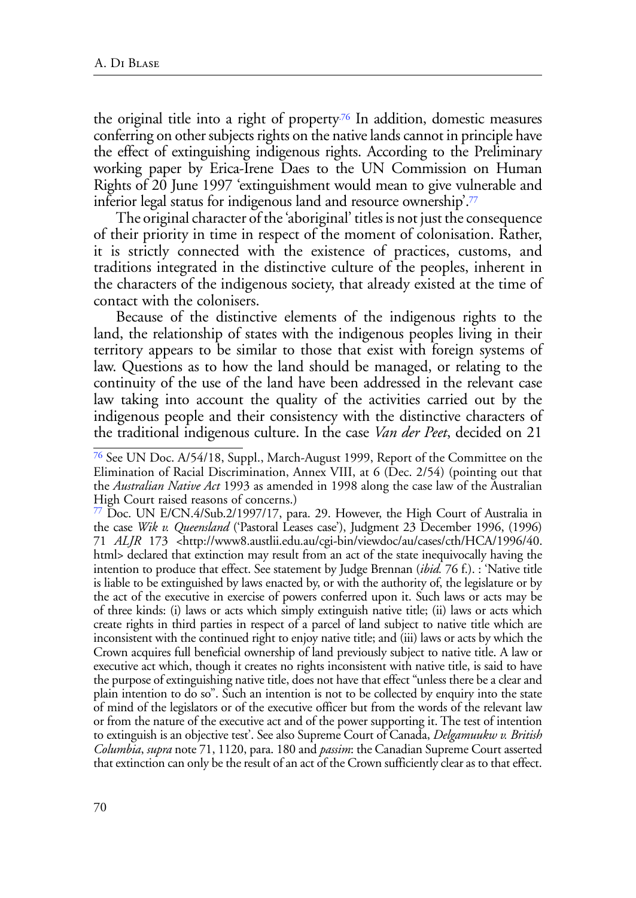the original title into a right of property.[76] In addition, domestic measures conferring on other subjects rights on the native lands cannot in principle have the effect of extinguishing indigenous rights. According to the Preliminary working paper by Erica-Irene Daes to the UN Commission on Human Rights of 20 June 1997 'extinguishment would mean to give vulnerable and inferior legal status for indigenous land and resource ownership'.[77]

The original character of the 'aboriginal' titles is not just the consequence of their priority in time in respect of the moment of colonisation. Rather, it is strictly connected with the existence of practices, customs, and traditions integrated in the distinctive culture of the peoples, inherent in the characters of the indigenous society, that already existed at the time of contact with the colonisers.

Because of the distinctive elements of the indigenous rights to the land, the relationship of states with the indigenous peoples living in their territory appears to be similar to those that exist with foreign systems of law. Questions as to how the land should be managed, or relating to the continuity of the use of the land have been addressed in the relevant case law taking into account the quality of the activities carried out by the indigenous people and their consistency with the distinctive characters of the traditional indigenous culture. In the case *Van der Peet*, decided on 21

---

[76] See UN Doc. A/54/18, Suppl., March-August 1999, Report of the Committee on the Elimination of Racial Discrimination, Annex VIII, at 6 (Dec. 2/54) (pointing out that the *Australian Native Act* 1993 as amended in 1998 along the case law of the Australian High Court raised reasons of concerns.)

[77] Doc. UN E/CN.4/Sub.2/1997/17, para. 29. However, the High Court of Australia in the case *Wik v. Queensland* ('Pastoral Leases case'), Judgment 23 December 1996, (1996) 71 *ALJR* 173 <http://www8.austlii.edu.au/cgi-bin/viewdoc/au/cases/cth/HCA/1996/40.html> declared that extinction may result from an act of the state inequivocally having the intention to produce that effect. See statement by Judge Brennan (*ibid.* 76 f.). : 'Native title is liable to be extinguished by laws enacted by, or with the authority of, the legislature or by the act of the executive in exercise of powers conferred upon it. Such laws or acts may be of three kinds: (i) laws or acts which simply extinguish native title; (ii) laws or acts which create rights in third parties in respect of a parcel of land subject to native title which are inconsistent with the continued right to enjoy native title; and (iii) laws or acts by which the Crown acquires full beneficial ownership of land previously subject to native title. A law or executive act which, though it creates no rights inconsistent with native title, is said to have the purpose of extinguishing native title, does not have that effect "unless there be a clear and plain intention to do so". Such an intention is not to be collected by enquiry into the state of mind of the legislators or of the executive officer but from the words of the relevant law or from the nature of the executive act and of the power supporting it. The test of intention to extinguish is an objective test'. See also Supreme Court of Canada, *Delgamuukw v. British Columbia*, *supra* note 71, 1120, para. 180 and *passim*: the Canadian Supreme Court asserted that extinction can only be the result of an act of the Crown sufficiently clear as to that effect.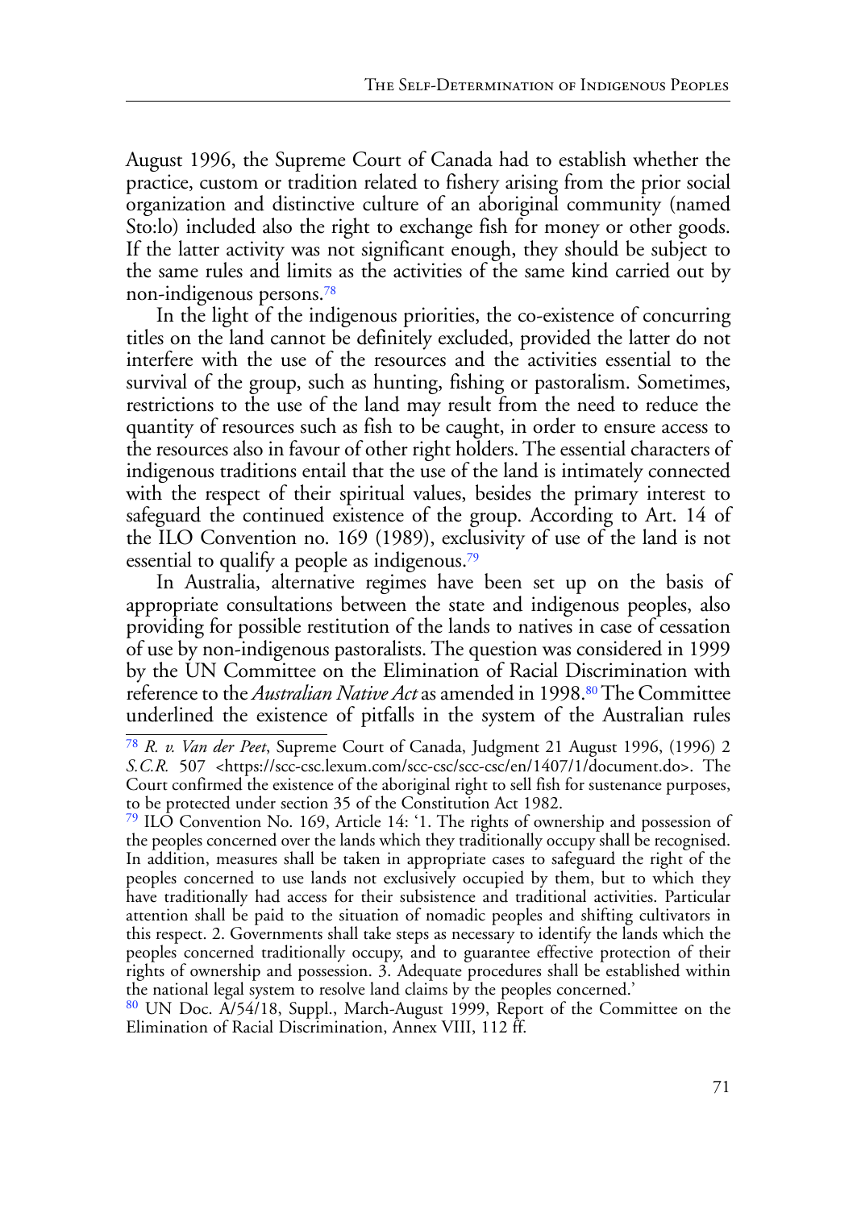August 1996, the Supreme Court of Canada had to establish whether the practice, custom or tradition related to fishery arising from the prior social organization and distinctive culture of an aboriginal community (named Sto:lo) included also the right to exchange fish for money or other goods. If the latter activity was not significant enough, they should be subject to the same rules and limits as the activities of the same kind carried out by non-indigenous persons.[78]

In the light of the indigenous priorities, the co-existence of concurring titles on the land cannot be definitely excluded, provided the latter do not interfere with the use of the resources and the activities essential to the survival of the group, such as hunting, fishing or pastoralism. Sometimes, restrictions to the use of the land may result from the need to reduce the quantity of resources such as fish to be caught, in order to ensure access to the resources also in favour of other right holders. The essential characters of indigenous traditions entail that the use of the land is intimately connected with the respect of their spiritual values, besides the primary interest to safeguard the continued existence of the group. According to Art. 14 of the ILO Convention no. 169 (1989), exclusivity of use of the land is not essential to qualify a people as indigenous.[79]

In Australia, alternative regimes have been set up on the basis of appropriate consultations between the state and indigenous peoples, also providing for possible restitution of the lands to natives in case of cessation of use by non-indigenous pastoralists. The question was considered in 1999 by the UN Committee on the Elimination of Racial Discrimination with reference to the *Australian Native Act* as amended in 1998.[80] The Committee underlined the existence of pitfalls in the system of the Australian rules

---

[78] *R. v. Van der Peet*, Supreme Court of Canada, Judgment 21 August 1996, (1996) 2 *S.C.R.* 507 <https://scc-csc.lexum.com/scc-csc/scc-csc/en/1407/1/document.do>. The Court confirmed the existence of the aboriginal right to sell fish for sustenance purposes, to be protected under section 35 of the Constitution Act 1982.

[79] ILO Convention No. 169, Article 14: '1. The rights of ownership and possession of the peoples concerned over the lands which they traditionally occupy shall be recognised. In addition, measures shall be taken in appropriate cases to safeguard the right of the peoples concerned to use lands not exclusively occupied by them, but to which they have traditionally had access for their subsistence and traditional activities. Particular attention shall be paid to the situation of nomadic peoples and shifting cultivators in this respect. 2. Governments shall take steps as necessary to identify the lands which the peoples concerned traditionally occupy, and to guarantee effective protection of their rights of ownership and possession. 3. Adequate procedures shall be established within the national legal system to resolve land claims by the peoples concerned.'

[80] UN Doc. A/54/18, Suppl., March-August 1999, Report of the Committee on the Elimination of Racial Discrimination, Annex VIII, 112 ff.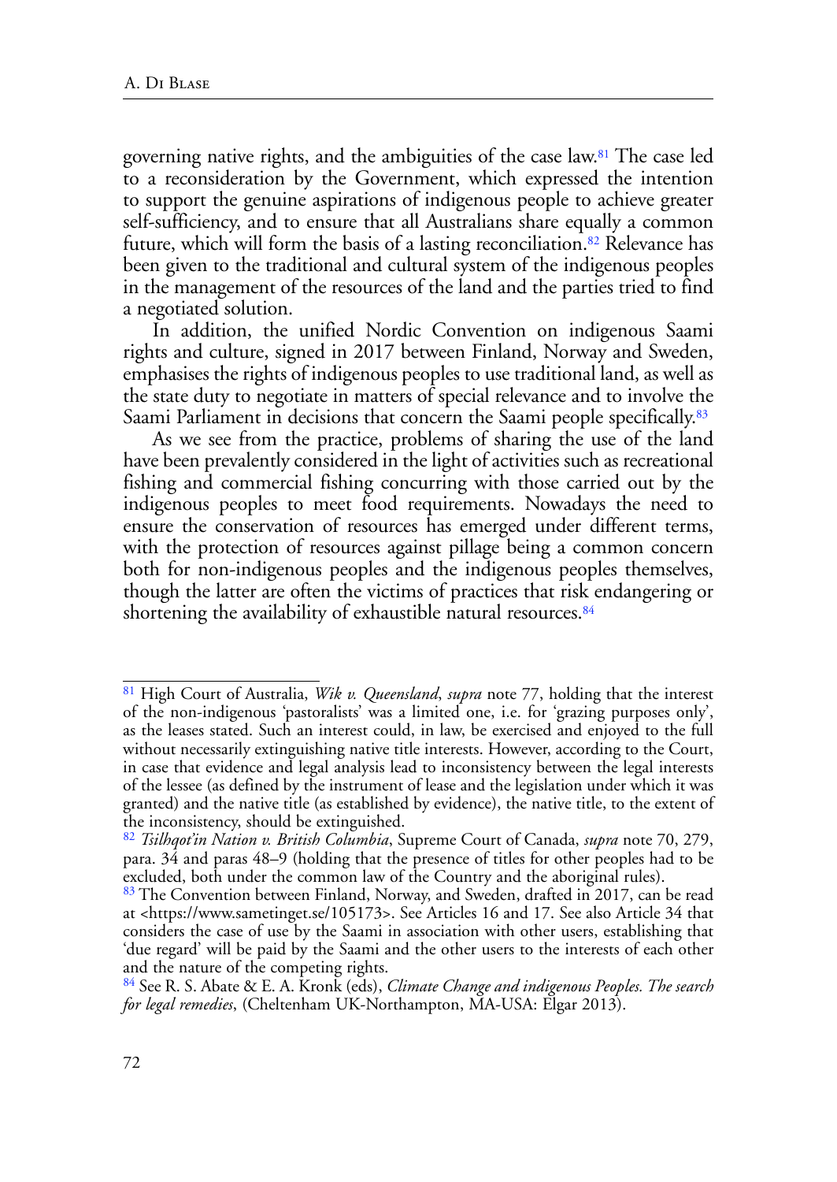governing native rights, and the ambiguities of the case law.[81] The case led to a reconsideration by the Government, which expressed the intention to support the genuine aspirations of indigenous people to achieve greater self-sufficiency, and to ensure that all Australians share equally a common future, which will form the basis of a lasting reconciliation.[82] Relevance has been given to the traditional and cultural system of the indigenous peoples in the management of the resources of the land and the parties tried to find a negotiated solution.

In addition, the unified Nordic Convention on indigenous Saami rights and culture, signed in 2017 between Finland, Norway and Sweden, emphasises the rights of indigenous peoples to use traditional land, as well as the state duty to negotiate in matters of special relevance and to involve the Saami Parliament in decisions that concern the Saami people specifically.[83]

As we see from the practice, problems of sharing the use of the land have been prevalently considered in the light of activities such as recreational fishing and commercial fishing concurring with those carried out by the indigenous peoples to meet food requirements. Nowadays the need to ensure the conservation of resources has emerged under different terms, with the protection of resources against pillage being a common concern both for non-indigenous peoples and the indigenous peoples themselves, though the latter are often the victims of practices that risk endangering or shortening the availability of exhaustible natural resources.[84]

---

[81] High Court of Australia, *Wik v. Queensland*, *supra* note 77, holding that the interest of the non-indigenous 'pastoralists' was a limited one, i.e. for 'grazing purposes only', as the leases stated. Such an interest could, in law, be exercised and enjoyed to the full without necessarily extinguishing native title interests. However, according to the Court, in case that evidence and legal analysis lead to inconsistency between the legal interests of the lessee (as defined by the instrument of lease and the legislation under which it was granted) and the native title (as established by evidence), the native title, to the extent of the inconsistency, should be extinguished.

[82] *Tsilhqot'in Nation v. British Columbia*, Supreme Court of Canada, *supra* note 70, 279, para. 34 and paras 48–9 (holding that the presence of titles for other peoples had to be excluded, both under the common law of the Country and the aboriginal rules).

[83] The Convention between Finland, Norway, and Sweden, drafted in 2017, can be read at <https://www.sametinget.se/105173>. See Articles 16 and 17. See also Article 34 that considers the case of use by the Saami in association with other users, establishing that 'due regard' will be paid by the Saami and the other users to the interests of each other and the nature of the competing rights.

[84] See R. S. Abate & E. A. Kronk (eds), *Climate Change and indigenous Peoples. The search for legal remedies*, (Cheltenham UK-Northampton, MA-USA: Elgar 2013).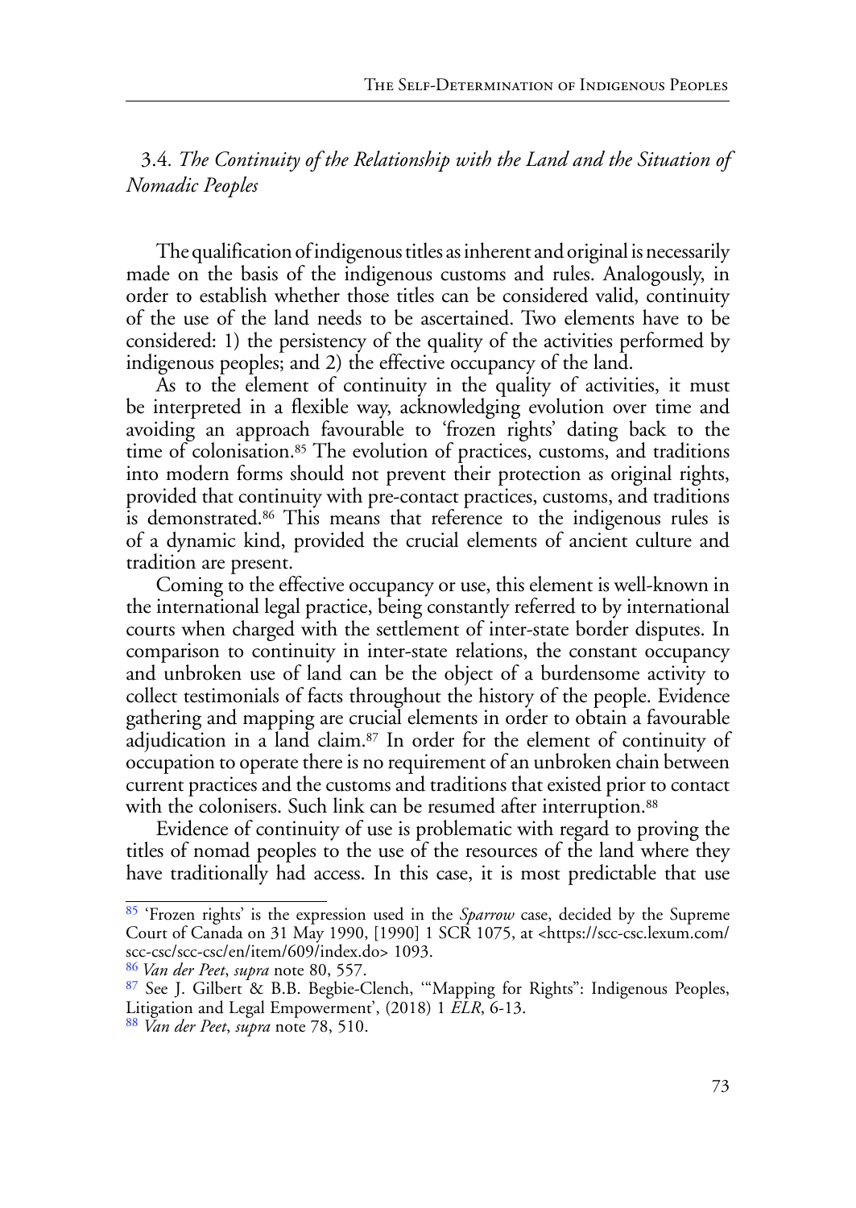### 3.4. *The Continuity of the Relationship with the Land and the Situation of Nomadic Peoples*

The qualification of indigenous titles as inherent and original is necessarily made on the basis of the indigenous customs and rules. Analogously, in order to establish whether those titles can be considered valid, continuity of the use of the land needs to be ascertained. Two elements have to be considered: 1) the persistency of the quality of the activities performed by indigenous peoples; and 2) the effective occupancy of the land.

As to the element of continuity in the quality of activities, it must be interpreted in a flexible way, acknowledging evolution over time and avoiding an approach favourable to 'frozen rights' dating back to the time of colonisation.[85] The evolution of practices, customs, and traditions into modern forms should not prevent their protection as original rights, provided that continuity with pre-contact practices, customs, and traditions is demonstrated.[86] This means that reference to the indigenous rules is of a dynamic kind, provided the crucial elements of ancient culture and tradition are present.

Coming to the effective occupancy or use, this element is well-known in the international legal practice, being constantly referred to by international courts when charged with the settlement of inter-state border disputes. In comparison to continuity in inter-state relations, the constant occupancy and unbroken use of land can be the object of a burdensome activity to collect testimonials of facts throughout the history of the people. Evidence gathering and mapping are crucial elements in order to obtain a favourable adjudication in a land claim.[87] In order for the element of continuity of occupation to operate there is no requirement of an unbroken chain between current practices and the customs and traditions that existed prior to contact with the colonisers. Such link can be resumed after interruption.[88]

Evidence of continuity of use is problematic with regard to proving the titles of nomad peoples to the use of the resources of the land where they have traditionally had access. In this case, it is most predictable that use

[85] 'Frozen rights' is the expression used in the *Sparrow* case, decided by the Supreme Court of Canada on 31 May 1990, [1990] 1 SCR 1075, at <https://scc-csc.lexum.com/scc-csc/scc-csc/en/item/609/index.do> 1093.

[86] *Van der Peet*, *supra* note 80, 557.

[87] See J. Gilbert & B.B. Begbie-Clench, '"Mapping for Rights": Indigenous Peoples, Litigation and Legal Empowerment', (2018) 1 *ELR*, 6-13.

[88] *Van der Peet*, *supra* note 78, 510.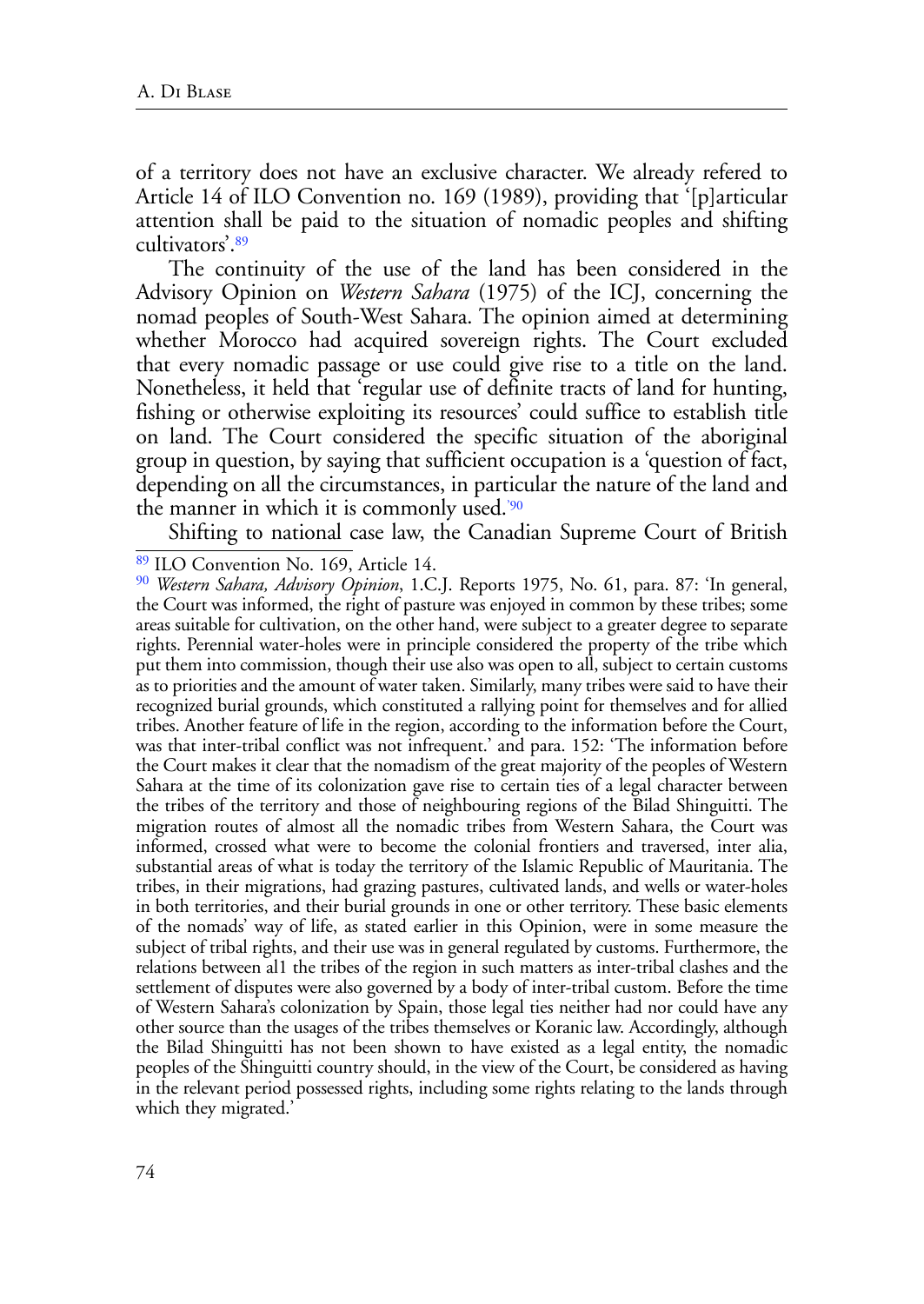of a territory does not have an exclusive character. We already refered to Article 14 of ILO Convention no. 169 (1989), providing that '[p]articular attention shall be paid to the situation of nomadic peoples and shifting cultivators'.[89]

The continuity of the use of the land has been considered in the Advisory Opinion on *Western Sahara* (1975) of the ICJ, concerning the nomad peoples of South-West Sahara. The opinion aimed at determining whether Morocco had acquired sovereign rights. The Court excluded that every nomadic passage or use could give rise to a title on the land. Nonetheless, it held that 'regular use of definite tracts of land for hunting, fishing or otherwise exploiting its resources' could suffice to establish title on land. The Court considered the specific situation of the aboriginal group in question, by saying that sufficient occupation is a 'question of fact, depending on all the circumstances, in particular the nature of the land and the manner in which it is commonly used.'[90]

Shifting to national case law, the Canadian Supreme Court of British

---

[89] ILO Convention No. 169, Article 14.

[90] *Western Sahara, Advisory Opinion*, 1.C.J. Reports 1975, No. 61, para. 87: 'In general, the Court was informed, the right of pasture was enjoyed in common by these tribes; some areas suitable for cultivation, on the other hand, were subject to a greater degree to separate rights. Perennial water-holes were in principle considered the property of the tribe which put them into commission, though their use also was open to all, subject to certain customs as to priorities and the amount of water taken. Similarly, many tribes were said to have their recognized burial grounds, which constituted a rallying point for themselves and for allied tribes. Another feature of life in the region, according to the information before the Court, was that inter-tribal conflict was not infrequent.' and para. 152: 'The information before the Court makes it clear that the nomadism of the great majority of the peoples of Western Sahara at the time of its colonization gave rise to certain ties of a legal character between the tribes of the territory and those of neighbouring regions of the Bilad Shinguitti. The migration routes of almost all the nomadic tribes from Western Sahara, the Court was informed, crossed what were to become the colonial frontiers and traversed, inter alia, substantial areas of what is today the territory of the Islamic Republic of Mauritania. The tribes, in their migrations, had grazing pastures, cultivated lands, and wells or water-holes in both territories, and their burial grounds in one or other territory. These basic elements of the nomads' way of life, as stated earlier in this Opinion, were in some measure the subject of tribal rights, and their use was in general regulated by customs. Furthermore, the relations between al1 the tribes of the region in such matters as inter-tribal clashes and the settlement of disputes were also governed by a body of inter-tribal custom. Before the time of Western Sahara's colonization by Spain, those legal ties neither had nor could have any other source than the usages of the tribes themselves or Koranic law. Accordingly, although the Bilad Shinguitti has not been shown to have existed as a legal entity, the nomadic peoples of the Shinguitti country should, in the view of the Court, be considered as having in the relevant period possessed rights, including some rights relating to the lands through which they migrated.'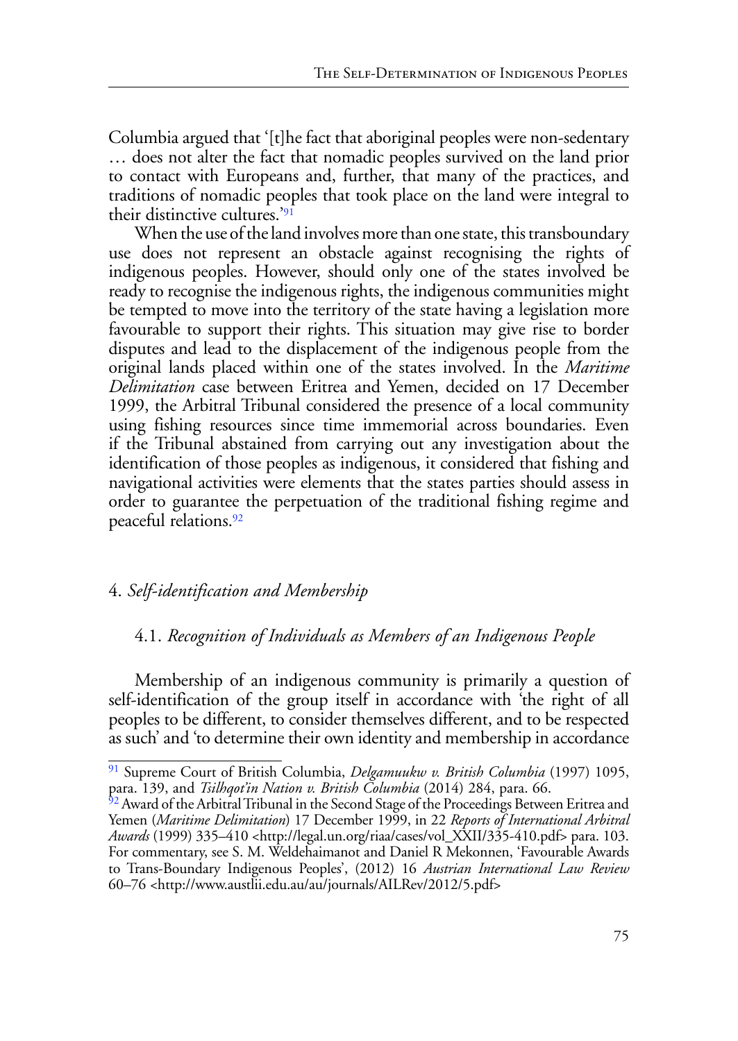Columbia argued that '[t]he fact that aboriginal peoples were non-sedentary … does not alter the fact that nomadic peoples survived on the land prior to contact with Europeans and, further, that many of the practices, and traditions of nomadic peoples that took place on the land were integral to their distinctive cultures.'[91]

When the use of the land involves more than one state, this transboundary use does not represent an obstacle against recognising the rights of indigenous peoples. However, should only one of the states involved be ready to recognise the indigenous rights, the indigenous communities might be tempted to move into the territory of the state having a legislation more favourable to support their rights. This situation may give rise to border disputes and lead to the displacement of the indigenous people from the original lands placed within one of the states involved. In the *Maritime Delimitation* case between Eritrea and Yemen, decided on 17 December 1999, the Arbitral Tribunal considered the presence of a local community using fishing resources since time immemorial across boundaries. Even if the Tribunal abstained from carrying out any investigation about the identification of those peoples as indigenous, it considered that fishing and navigational activities were elements that the states parties should assess in order to guarantee the perpetuation of the traditional fishing regime and peaceful relations.[92]

## 4. *Self-identification and Membership*

### 4.1. *Recognition of Individuals as Members of an Indigenous People*

Membership of an indigenous community is primarily a question of self-identification of the group itself in accordance with 'the right of all peoples to be different, to consider themselves different, and to be respected as such' and 'to determine their own identity and membership in accordance

---

[91] Supreme Court of British Columbia, *Delgamuukw v. British Columbia* (1997) 1095, para. 139, and *Tsilhqot'in Nation v. British Columbia* (2014) 284, para. 66.

[92] Award of the Arbitral Tribunal in the Second Stage of the Proceedings Between Eritrea and Yemen (*Maritime Delimitation*) 17 December 1999, in 22 *Reports of International Arbitral Awards* (1999) 335–410 <http://legal.un.org/riaa/cases/vol_XXII/335-410.pdf> para. 103. For commentary, see S. M. Weldehaimanot and Daniel R Mekonnen, 'Favourable Awards to Trans-Boundary Indigenous Peoples', (2012) 16 *Austrian International Law Review* 60–76 <http://www.austlii.edu.au/au/journals/AILRev/2012/5.pdf>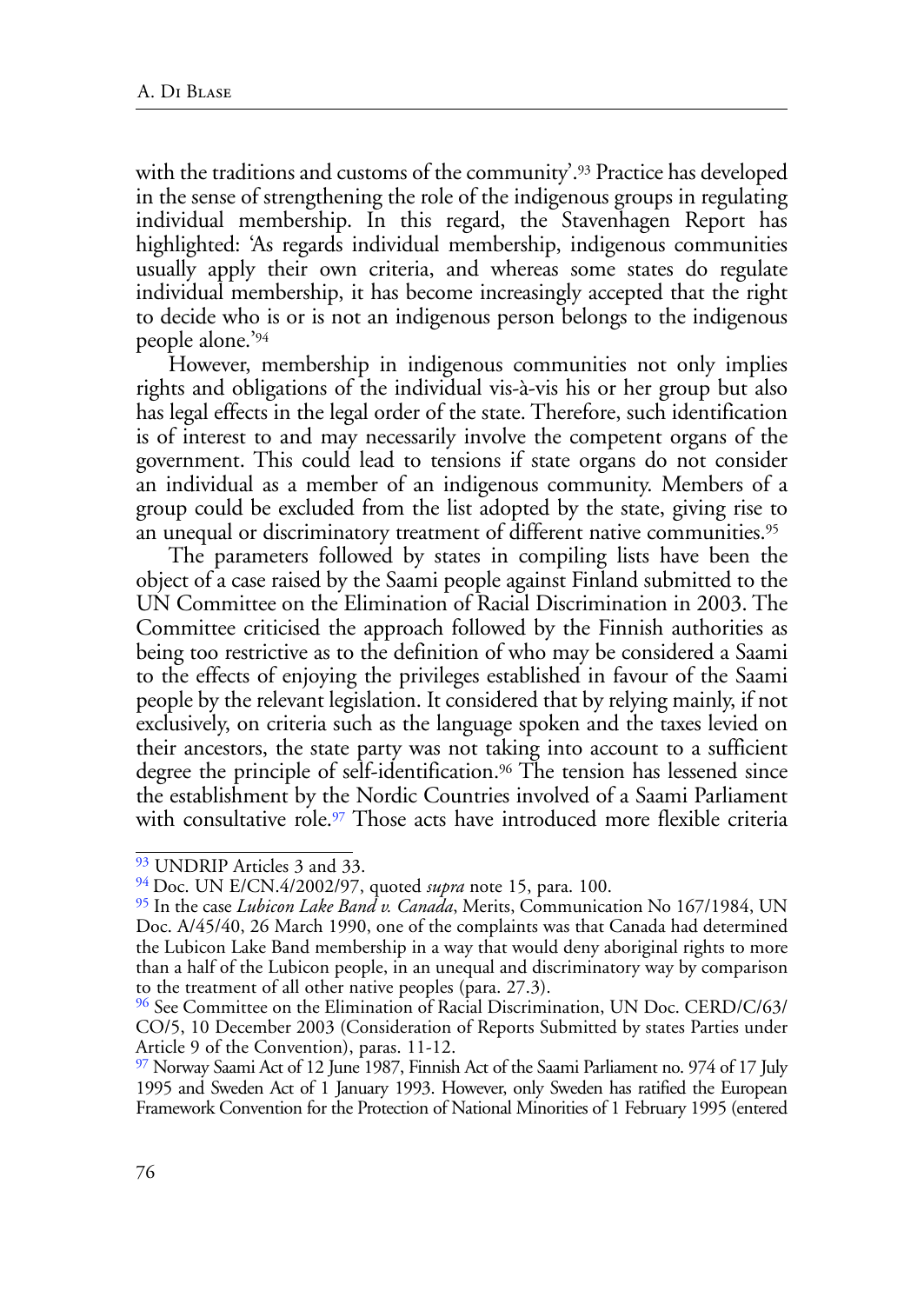with the traditions and customs of the community'.[93] Practice has developed in the sense of strengthening the role of the indigenous groups in regulating individual membership. In this regard, the Stavenhagen Report has highlighted: 'As regards individual membership, indigenous communities usually apply their own criteria, and whereas some states do regulate individual membership, it has become increasingly accepted that the right to decide who is or is not an indigenous person belongs to the indigenous people alone.'[94]

However, membership in indigenous communities not only implies rights and obligations of the individual vis-à-vis his or her group but also has legal effects in the legal order of the state. Therefore, such identification is of interest to and may necessarily involve the competent organs of the government. This could lead to tensions if state organs do not consider an individual as a member of an indigenous community. Members of a group could be excluded from the list adopted by the state, giving rise to an unequal or discriminatory treatment of different native communities.[95]

The parameters followed by states in compiling lists have been the object of a case raised by the Saami people against Finland submitted to the UN Committee on the Elimination of Racial Discrimination in 2003. The Committee criticised the approach followed by the Finnish authorities as being too restrictive as to the definition of who may be considered a Saami to the effects of enjoying the privileges established in favour of the Saami people by the relevant legislation. It considered that by relying mainly, if not exclusively, on criteria such as the language spoken and the taxes levied on their ancestors, the state party was not taking into account to a sufficient degree the principle of self-identification.[96] The tension has lessened since the establishment by the Nordic Countries involved of a Saami Parliament with consultative role.[97] Those acts have introduced more flexible criteria

---

[93] UNDRIP Articles 3 and 33.

[94] Doc. UN E/CN.4/2002/97, quoted *supra* note 15, para. 100.

[95] In the case *Lubicon Lake Band v. Canada*, Merits, Communication No 167/1984, UN Doc. A/45/40, 26 March 1990, one of the complaints was that Canada had determined the Lubicon Lake Band membership in a way that would deny aboriginal rights to more than a half of the Lubicon people, in an unequal and discriminatory way by comparison to the treatment of all other native peoples (para. 27.3).

[96] See Committee on the Elimination of Racial Discrimination, UN Doc. CERD/C/63/CO/5, 10 December 2003 (Consideration of Reports Submitted by states Parties under Article 9 of the Convention), paras. 11-12.

[97] Norway Saami Act of 12 June 1987, Finnish Act of the Saami Parliament no. 974 of 17 July 1995 and Sweden Act of 1 January 1993. However, only Sweden has ratified the European Framework Convention for the Protection of National Minorities of 1 February 1995 (entered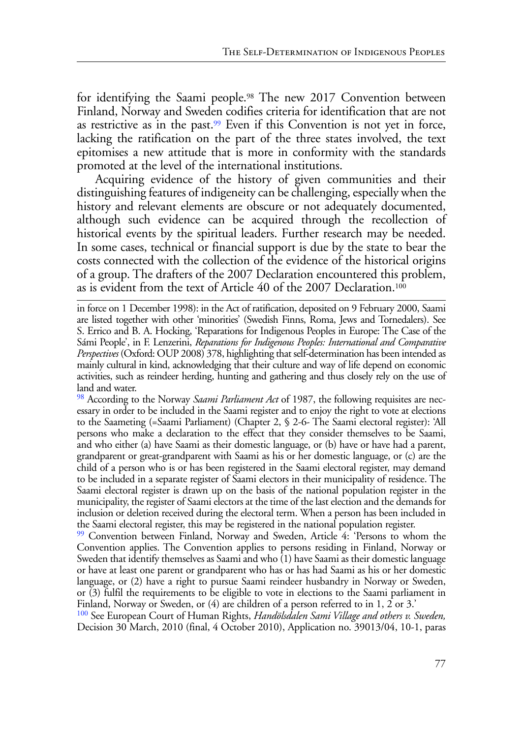for identifying the Saami people.[98] The new 2017 Convention between Finland, Norway and Sweden codifies criteria for identification that are not as restrictive as in the past.[99] Even if this Convention is not yet in force, lacking the ratification on the part of the three states involved, the text epitomises a new attitude that is more in conformity with the standards promoted at the level of the international institutions.

Acquiring evidence of the history of given communities and their distinguishing features of indigeneity can be challenging, especially when the history and relevant elements are obscure or not adequately documented, although such evidence can be acquired through the recollection of historical events by the spiritual leaders. Further research may be needed. In some cases, technical or financial support is due by the state to bear the costs connected with the collection of the evidence of the historical origins of a group. The drafters of the 2007 Declaration encountered this problem, as is evident from the text of Article 40 of the 2007 Declaration.[100]

---

in force on 1 December 1998): in the Act of ratification, deposited on 9 February 2000, Saami are listed together with other 'minorities' (Swedish Finns, Roma, Jews and Tornedalers). See S. Errico and B. A. Hocking, 'Reparations for Indigenous Peoples in Europe: The Case of the Sámi People', in F. Lenzerini, *Reparations for Indigenous Peoples: International and Comparative Perspectives* (Oxford: OUP 2008) 378, highlighting that self-determination has been intended as mainly cultural in kind, acknowledging that their culture and way of life depend on economic activities, such as reindeer herding, hunting and gathering and thus closely rely on the use of land and water.

[98] According to the Norway *Saami Parliament Act* of 1987, the following requisites are necessary in order to be included in the Saami register and to enjoy the right to vote at elections to the Saameting (=Saami Parliament) (Chapter 2, § 2-6- The Saami electoral register): 'All persons who make a declaration to the effect that they consider themselves to be Saami, and who either (a) have Saami as their domestic language, or (b) have or have had a parent, grandparent or great-grandparent with Saami as his or her domestic language, or (c) are the child of a person who is or has been registered in the Saami electoral register, may demand to be included in a separate register of Saami electors in their municipality of residence. The Saami electoral register is drawn up on the basis of the national population register in the municipality, the register of Saami electors at the time of the last election and the demands for inclusion or deletion received during the electoral term. When a person has been included in the Saami electoral register, this may be registered in the national population register.

[99] Convention between Finland, Norway and Sweden, Article 4: 'Persons to whom the Convention applies. The Convention applies to persons residing in Finland, Norway or Sweden that identify themselves as Saami and who (1) have Saami as their domestic language or have at least one parent or grandparent who has or has had Saami as his or her domestic language, or (2) have a right to pursue Saami reindeer husbandry in Norway or Sweden, or (3) fulfil the requirements to be eligible to vote in elections to the Saami parliament in Finland, Norway or Sweden, or (4) are children of a person referred to in 1, 2 or 3.'

[100] See European Court of Human Rights, *Handölsdalen Sami Village and others v. Sweden,* Decision 30 March, 2010 (final, 4 October 2010), Application no. 39013/04, 10-1, paras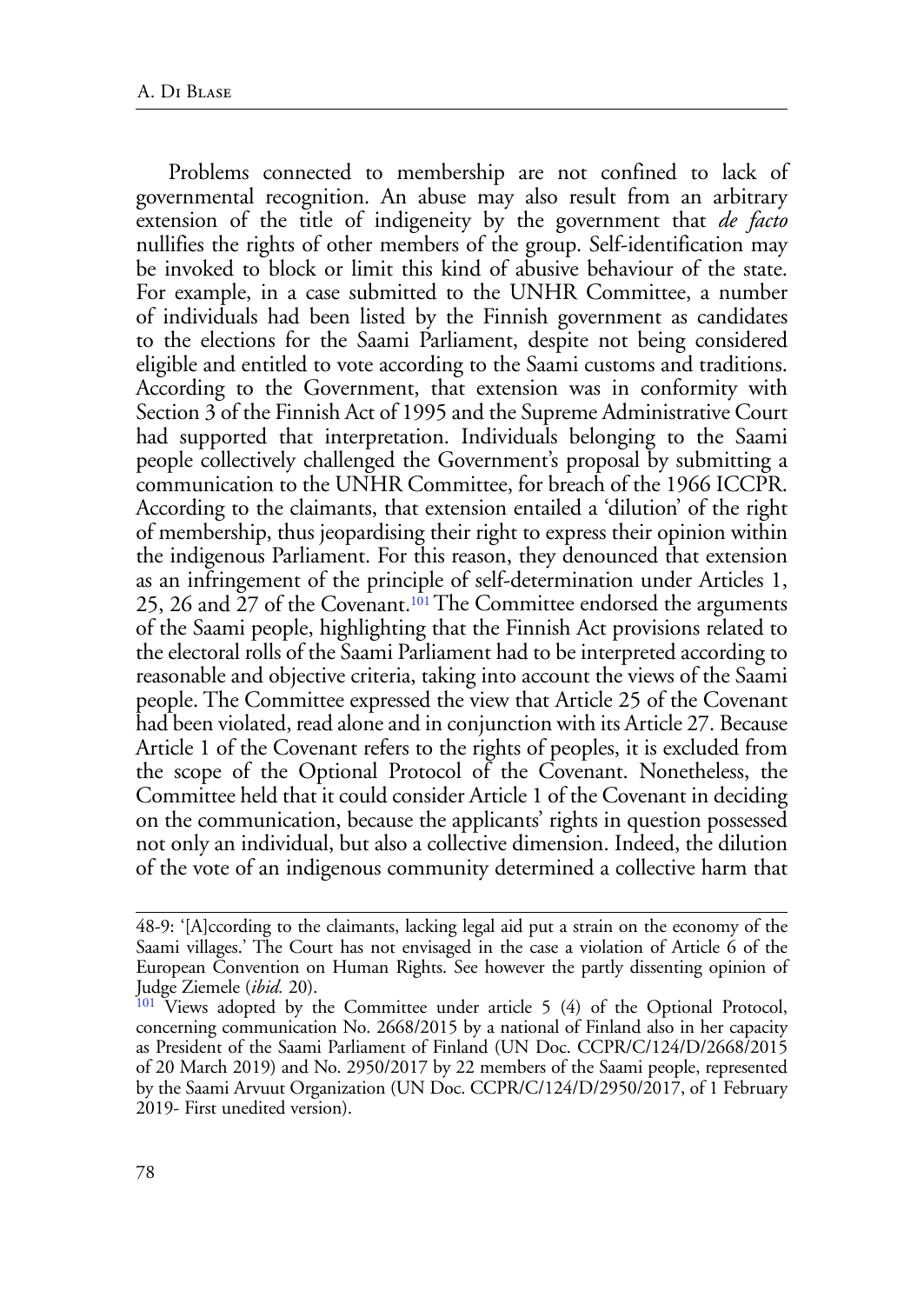Problems connected to membership are not confined to lack of governmental recognition. An abuse may also result from an arbitrary extension of the title of indigeneity by the government that *de facto* nullifies the rights of other members of the group. Self-identification may be invoked to block or limit this kind of abusive behaviour of the state. For example, in a case submitted to the UNHR Committee, a number of individuals had been listed by the Finnish government as candidates to the elections for the Saami Parliament, despite not being considered eligible and entitled to vote according to the Saami customs and traditions. According to the Government, that extension was in conformity with Section 3 of the Finnish Act of 1995 and the Supreme Administrative Court had supported that interpretation. Individuals belonging to the Saami people collectively challenged the Government's proposal by submitting a communication to the UNHR Committee, for breach of the 1966 ICCPR. According to the claimants, that extension entailed a 'dilution' of the right of membership, thus jeopardising their right to express their opinion within the indigenous Parliament. For this reason, they denounced that extension as an infringement of the principle of self-determination under Articles 1, 25, 26 and 27 of the Covenant.[101] The Committee endorsed the arguments of the Saami people, highlighting that the Finnish Act provisions related to the electoral rolls of the Saami Parliament had to be interpreted according to reasonable and objective criteria, taking into account the views of the Saami people. The Committee expressed the view that Article 25 of the Covenant had been violated, read alone and in conjunction with its Article 27. Because Article 1 of the Covenant refers to the rights of peoples, it is excluded from the scope of the Optional Protocol of the Covenant. Nonetheless, the Committee held that it could consider Article 1 of the Covenant in deciding on the communication, because the applicants' rights in question possessed not only an individual, but also a collective dimension. Indeed, the dilution of the vote of an indigenous community determined a collective harm that

---

48-9: '[A]ccording to the claimants, lacking legal aid put a strain on the economy of the Saami villages.' The Court has not envisaged in the case a violation of Article 6 of the European Convention on Human Rights. See however the partly dissenting opinion of Judge Ziemele (*ibid.* 20).

[101] Views adopted by the Committee under article 5 (4) of the Optional Protocol, concerning communication No. 2668/2015 by a national of Finland also in her capacity as President of the Saami Parliament of Finland (UN Doc. CCPR/C/124/D/2668/2015 of 20 March 2019) and No. 2950/2017 by 22 members of the Saami people, represented by the Saami Arvuut Organization (UN Doc. CCPR/C/124/D/2950/2017, of 1 February 2019- First unedited version).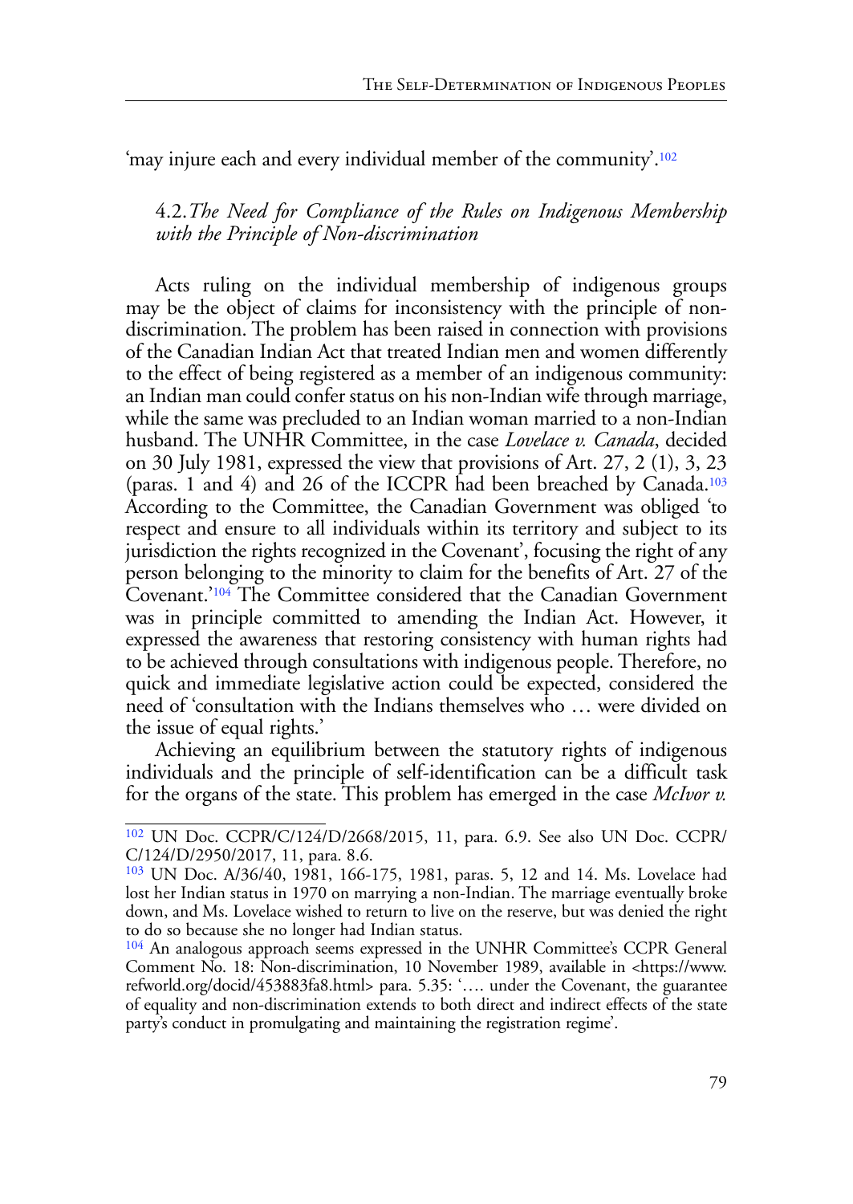'may injure each and every individual member of the community'.[102]

### 4.2. *The Need for Compliance of the Rules on Indigenous Membership with the Principle of Non-discrimination*

Acts ruling on the individual membership of indigenous groups may be the object of claims for inconsistency with the principle of non-discrimination. The problem has been raised in connection with provisions of the Canadian Indian Act that treated Indian men and women differently to the effect of being registered as a member of an indigenous community: an Indian man could confer status on his non-Indian wife through marriage, while the same was precluded to an Indian woman married to a non-Indian husband. The UNHR Committee, in the case *Lovelace v. Canada*, decided on 30 July 1981, expressed the view that provisions of Art. 27, 2 (1), 3, 23 (paras. 1 and 4) and 26 of the ICCPR had been breached by Canada.[103] According to the Committee, the Canadian Government was obliged 'to respect and ensure to all individuals within its territory and subject to its jurisdiction the rights recognized in the Covenant', focusing the right of any person belonging to the minority to claim for the benefits of Art. 27 of the Covenant.'[104] The Committee considered that the Canadian Government was in principle committed to amending the Indian Act. However, it expressed the awareness that restoring consistency with human rights had to be achieved through consultations with indigenous people. Therefore, no quick and immediate legislative action could be expected, considered the need of 'consultation with the Indians themselves who … were divided on the issue of equal rights.'

Achieving an equilibrium between the statutory rights of indigenous individuals and the principle of self-identification can be a difficult task for the organs of the state. This problem has emerged in the case *McIvor v.*

---

[102] UN Doc. CCPR/C/124/D/2668/2015, 11, para. 6.9. See also UN Doc. CCPR/C/124/D/2950/2017, 11, para. 8.6.

[103] UN Doc. A/36/40, 1981, 166-175, 1981, paras. 5, 12 and 14. Ms. Lovelace had lost her Indian status in 1970 on marrying a non-Indian. The marriage eventually broke down, and Ms. Lovelace wished to return to live on the reserve, but was denied the right to do so because she no longer had Indian status.

[104] An analogous approach seems expressed in the UNHR Committee's CCPR General Comment No. 18: Non-discrimination, 10 November 1989, available in <https://www.refworld.org/docid/453883fa8.html> para. 5.35: '…. under the Covenant, the guarantee of equality and non-discrimination extends to both direct and indirect effects of the state party's conduct in promulgating and maintaining the registration regime'.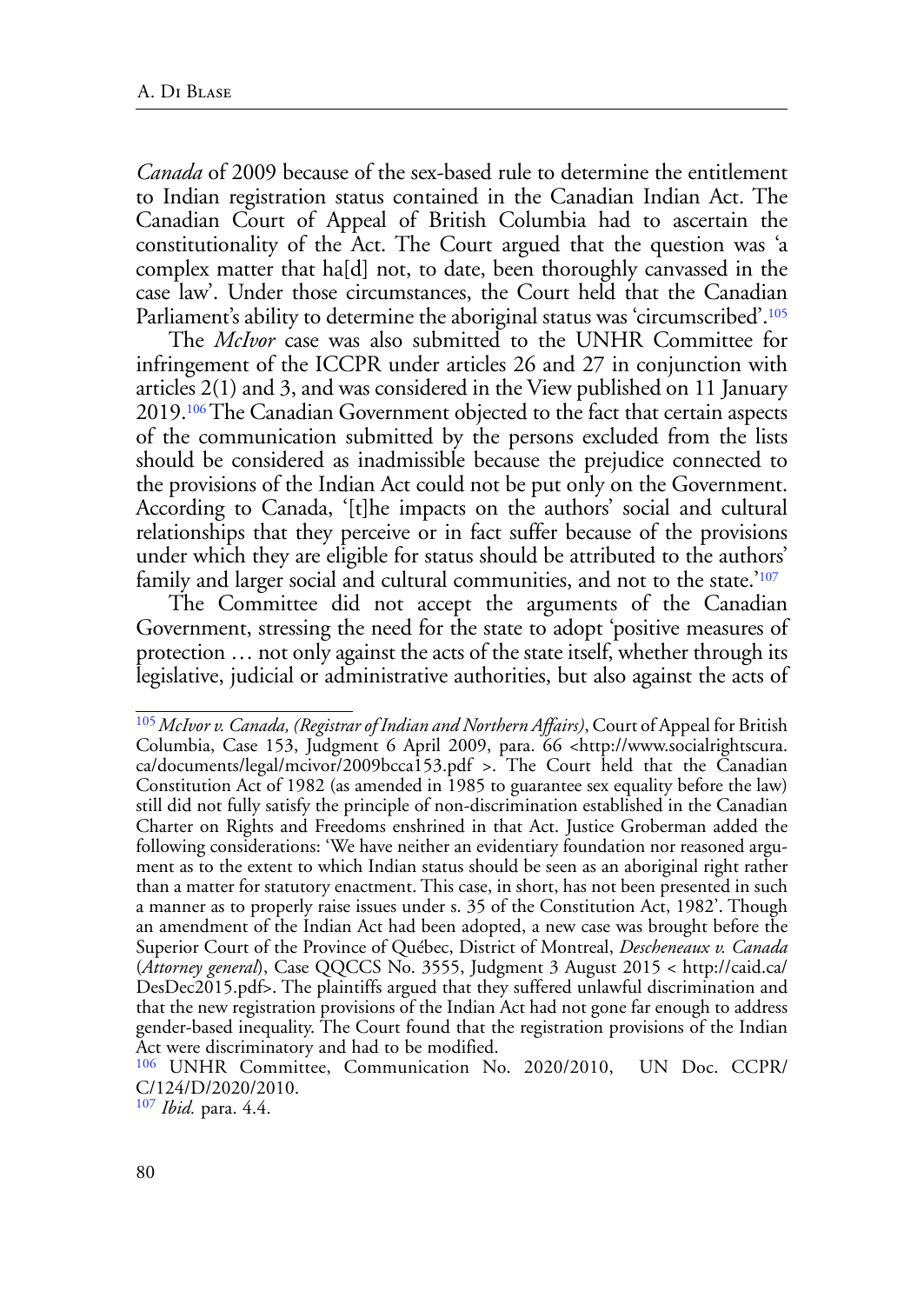*Canada* of 2009 because of the sex-based rule to determine the entitlement to Indian registration status contained in the Canadian Indian Act. The Canadian Court of Appeal of British Columbia had to ascertain the constitutionality of the Act. The Court argued that the question was 'a complex matter that ha[d] not, to date, been thoroughly canvassed in the case law'. Under those circumstances, the Court held that the Canadian Parliament's ability to determine the aboriginal status was 'circumscribed'.[105]

The *McIvor* case was also submitted to the UNHR Committee for infringement of the ICCPR under articles 26 and 27 in conjunction with articles 2(1) and 3, and was considered in the View published on 11 January 2019.[106] The Canadian Government objected to the fact that certain aspects of the communication submitted by the persons excluded from the lists should be considered as inadmissible because the prejudice connected to the provisions of the Indian Act could not be put only on the Government. According to Canada, '[t]he impacts on the authors' social and cultural relationships that they perceive or in fact suffer because of the provisions under which they are eligible for status should be attributed to the authors' family and larger social and cultural communities, and not to the state.'[107]

The Committee did not accept the arguments of the Canadian Government, stressing the need for the state to adopt 'positive measures of protection … not only against the acts of the state itself, whether through its legislative, judicial or administrative authorities, but also against the acts of

---

[105] *McIvor v. Canada, (Registrar of Indian and Northern Affairs)*, Court of Appeal for British Columbia, Case 153, Judgment 6 April 2009, para. 66 <http://www.socialrightscura.ca/documents/legal/mcivor/2009bcca153.pdf >. The Court held that the Canadian Constitution Act of 1982 (as amended in 1985 to guarantee sex equality before the law) still did not fully satisfy the principle of non-discrimination established in the Canadian Charter on Rights and Freedoms enshrined in that Act. Justice Groberman added the following considerations: 'We have neither an evidentiary foundation nor reasoned argument as to the extent to which Indian status should be seen as an aboriginal right rather than a matter for statutory enactment. This case, in short, has not been presented in such a manner as to properly raise issues under s. 35 of the Constitution Act, 1982'. Though an amendment of the Indian Act had been adopted, a new case was brought before the Superior Court of the Province of Québec, District of Montreal, *Descheneaux v. Canada* (*Attorney general*), Case QQCCS No. 3555, Judgment 3 August 2015 < http://caid.ca/DesDec2015.pdf>. The plaintiffs argued that they suffered unlawful discrimination and that the new registration provisions of the Indian Act had not gone far enough to address gender-based inequality. The Court found that the registration provisions of the Indian Act were discriminatory and had to be modified.

[106] UNHR Committee, Communication No. 2020/2010, UN Doc. CCPR/C/124/D/2020/2010.

[107] *Ibid.* para. 4.4.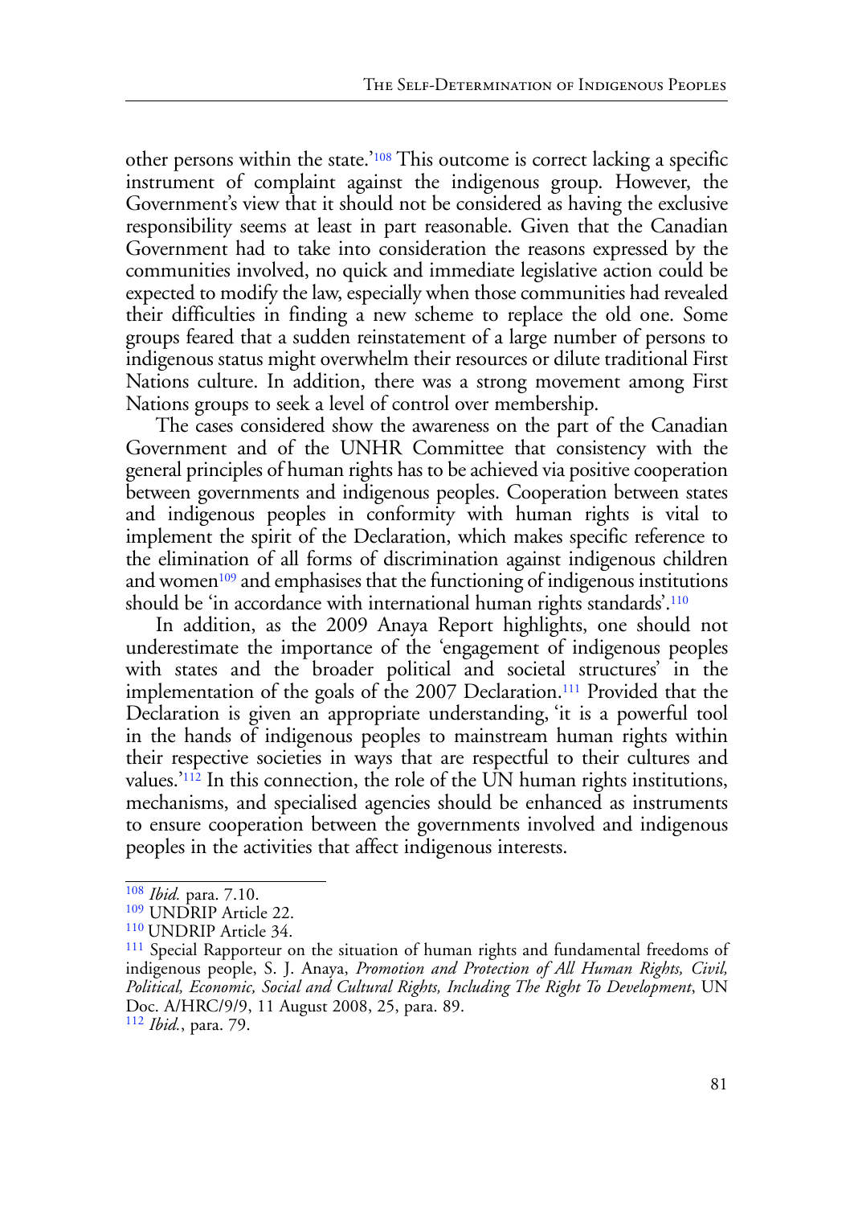other persons within the state.'[108] This outcome is correct lacking a specific instrument of complaint against the indigenous group. However, the Government's view that it should not be considered as having the exclusive responsibility seems at least in part reasonable. Given that the Canadian Government had to take into consideration the reasons expressed by the communities involved, no quick and immediate legislative action could be expected to modify the law, especially when those communities had revealed their difficulties in finding a new scheme to replace the old one. Some groups feared that a sudden reinstatement of a large number of persons to indigenous status might overwhelm their resources or dilute traditional First Nations culture. In addition, there was a strong movement among First Nations groups to seek a level of control over membership.

The cases considered show the awareness on the part of the Canadian Government and of the UNHR Committee that consistency with the general principles of human rights has to be achieved via positive cooperation between governments and indigenous peoples. Cooperation between states and indigenous peoples in conformity with human rights is vital to implement the spirit of the Declaration, which makes specific reference to the elimination of all forms of discrimination against indigenous children and women[109] and emphasises that the functioning of indigenous institutions should be 'in accordance with international human rights standards'.[110]

In addition, as the 2009 Anaya Report highlights, one should not underestimate the importance of the 'engagement of indigenous peoples with states and the broader political and societal structures' in the implementation of the goals of the 2007 Declaration.[111] Provided that the Declaration is given an appropriate understanding, 'it is a powerful tool in the hands of indigenous peoples to mainstream human rights within their respective societies in ways that are respectful to their cultures and values.'[112] In this connection, the role of the UN human rights institutions, mechanisms, and specialised agencies should be enhanced as instruments to ensure cooperation between the governments involved and indigenous peoples in the activities that affect indigenous interests.

---

[108] *Ibid.* para. 7.10.

[109] UNDRIP Article 22.

[110] UNDRIP Article 34.

[111] Special Rapporteur on the situation of human rights and fundamental freedoms of indigenous people, S. J. Anaya, *Promotion and Protection of All Human Rights, Civil, Political, Economic, Social and Cultural Rights, Including The Right To Development*, UN Doc. A/HRC/9/9, 11 August 2008, 25, para. 89.

[112] *Ibid.*, para. 79.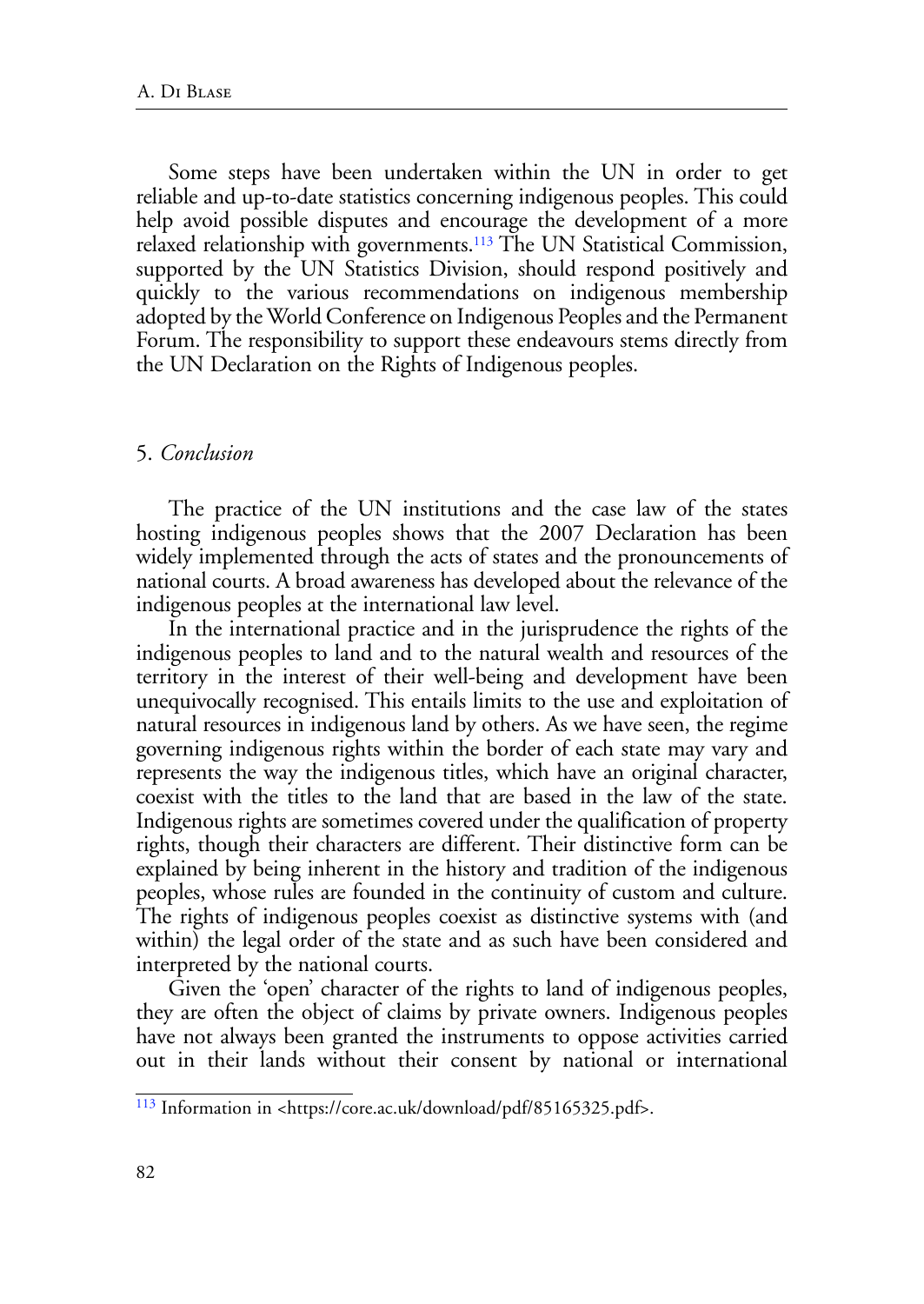Some steps have been undertaken within the UN in order to get reliable and up-to-date statistics concerning indigenous peoples. This could help avoid possible disputes and encourage the development of a more relaxed relationship with governments.[113] The UN Statistical Commission, supported by the UN Statistics Division, should respond positively and quickly to the various recommendations on indigenous membership adopted by the World Conference on Indigenous Peoples and the Permanent Forum. The responsibility to support these endeavours stems directly from the UN Declaration on the Rights of Indigenous peoples.

## 5. *Conclusion*

The practice of the UN institutions and the case law of the states hosting indigenous peoples shows that the 2007 Declaration has been widely implemented through the acts of states and the pronouncements of national courts. A broad awareness has developed about the relevance of the indigenous peoples at the international law level.

In the international practice and in the jurisprudence the rights of the indigenous peoples to land and to the natural wealth and resources of the territory in the interest of their well-being and development have been unequivocally recognised. This entails limits to the use and exploitation of natural resources in indigenous land by others. As we have seen, the regime governing indigenous rights within the border of each state may vary and represents the way the indigenous titles, which have an original character, coexist with the titles to the land that are based in the law of the state. Indigenous rights are sometimes covered under the qualification of property rights, though their characters are different. Their distinctive form can be explained by being inherent in the history and tradition of the indigenous peoples, whose rules are founded in the continuity of custom and culture. The rights of indigenous peoples coexist as distinctive systems with (and within) the legal order of the state and as such have been considered and interpreted by the national courts.

Given the 'open' character of the rights to land of indigenous peoples, they are often the object of claims by private owners. Indigenous peoples have not always been granted the instruments to oppose activities carried out in their lands without their consent by national or international

[113] Information in <https://core.ac.uk/download/pdf/85165325.pdf>.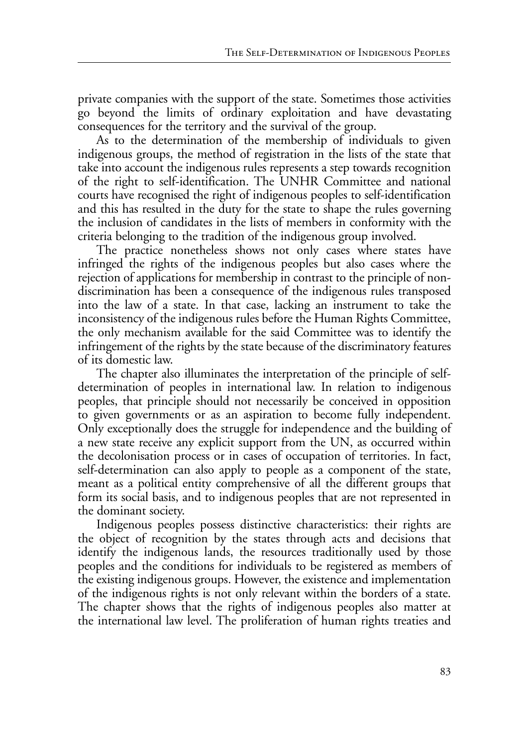private companies with the support of the state. Sometimes those activities go beyond the limits of ordinary exploitation and have devastating consequences for the territory and the survival of the group.

As to the determination of the membership of individuals to given indigenous groups, the method of registration in the lists of the state that take into account the indigenous rules represents a step towards recognition of the right to self-identification. The UNHR Committee and national courts have recognised the right of indigenous peoples to self-identification and this has resulted in the duty for the state to shape the rules governing the inclusion of candidates in the lists of members in conformity with the criteria belonging to the tradition of the indigenous group involved.

The practice nonetheless shows not only cases where states have infringed the rights of the indigenous peoples but also cases where the rejection of applications for membership in contrast to the principle of non-discrimination has been a consequence of the indigenous rules transposed into the law of a state. In that case, lacking an instrument to take the inconsistency of the indigenous rules before the Human Rights Committee, the only mechanism available for the said Committee was to identify the infringement of the rights by the state because of the discriminatory features of its domestic law.

The chapter also illuminates the interpretation of the principle of self-determination of peoples in international law. In relation to indigenous peoples, that principle should not necessarily be conceived in opposition to given governments or as an aspiration to become fully independent. Only exceptionally does the struggle for independence and the building of a new state receive any explicit support from the UN, as occurred within the decolonisation process or in cases of occupation of territories. In fact, self-determination can also apply to people as a component of the state, meant as a political entity comprehensive of all the different groups that form its social basis, and to indigenous peoples that are not represented in the dominant society.

Indigenous peoples possess distinctive characteristics: their rights are the object of recognition by the states through acts and decisions that identify the indigenous lands, the resources traditionally used by those peoples and the conditions for individuals to be registered as members of the existing indigenous groups. However, the existence and implementation of the indigenous rights is not only relevant within the borders of a state. The chapter shows that the rights of indigenous peoples also matter at the international law level. The proliferation of human rights treaties and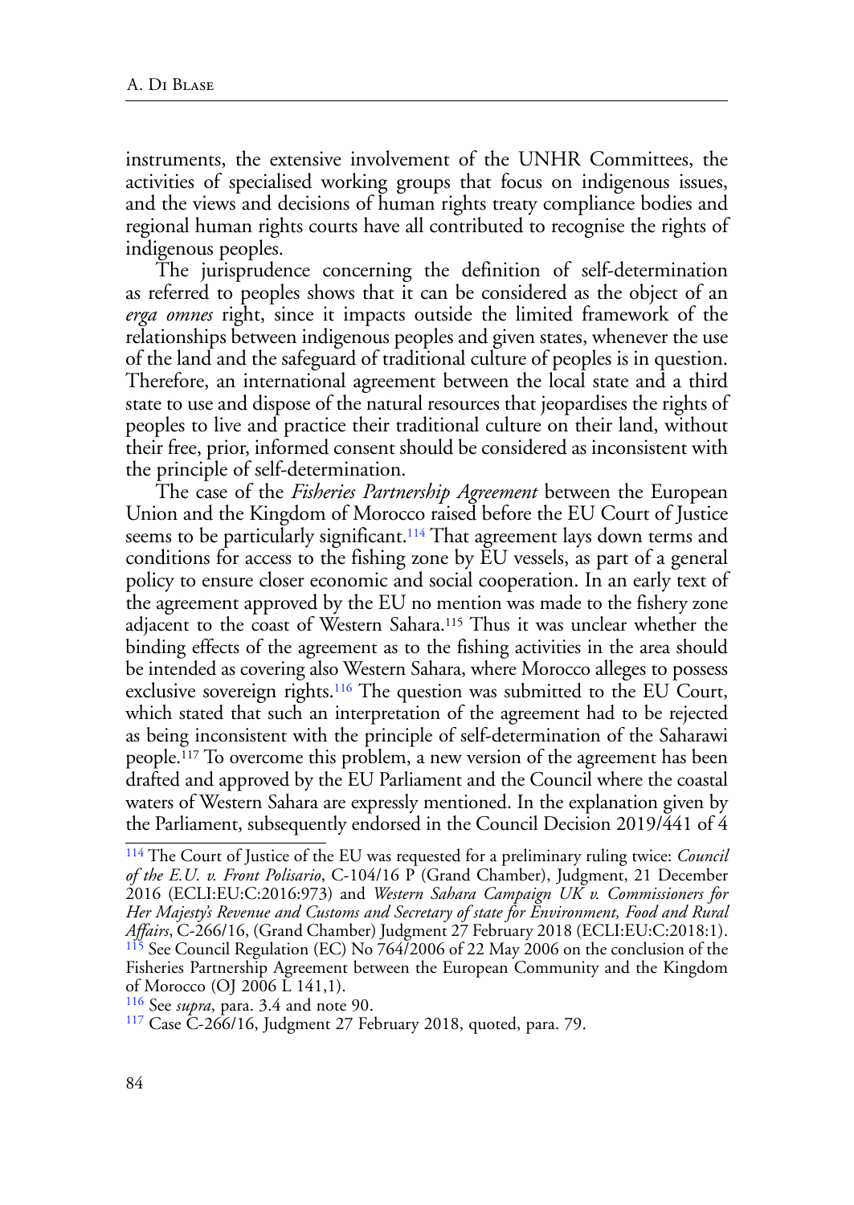instruments, the extensive involvement of the UNHR Committees, the activities of specialised working groups that focus on indigenous issues, and the views and decisions of human rights treaty compliance bodies and regional human rights courts have all contributed to recognise the rights of indigenous peoples.

The jurisprudence concerning the definition of self-determination as referred to peoples shows that it can be considered as the object of an *erga omnes* right, since it impacts outside the limited framework of the relationships between indigenous peoples and given states, whenever the use of the land and the safeguard of traditional culture of peoples is in question. Therefore, an international agreement between the local state and a third state to use and dispose of the natural resources that jeopardises the rights of peoples to live and practice their traditional culture on their land, without their free, prior, informed consent should be considered as inconsistent with the principle of self-determination.

The case of the *Fisheries Partnership Agreement* between the European Union and the Kingdom of Morocco raised before the EU Court of Justice seems to be particularly significant.[114] That agreement lays down terms and conditions for access to the fishing zone by EU vessels, as part of a general policy to ensure closer economic and social cooperation. In an early text of the agreement approved by the EU no mention was made to the fishery zone adjacent to the coast of Western Sahara.[115] Thus it was unclear whether the binding effects of the agreement as to the fishing activities in the area should be intended as covering also Western Sahara, where Morocco alleges to possess exclusive sovereign rights.[116] The question was submitted to the EU Court, which stated that such an interpretation of the agreement had to be rejected as being inconsistent with the principle of self-determination of the Saharawi people.[117] To overcome this problem, a new version of the agreement has been drafted and approved by the EU Parliament and the Council where the coastal waters of Western Sahara are expressly mentioned. In the explanation given by the Parliament, subsequently endorsed in the Council Decision 2019/441 of 4

---

[114] The Court of Justice of the EU was requested for a preliminary ruling twice: *Council of the E.U. v. Front Polisario*, C-104/16 P (Grand Chamber), Judgment, 21 December 2016 (ECLI:EU:C:2016:973) and *Western Sahara Campaign UK v. Commissioners for Her Majesty's Revenue and Customs and Secretary of state for Environment, Food and Rural Affairs*, C-266/16, (Grand Chamber) Judgment 27 February 2018 (ECLI:EU:C:2018:1).

[115] See Council Regulation (EC) No 764/2006 of 22 May 2006 on the conclusion of the Fisheries Partnership Agreement between the European Community and the Kingdom of Morocco (OJ 2006 L 141,1).

[116] See *supra*, para. 3.4 and note 90.

[117] Case C-266/16, Judgment 27 February 2018, quoted, para. 79.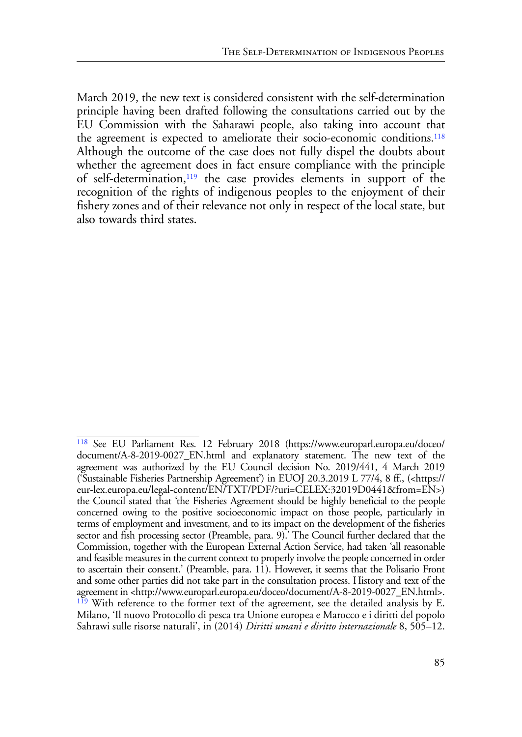March 2019, the new text is considered consistent with the self-determination principle having been drafted following the consultations carried out by the EU Commission with the Saharawi people, also taking into account that the agreement is expected to ameliorate their socio-economic conditions.[118] Although the outcome of the case does not fully dispel the doubts about whether the agreement does in fact ensure compliance with the principle of self-determination,[119] the case provides elements in support of the recognition of the rights of indigenous peoples to the enjoyment of their fishery zones and of their relevance not only in respect of the local state, but also towards third states.

---

[118] See EU Parliament Res. 12 February 2018 (https://www.europarl.europa.eu/doceo/document/A-8-2019-0027_EN.html and explanatory statement. The new text of the agreement was authorized by the EU Council decision No. 2019/441, 4 March 2019 ('Sustainable Fisheries Partnership Agreement') in EUOJ 20.3.2019 L 77/4, 8 ff., (<https://eur-lex.europa.eu/legal-content/EN/TXT/PDF/?uri=CELEX:32019D0441&from=EN>) the Council stated that 'the Fisheries Agreement should be highly beneficial to the people concerned owing to the positive socioeconomic impact on those people, particularly in terms of employment and investment, and to its impact on the development of the fisheries sector and fish processing sector (Preamble, para. 9).' The Council further declared that the Commission, together with the European External Action Service, had taken 'all reasonable and feasible measures in the current context to properly involve the people concerned in order to ascertain their consent.' (Preamble, para. 11). However, it seems that the Polisario Front and some other parties did not take part in the consultation process. History and text of the agreement in <http://www.europarl.europa.eu/doceo/document/A-8-2019-0027_EN.html>.

[119] With reference to the former text of the agreement, see the detailed analysis by E. Milano, 'Il nuovo Protocollo di pesca tra Unione europea e Marocco e i diritti del popolo Sahrawi sulle risorse naturali', in (2014) *Diritti umani e diritto internazionale* 8, 505–12.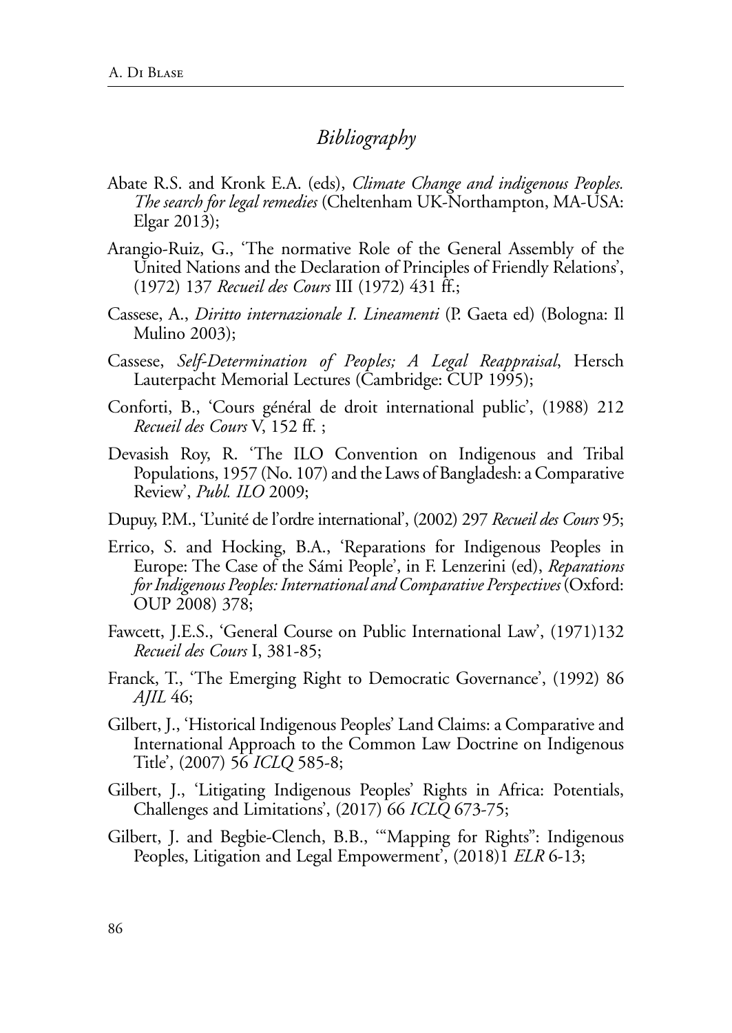## *Bibliography*

Abate R.S. and Kronk E.A. (eds), *Climate Change and indigenous Peoples. The search for legal remedies* (Cheltenham UK-Northampton, MA-USA: Elgar 2013);

Arangio-Ruiz, G., 'The normative Role of the General Assembly of the United Nations and the Declaration of Principles of Friendly Relations', (1972) 137 *Recueil des Cours* III (1972) 431 ff.;

Cassese, A., *Diritto internazionale I. Lineamenti* (P. Gaeta ed) (Bologna: Il Mulino 2003);

Cassese, *Self-Determination of Peoples; A Legal Reappraisal*, Hersch Lauterpacht Memorial Lectures (Cambridge: CUP 1995);

Conforti, B., 'Cours général de droit international public', (1988) 212 *Recueil des Cours* V, 152 ff. ;

Devasish Roy, R. 'The ILO Convention on Indigenous and Tribal Populations, 1957 (No. 107) and the Laws of Bangladesh: a Comparative Review', *Publ. ILO* 2009;

Dupuy, P.M., 'L'unité de l'ordre international', (2002) 297 *Recueil des Cours* 95;

Errico, S. and Hocking, B.A., 'Reparations for Indigenous Peoples in Europe: The Case of the Sámi People', in F. Lenzerini (ed), *Reparations for Indigenous Peoples: International and Comparative Perspectives* (Oxford: OUP 2008) 378;

Fawcett, J.E.S., 'General Course on Public International Law', (1971)132 *Recueil des Cours* I, 381-85;

Franck, T., 'The Emerging Right to Democratic Governance', (1992) 86 *AJIL* 46;

Gilbert, J., 'Historical Indigenous Peoples' Land Claims: a Comparative and International Approach to the Common Law Doctrine on Indigenous Title', (2007) 56 *ICLQ* 585-8;

Gilbert, J., 'Litigating Indigenous Peoples' Rights in Africa: Potentials, Challenges and Limitations', (2017) 66 *ICLQ* 673-75;

Gilbert, J. and Begbie-Clench, B.B., '"Mapping for Rights": Indigenous Peoples, Litigation and Legal Empowerment', (2018)1 *ELR* 6-13;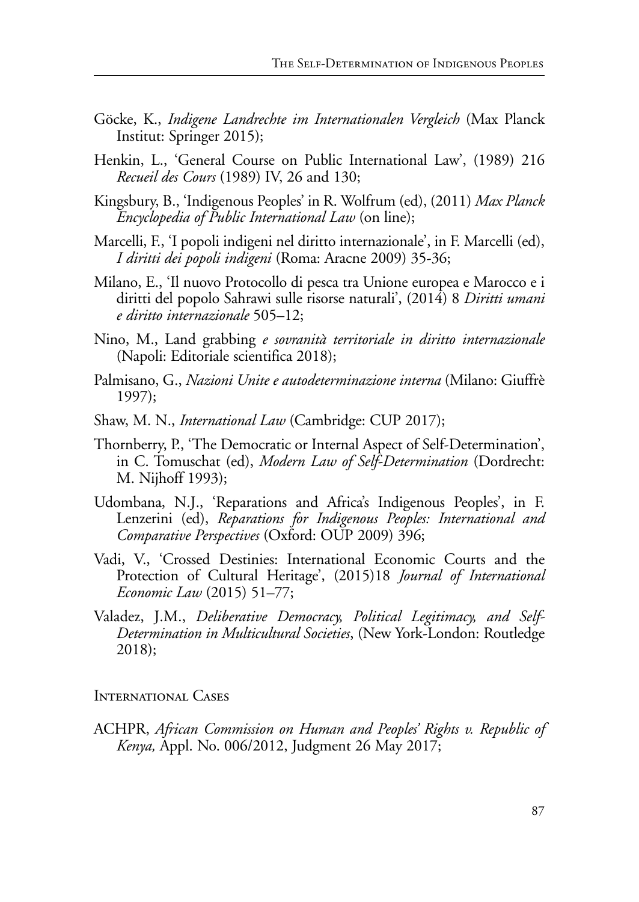Göcke, K., *Indigene Landrechte im Internationalen Vergleich* (Max Planck Institut: Springer 2015);

Henkin, L., 'General Course on Public International Law', (1989) 216 *Recueil des Cours* (1989) IV, 26 and 130;

Kingsbury, B., 'Indigenous Peoples' in R. Wolfrum (ed), (2011) *Max Planck Encyclopedia of Public International Law* (on line);

Marcelli, F., 'I popoli indigeni nel diritto internazionale', in F. Marcelli (ed), *I diritti dei popoli indigeni* (Roma: Aracne 2009) 35-36;

Milano, E., 'Il nuovo Protocollo di pesca tra Unione europea e Marocco e i diritti del popolo Sahrawi sulle risorse naturali', (2014) 8 *Diritti umani e diritto internazionale* 505–12;

Nino, M., Land grabbing *e sovranità territoriale in diritto internazionale* (Napoli: Editoriale scientifica 2018);

Palmisano, G., *Nazioni Unite e autodeterminazione interna* (Milano: Giuffrè 1997);

Shaw, M. N., *International Law* (Cambridge: CUP 2017);

Thornberry, P., 'The Democratic or Internal Aspect of Self-Determination', in C. Tomuschat (ed), *Modern Law of Self-Determination* (Dordrecht: M. Nijhoff 1993);

Udombana, N.J., 'Reparations and Africa's Indigenous Peoples', in F. Lenzerini (ed), *Reparations for Indigenous Peoples: International and Comparative Perspectives* (Oxford: OUP 2009) 396;

Vadi, V., 'Crossed Destinies: International Economic Courts and the Protection of Cultural Heritage', (2015)18 *Journal of International Economic Law* (2015) 51–77;

Valadez, J.M., *Deliberative Democracy, Political Legitimacy, and Self-Determination in Multicultural Societies*, (New York-London: Routledge 2018);

## International Cases

ACHPR, *African Commission on Human and Peoples' Rights v. Republic of Kenya,* Appl. No. 006/2012, Judgment 26 May 2017;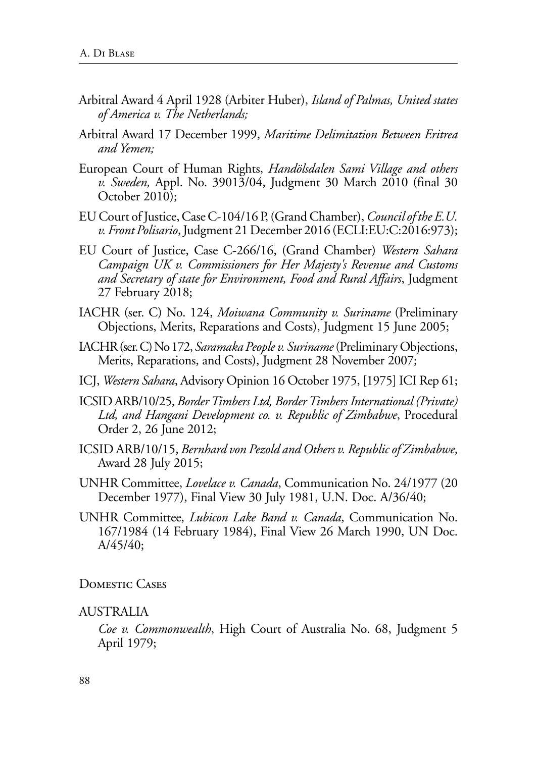Arbitral Award 4 April 1928 (Arbiter Huber), *Island of Palmas, United states of America v. The Netherlands;*

Arbitral Award 17 December 1999, *Maritime Delimitation Between Eritrea and Yemen;*

European Court of Human Rights, *Handölsdalen Sami Village and others v. Sweden,* Appl. No. 39013/04, Judgment 30 March 2010 (final 30 October 2010);

EU Court of Justice, Case C-104/16 P, (Grand Chamber), *Council of the E.U. v. Front Polisario*, Judgment 21 December 2016 (ECLI:EU:C:2016:973);

EU Court of Justice, Case C-266/16, (Grand Chamber) *Western Sahara Campaign UK v. Commissioners for Her Majesty's Revenue and Customs and Secretary of state for Environment, Food and Rural Affairs*, Judgment 27 February 2018;

IACHR (ser. C) No. 124, *Moiwana Community v. Suriname* (Preliminary Objections, Merits, Reparations and Costs), Judgment 15 June 2005;

IACHR (ser. C) No 172, *Saramaka People v. Suriname* (Preliminary Objections, Merits, Reparations, and Costs), Judgment 28 November 2007;

ICJ, *Western Sahara*, Advisory Opinion 16 October 1975, [1975] ICI Rep 61;

ICSID ARB/10/25, *Border Timbers Ltd, Border Timbers International (Private) Ltd, and Hangani Development co. v. Republic of Zimbabwe*, Procedural Order 2, 26 June 2012;

ICSID ARB/10/15, *Bernhard von Pezold and Others v. Republic of Zimbabwe*, Award 28 July 2015;

UNHR Committee, *Lovelace v. Canada*, Communication No. 24/1977 (20 December 1977), Final View 30 July 1981, U.N. Doc. A/36/40;

UNHR Committee, *Lubicon Lake Band v. Canada*, Communication No. 167/1984 (14 February 1984), Final View 26 March 1990, UN Doc. A/45/40;

DOMESTIC CASES

AUSTRALIA

*Coe v. Commonwealth*, High Court of Australia No. 68, Judgment 5 April 1979;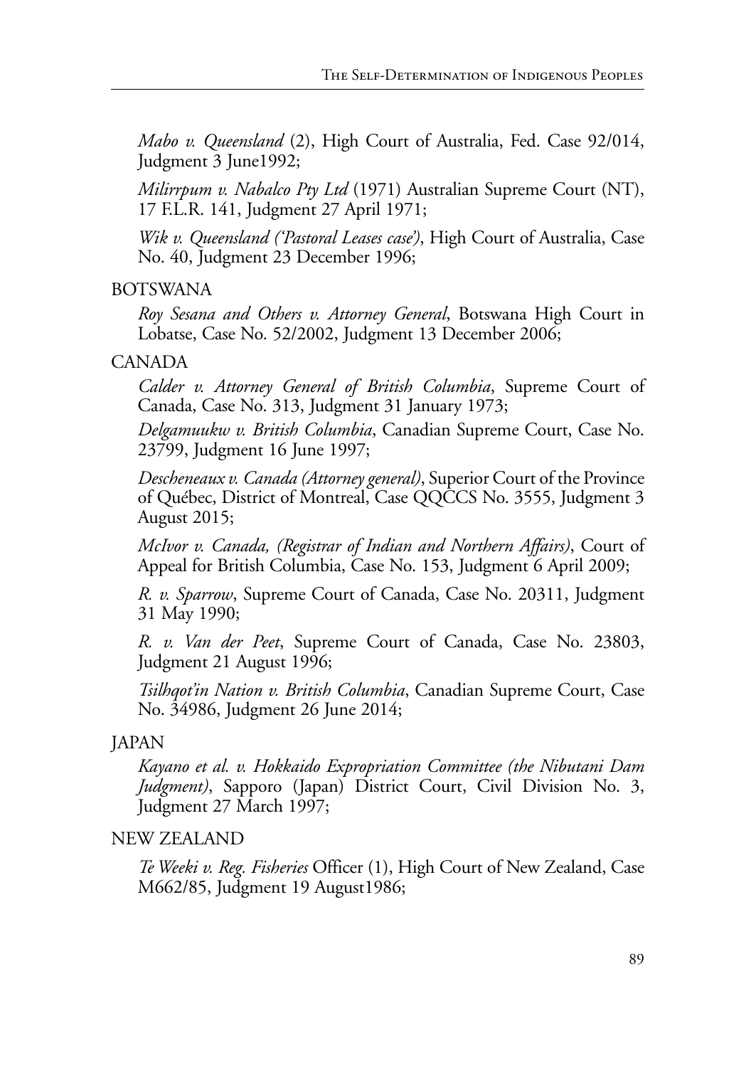*Mabo v. Queensland* (2), High Court of Australia, Fed. Case 92/014, Judgment 3 June1992;

*Milirrpum v. Nabalco Pty Ltd* (1971) Australian Supreme Court (NT), 17 F.L.R. 141, Judgment 27 April 1971;

*Wik v. Queensland ('Pastoral Leases case')*, High Court of Australia, Case No. 40, Judgment 23 December 1996;

BOTSWANA

*Roy Sesana and Others v. Attorney General*, Botswana High Court in Lobatse, Case No. 52/2002, Judgment 13 December 2006;

CANADA

*Calder v. Attorney General of British Columbia*, Supreme Court of Canada, Case No. 313, Judgment 31 January 1973;

*Delgamuukw v. British Columbia*, Canadian Supreme Court, Case No. 23799, Judgment 16 June 1997;

*Descheneaux v. Canada (Attorney general)*, Superior Court of the Province of Québec, District of Montreal, Case QQCCS No. 3555, Judgment 3 August 2015;

*McIvor v. Canada, (Registrar of Indian and Northern Affairs)*, Court of Appeal for British Columbia, Case No. 153, Judgment 6 April 2009;

*R. v. Sparrow*, Supreme Court of Canada, Case No. 20311, Judgment 31 May 1990;

*R. v. Van der Peet*, Supreme Court of Canada, Case No. 23803, Judgment 21 August 1996;

*Tsilhqot'in Nation v. British Columbia*, Canadian Supreme Court, Case No. 34986, Judgment 26 June 2014;

JAPAN

*Kayano et al. v. Hokkaido Expropriation Committee (the Nibutani Dam Judgment)*, Sapporo (Japan) District Court, Civil Division No. 3, Judgment 27 March 1997;

NEW ZEALAND

*Te Weeki v. Reg. Fisheries* Officer (1), High Court of New Zealand, Case M662/85, Judgment 19 August1986;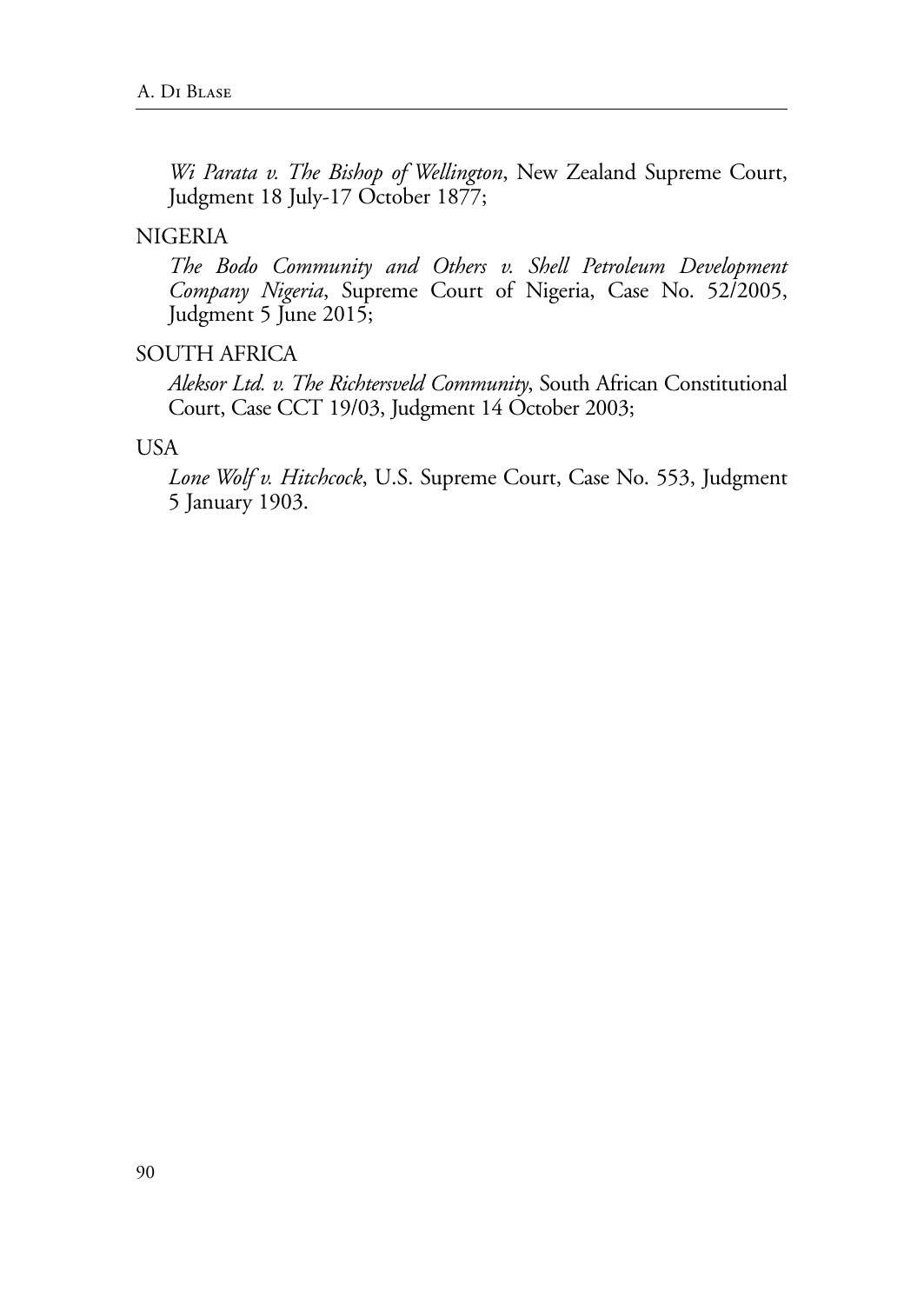*Wi Parata v. The Bishop of Wellington*, New Zealand Supreme Court, Judgment 18 July-17 October 1877;

NIGERIA

*The Bodo Community and Others v. Shell Petroleum Development Company Nigeria*, Supreme Court of Nigeria, Case No. 52/2005, Judgment 5 June 2015;

SOUTH AFRICA

*Aleksor Ltd. v. The Richtersveld Community*, South African Constitutional Court, Case CCT 19/03, Judgment 14 October 2003;

USA

*Lone Wolf v. Hitchcock*, U.S. Supreme Court, Case No. 553, Judgment 5 January 1903.